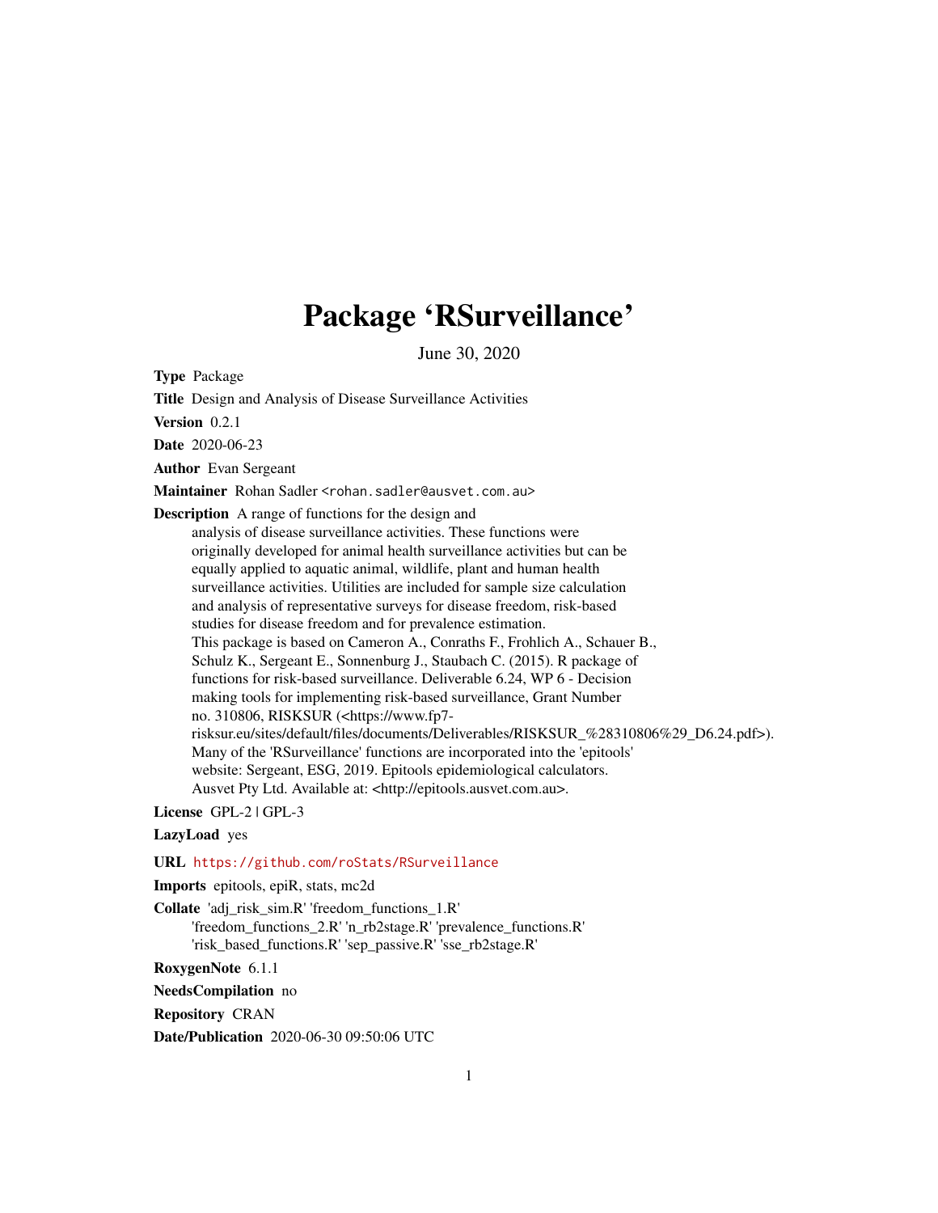# Package 'RSurveillance'

June 30, 2020

**Type** Package

**Title** Design and Analysis of Disease Surveillance Activities

**Version** 0.2.1

**Date** 2020-06-23

**Author** Evan Sergeant

**Maintainer** Rohan Sadler <rohan.sadler@ausvet.com.au>

**Description** A range of functions for the design and analysis of disease surveillance activities. These functions were originally developed for animal health surveillance activities but can be equally applied to aquatic animal, wildlife, plant and human health surveillance activities. Utilities are included for sample size calculation and analysis of representative surveys for disease freedom, risk-based studies for disease freedom and for prevalence estimation. This package is based on Cameron A., Conraths F., Frohlich A., Schauer B., Schulz K., Sergeant E., Sonnenburg J., Staubach C. (2015). R package of functions for risk-based surveillance. Deliverable 6.24, WP 6 - Decision making tools for implementing risk-based surveillance, Grant Number no. 310806, RISKSUR (<https://www.fp7-risksur.eu/sites/default/files/documents/Deliverables/RISKSUR_%28310806%29_D6.24.pdf>). Many of the 'RSurveillance' functions are incorporated into the 'epitools' website: Sergeant, ESG, 2019. Epitools epidemiological calculators. Ausvet Pty Ltd. Available at: <http://epitools.ausvet.com.au>.

**License** GPL-2 | GPL-3

**LazyLoad** yes

**URL** https://github.com/roStats/RSurveillance

**Imports** epitools, epiR, stats, mc2d

**Collate** 'adj_risk_sim.R' 'freedom_functions_1.R' 'freedom_functions_2.R' 'n_rb2stage.R' 'prevalence_functions.R' 'risk_based_functions.R' 'sep_passive.R' 'sse_rb2stage.R'

**RoxygenNote** 6.1.1

**NeedsCompilation** no

**Repository** CRAN

**Date/Publication** 2020-06-30 09:50:06 UTC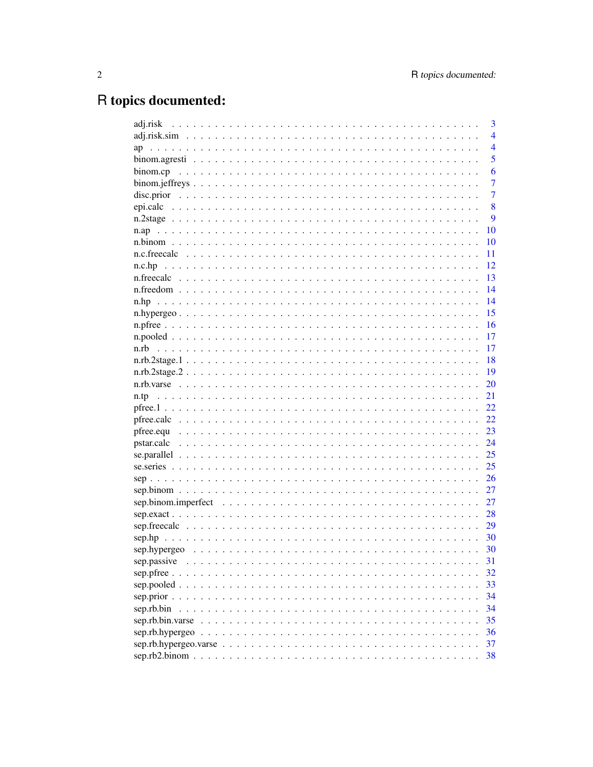# R topics documented:

| | |
|---|---|
| adj.risk | 3 |
| adj.risk.sim | 4 |
| ap | 4 |
| binom.agresti | 5 |
| binom.cp | 6 |
| binom.jeffreys | 7 |
| disc.prior | 7 |
| epi.calc | 8 |
| n.2stage | 9 |
| n.ap | 10 |
| n.binom | 10 |
| n.c.freecalc | 11 |
| n.c.hp | 12 |
| n.freecalc | 13 |
| n.freedom | 14 |
| n.hp | 14 |
| n.hypergeo | 15 |
| n.pfree | 16 |
| n.pooled | 17 |
| n.rb | 17 |
| n.rb.2stage.1 | 18 |
| n.rb.2stage.2 | 19 |
| n.rb.varse | 20 |
| n.tp | 21 |
| pfree.1 | 22 |
| pfree.calc | 22 |
| pfree.equ | 23 |
| pstar.calc | 24 |
| se.parallel | 25 |
| se.series | 25 |
| sep | 26 |
| sep.binom | 27 |
| sep.binom.imperfect | 27 |
| sep.exact | 28 |
| sep.freecalc | 29 |
| sep.hp | 30 |
| sep.hypergeo | 30 |
| sep.passive | 31 |
| sep.pfree | 32 |
| sep.pooled | 33 |
| sep.prior | 34 |
| sep.rb.bin | 34 |
| sep.rb.bin.varse | 35 |
| sep.rb.hypergeo | 36 |
| sep.rb.hypergeo.varse | 37 |
| sep.rb2.binom | 38 |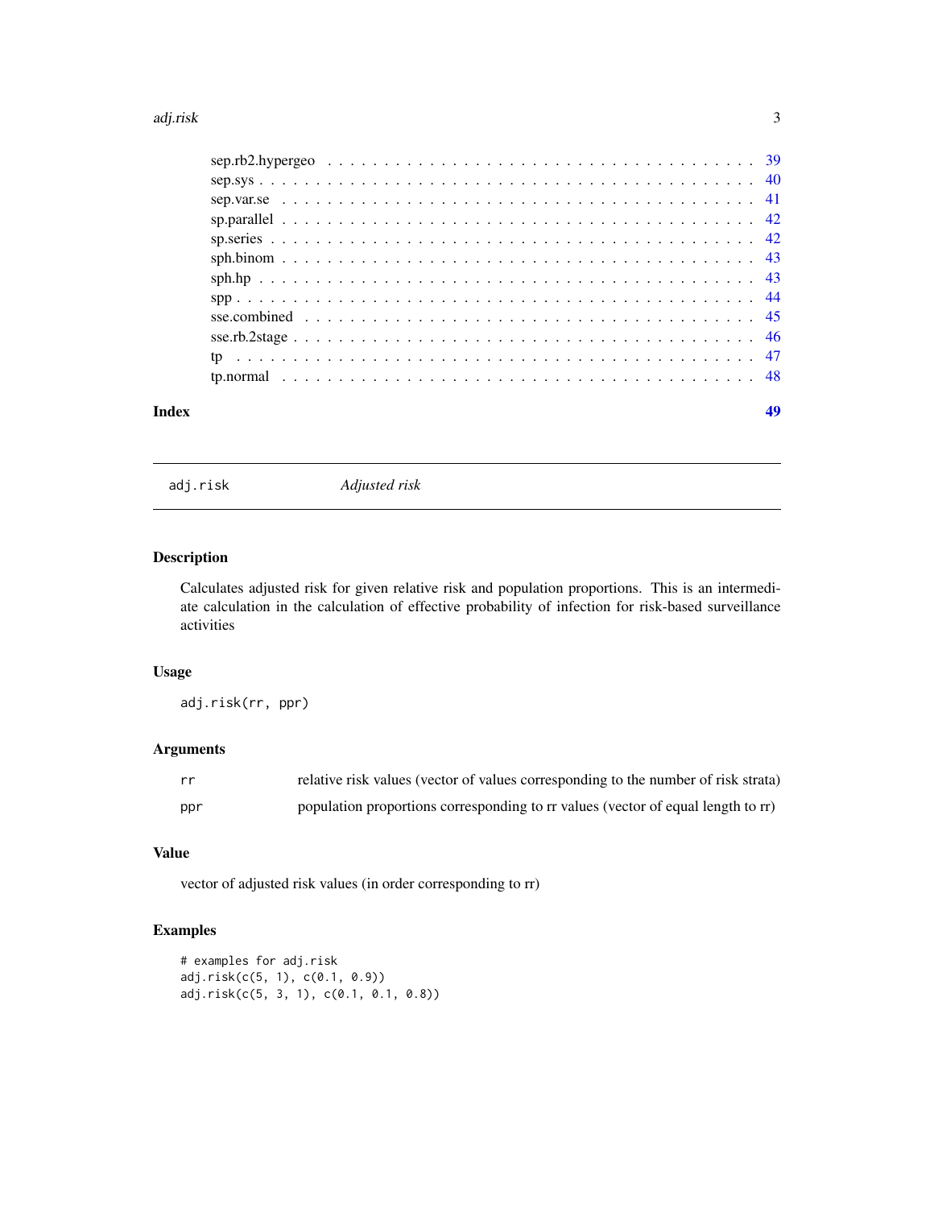| | |
|---|---|
| sep.rb2.hypergeo | 39 |
| sep.sys | 40 |
| sep.var.se | 41 |
| sp.parallel | 42 |
| sp.series | 42 |
| sph.binom | 43 |
| sph.hp | 43 |
| spp | 44 |
| sse.combined | 45 |
| sse.rb.2stage | 46 |
| tp | 47 |
| tp.normal | 48 |

**Index** 49

---

## adj.risk *Adjusted risk*

### Description

Calculates adjusted risk for given relative risk and population proportions. This is an intermediate calculation in the calculation of effective probability of infection for risk-based surveillance activities

### Usage

```
adj.risk(rr, ppr)
```

### Arguments

| | |
|---|---|
| rr | relative risk values (vector of values corresponding to the number of risk strata) |
| ppr | population proportions corresponding to rr values (vector of equal length to rr) |

### Value

vector of adjusted risk values (in order corresponding to rr)

### Examples

```
# examples for adj.risk
adj.risk(c(5, 1), c(0.1, 0.9))
adj.risk(c(5, 3, 1), c(0.1, 0.1, 0.8))
```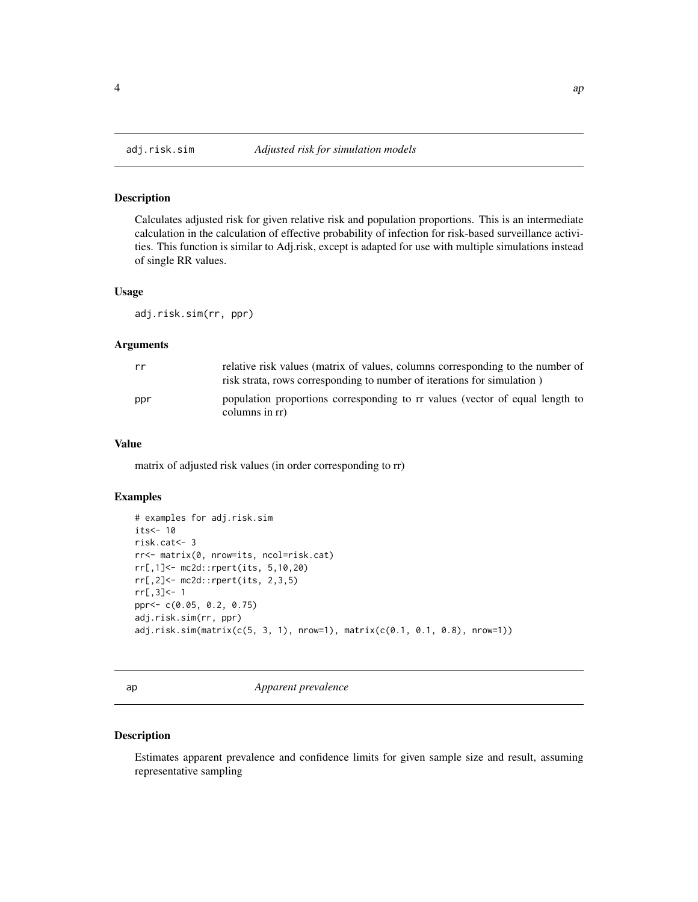## adj.risk.sim — *Adjusted risk for simulation models*

### Description

Calculates adjusted risk for given relative risk and population proportions. This is an intermediate calculation in the calculation of effective probability of infection for risk-based surveillance activities. This function is similar to Adj.risk, except is adapted for use with multiple simulations instead of single RR values.

### Usage

```
adj.risk.sim(rr, ppr)
```

### Arguments

| | |
|---|---|
| rr | relative risk values (matrix of values, columns corresponding to the number of risk strata, rows corresponding to number of iterations for simulation ) |
| ppr | population proportions corresponding to rr values (vector of equal length to columns in rr) |

### Value

matrix of adjusted risk values (in order corresponding to rr)

### Examples

```
# examples for adj.risk.sim
its<- 10
risk.cat<- 3
rr<- matrix(0, nrow=its, ncol=risk.cat)
rr[,1]<- mc2d::rpert(its, 5,10,20)
rr[,2]<- mc2d::rpert(its, 2,3,5)
rr[,3]<- 1
ppr<- c(0.05, 0.2, 0.75)
adj.risk.sim(rr, ppr)
adj.risk.sim(matrix(c(5, 3, 1), nrow=1), matrix(c(0.1, 0.1, 0.8), nrow=1))
```

## ap — *Apparent prevalence*

### Description

Estimates apparent prevalence and confidence limits for given sample size and result, assuming representative sampling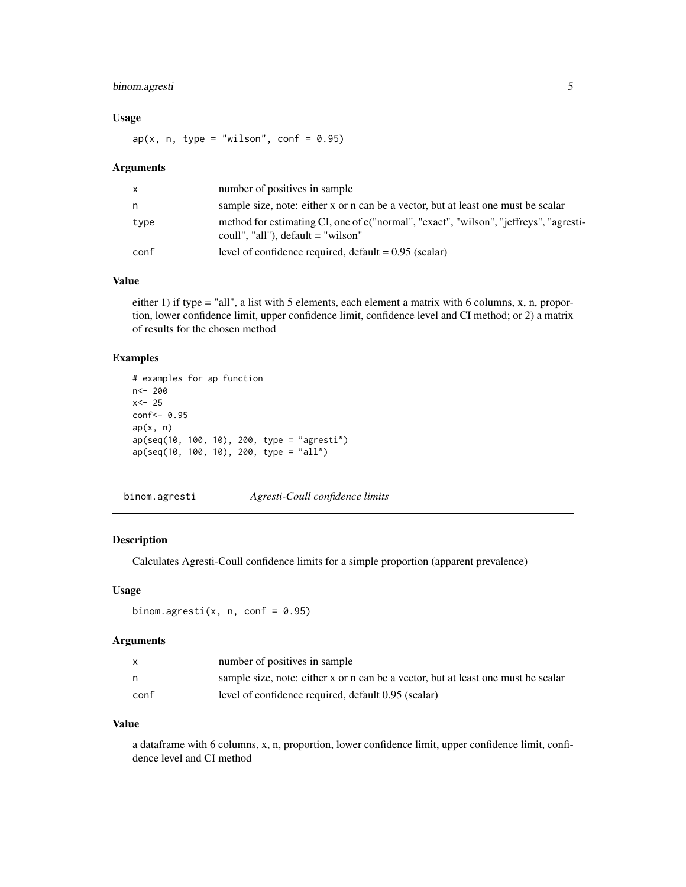### Usage

```
ap(x, n, type = "wilson", conf = 0.95)
```

### Arguments

| | |
|---|---|
| x | number of positives in sample |
| n | sample size, note: either x or n can be a vector, but at least one must be scalar |
| type | method for estimating CI, one of c("normal", "exact", "wilson", "jeffreys", "agresti-coull", "all"), default = "wilson" |
| conf | level of confidence required, default = 0.95 (scalar) |

### Value

either 1) if type = "all", a list with 5 elements, each element a matrix with 6 columns, x, n, proportion, lower confidence limit, upper confidence limit, confidence level and CI method; or 2) a matrix of results for the chosen method

### Examples

```
# examples for ap function
n<- 200
x<- 25
conf<- 0.95
ap(x, n)
ap(seq(10, 100, 10), 200, type = "agresti")
ap(seq(10, 100, 10), 200, type = "all")
```

---

## binom.agresti *Agresti-Coull confidence limits*

---

### Description

Calculates Agresti-Coull confidence limits for a simple proportion (apparent prevalence)

### Usage

```
binom.agresti(x, n, conf = 0.95)
```

### Arguments

| | |
|---|---|
| x | number of positives in sample |
| n | sample size, note: either x or n can be a vector, but at least one must be scalar |
| conf | level of confidence required, default 0.95 (scalar) |

### Value

a dataframe with 6 columns, x, n, proportion, lower confidence limit, upper confidence limit, confidence level and CI method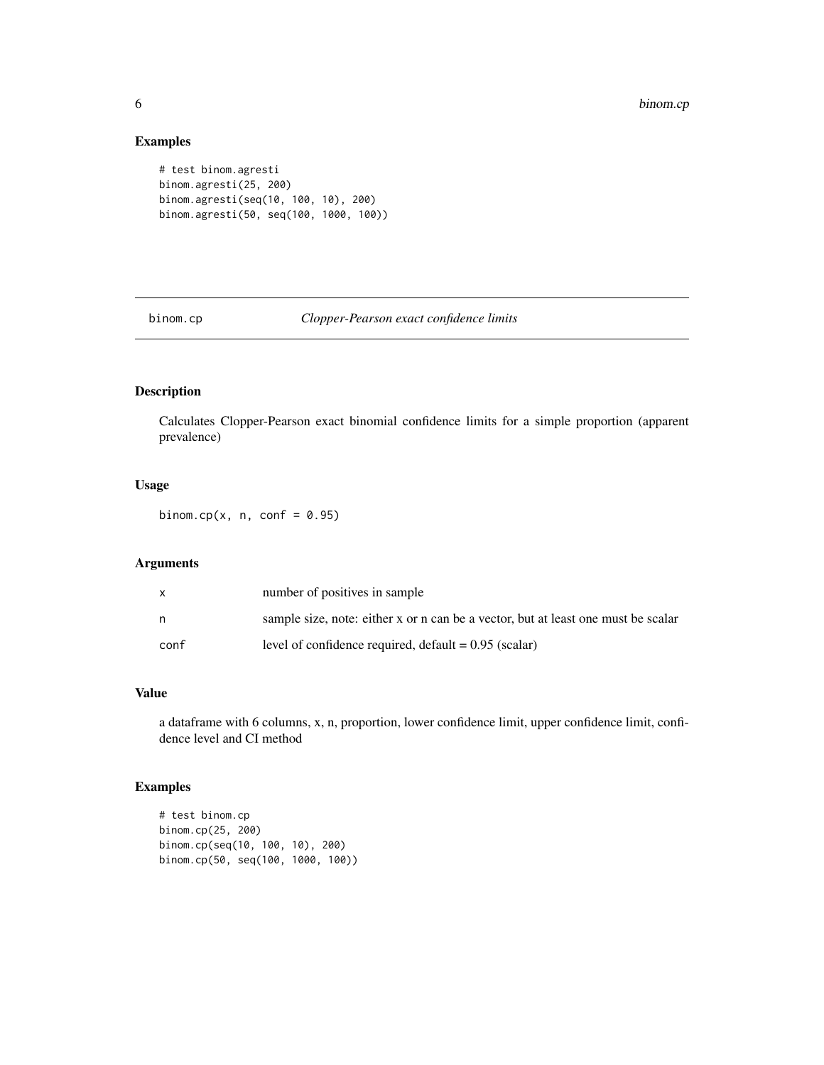## Examples

```
# test binom.agresti
binom.agresti(25, 200)
binom.agresti(seq(10, 100, 10), 200)
binom.agresti(50, seq(100, 1000, 100))
```

---

# binom.cp — *Clopper-Pearson exact confidence limits*

---

## Description

Calculates Clopper-Pearson exact binomial confidence limits for a simple proportion (apparent prevalence)

## Usage

```
binom.cp(x, n, conf = 0.95)
```

## Arguments

| | |
|---|---|
| x | number of positives in sample |
| n | sample size, note: either x or n can be a vector, but at least one must be scalar |
| conf | level of confidence required, default = 0.95 (scalar) |

## Value

a dataframe with 6 columns, x, n, proportion, lower confidence limit, upper confidence limit, confidence level and CI method

## Examples

```
# test binom.cp
binom.cp(25, 200)
binom.cp(seq(10, 100, 10), 200)
binom.cp(50, seq(100, 1000, 100))
```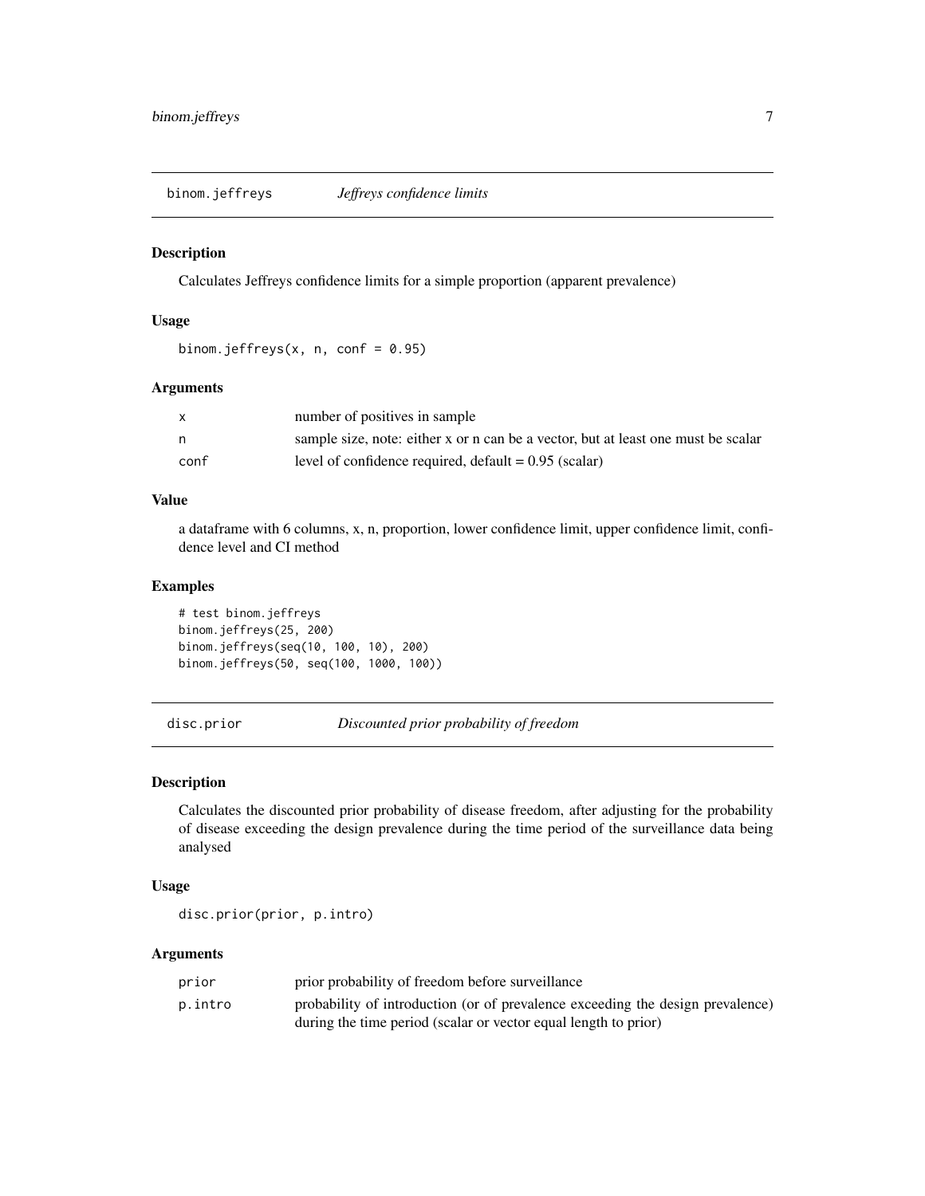## binom.jeffreys — *Jeffreys confidence limits*

### Description

Calculates Jeffreys confidence limits for a simple proportion (apparent prevalence)

### Usage

```
binom.jeffreys(x, n, conf = 0.95)
```

### Arguments

| | |
|---|---|
| x | number of positives in sample |
| n | sample size, note: either x or n can be a vector, but at least one must be scalar |
| conf | level of confidence required, default = 0.95 (scalar) |

### Value

a dataframe with 6 columns, x, n, proportion, lower confidence limit, upper confidence limit, confidence level and CI method

### Examples

```
# test binom.jeffreys
binom.jeffreys(25, 200)
binom.jeffreys(seq(10, 100, 10), 200)
binom.jeffreys(50, seq(100, 1000, 100))
```

## disc.prior — *Discounted prior probability of freedom*

### Description

Calculates the discounted prior probability of disease freedom, after adjusting for the probability of disease exceeding the design prevalence during the time period of the surveillance data being analysed

### Usage

```
disc.prior(prior, p.intro)
```

### Arguments

| | |
|---|---|
| prior | prior probability of freedom before surveillance |
| p.intro | probability of introduction (or of prevalence exceeding the design prevalence) during the time period (scalar or vector equal length to prior) |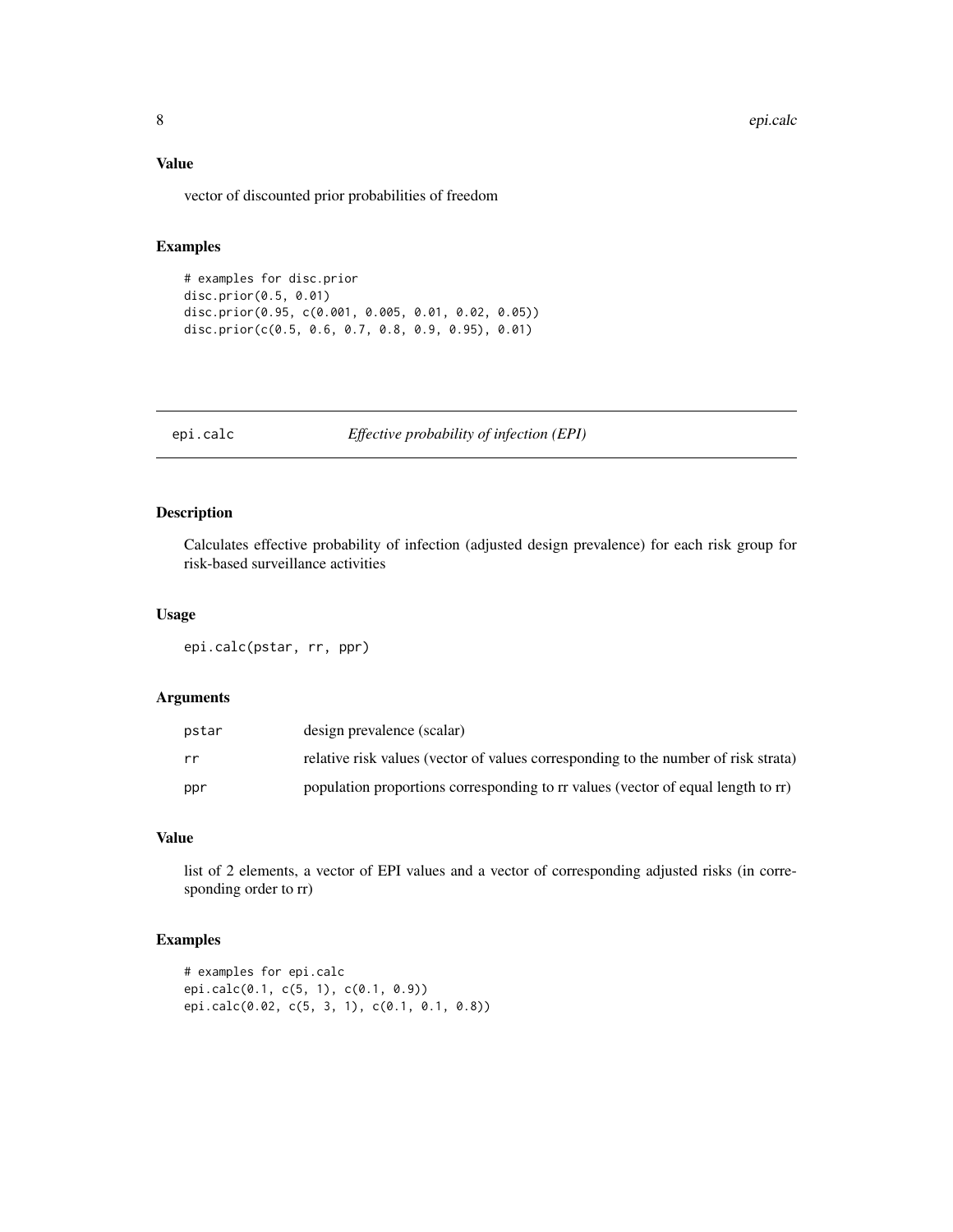## Value

vector of discounted prior probabilities of freedom

## Examples

```
# examples for disc.prior
disc.prior(0.5, 0.01)
disc.prior(0.95, c(0.001, 0.005, 0.01, 0.02, 0.05))
disc.prior(c(0.5, 0.6, 0.7, 0.8, 0.9, 0.95), 0.01)
```

---

# epi.calc — *Effective probability of infection (EPI)*

---

## Description

Calculates effective probability of infection (adjusted design prevalence) for each risk group for risk-based surveillance activities

## Usage

```
epi.calc(pstar, rr, ppr)
```

## Arguments

| | |
|---|---|
| pstar | design prevalence (scalar) |
| rr | relative risk values (vector of values corresponding to the number of risk strata) |
| ppr | population proportions corresponding to rr values (vector of equal length to rr) |

## Value

list of 2 elements, a vector of EPI values and a vector of corresponding adjusted risks (in corresponding order to rr)

## Examples

```
# examples for epi.calc
epi.calc(0.1, c(5, 1), c(0.1, 0.9))
epi.calc(0.02, c(5, 3, 1), c(0.1, 0.1, 0.8))
```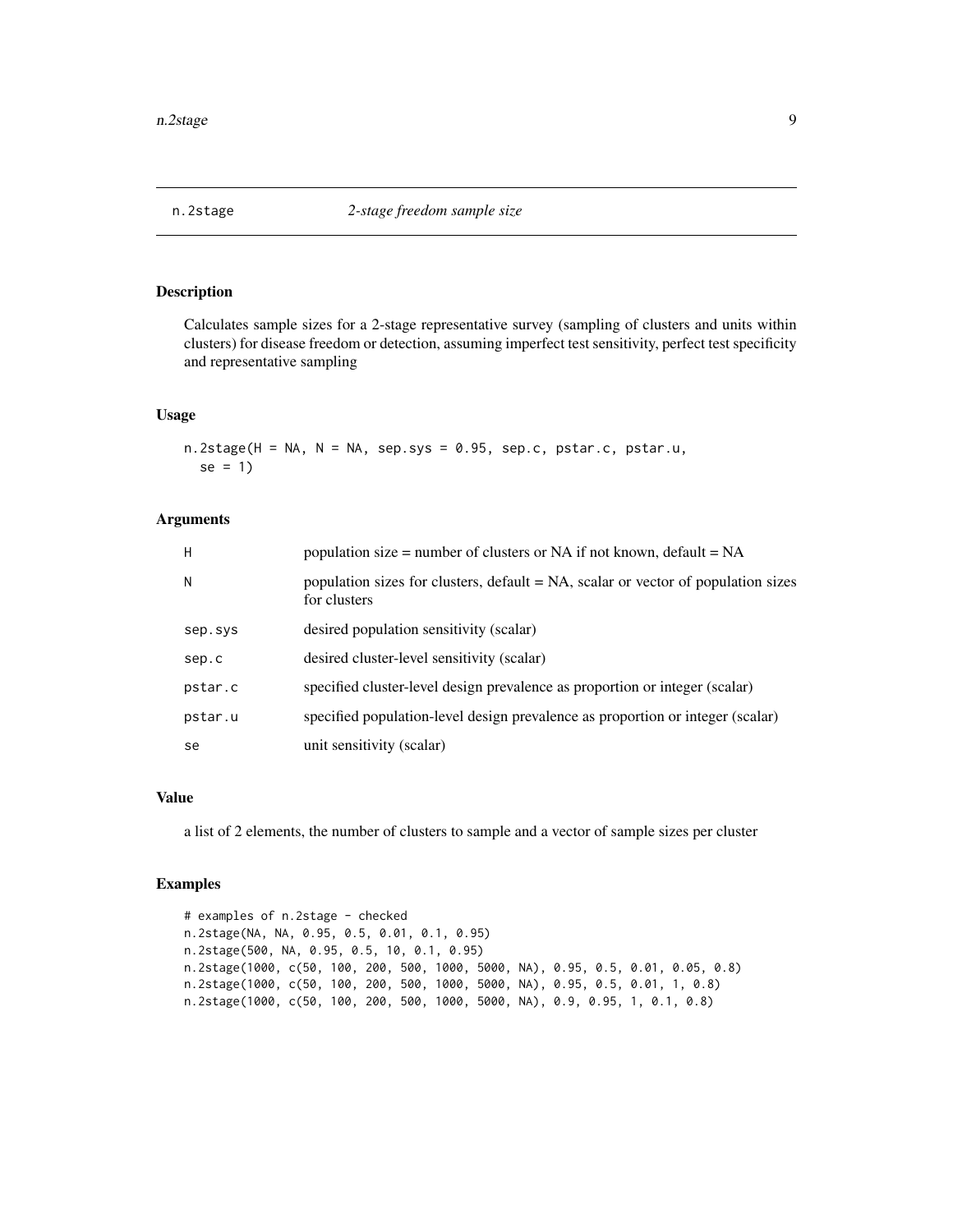# n.2stage *2-stage freedom sample size*

## Description

Calculates sample sizes for a 2-stage representative survey (sampling of clusters and units within clusters) for disease freedom or detection, assuming imperfect test sensitivity, perfect test specificity and representative sampling

## Usage

```
n.2stage(H = NA, N = NA, sep.sys = 0.95, sep.c, pstar.c, pstar.u,
  se = 1)
```

## Arguments

| | |
|---|---|
| H | population size = number of clusters or NA if not known, default = NA |
| N | population sizes for clusters, default = NA, scalar or vector of population sizes for clusters |
| sep.sys | desired population sensitivity (scalar) |
| sep.c | desired cluster-level sensitivity (scalar) |
| pstar.c | specified cluster-level design prevalence as proportion or integer (scalar) |
| pstar.u | specified population-level design prevalence as proportion or integer (scalar) |
| se | unit sensitivity (scalar) |

## Value

a list of 2 elements, the number of clusters to sample and a vector of sample sizes per cluster

## Examples

```
# examples of n.2stage - checked
n.2stage(NA, NA, 0.95, 0.5, 0.01, 0.1, 0.95)
n.2stage(500, NA, 0.95, 0.5, 10, 0.1, 0.95)
n.2stage(1000, c(50, 100, 200, 500, 1000, 5000, NA), 0.95, 0.5, 0.01, 0.05, 0.8)
n.2stage(1000, c(50, 100, 200, 500, 1000, 5000, NA), 0.95, 0.5, 0.01, 1, 0.8)
n.2stage(1000, c(50, 100, 200, 500, 1000, 5000, NA), 0.9, 0.95, 1, 0.1, 0.8)
```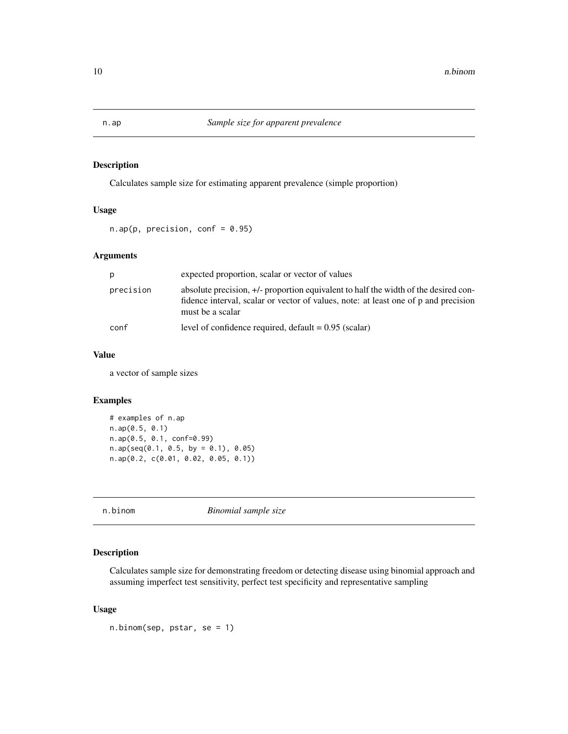## n.ap — *Sample size for apparent prevalence*

### Description

Calculates sample size for estimating apparent prevalence (simple proportion)

### Usage

```
n.ap(p, precision, conf = 0.95)
```

### Arguments

| Argument | Description |
|---|---|
| p | expected proportion, scalar or vector of values |
| precision | absolute precision, +/- proportion equivalent to half the width of the desired confidence interval, scalar or vector of values, note: at least one of p and precision must be a scalar |
| conf | level of confidence required, default = 0.95 (scalar) |

### Value

a vector of sample sizes

### Examples

```
# examples of n.ap
n.ap(0.5, 0.1)
n.ap(0.5, 0.1, conf=0.99)
n.ap(seq(0.1, 0.5, by = 0.1), 0.05)
n.ap(0.2, c(0.01, 0.02, 0.05, 0.1))
```

## n.binom — *Binomial sample size*

### Description

Calculates sample size for demonstrating freedom or detecting disease using binomial approach and assuming imperfect test sensitivity, perfect test specificity and representative sampling

### Usage

```
n.binom(sep, pstar, se = 1)
```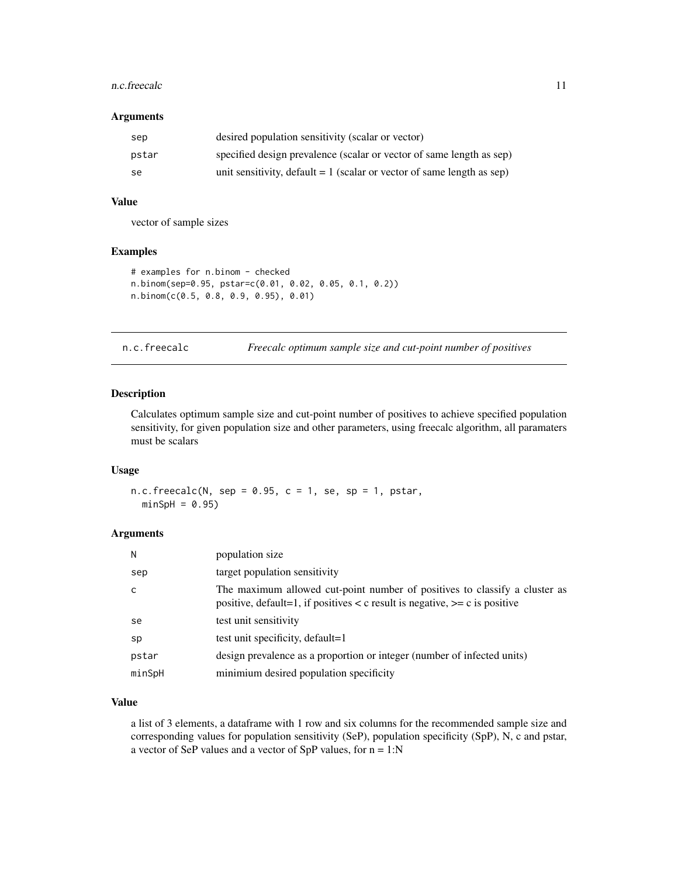### Arguments

| | |
|---|---|
| sep | desired population sensitivity (scalar or vector) |
| pstar | specified design prevalence (scalar or vector of same length as sep) |
| se | unit sensitivity, default = 1 (scalar or vector of same length as sep) |

### Value

vector of sample sizes

### Examples

```
# examples for n.binom - checked
n.binom(sep=0.95, pstar=c(0.01, 0.02, 0.05, 0.1, 0.2))
n.binom(c(0.5, 0.8, 0.9, 0.95), 0.01)
```

---

## n.c.freecalc — *Freecalc optimum sample size and cut-point number of positives*

### Description

Calculates optimum sample size and cut-point number of positives to achieve specified population sensitivity, for given population size and other parameters, using freecalc algorithm, all paramaters must be scalars

### Usage

```
n.c.freecalc(N, sep = 0.95, c = 1, se, sp = 1, pstar,
  minSpH = 0.95)
```

### Arguments

| | |
|---|---|
| N | population size |
| sep | target population sensitivity |
| c | The maximum allowed cut-point number of positives to classify a cluster as positive, default=1, if positives < c result is negative, >= c is positive |
| se | test unit sensitivity |
| sp | test unit specificity, default=1 |
| pstar | design prevalence as a proportion or integer (number of infected units) |
| minSpH | minimium desired population specificity |

### Value

a list of 3 elements, a dataframe with 1 row and six columns for the recommended sample size and corresponding values for population sensitivity (SeP), population specificity (SpP), N, c and pstar, a vector of SeP values and a vector of SpP values, for n = 1:N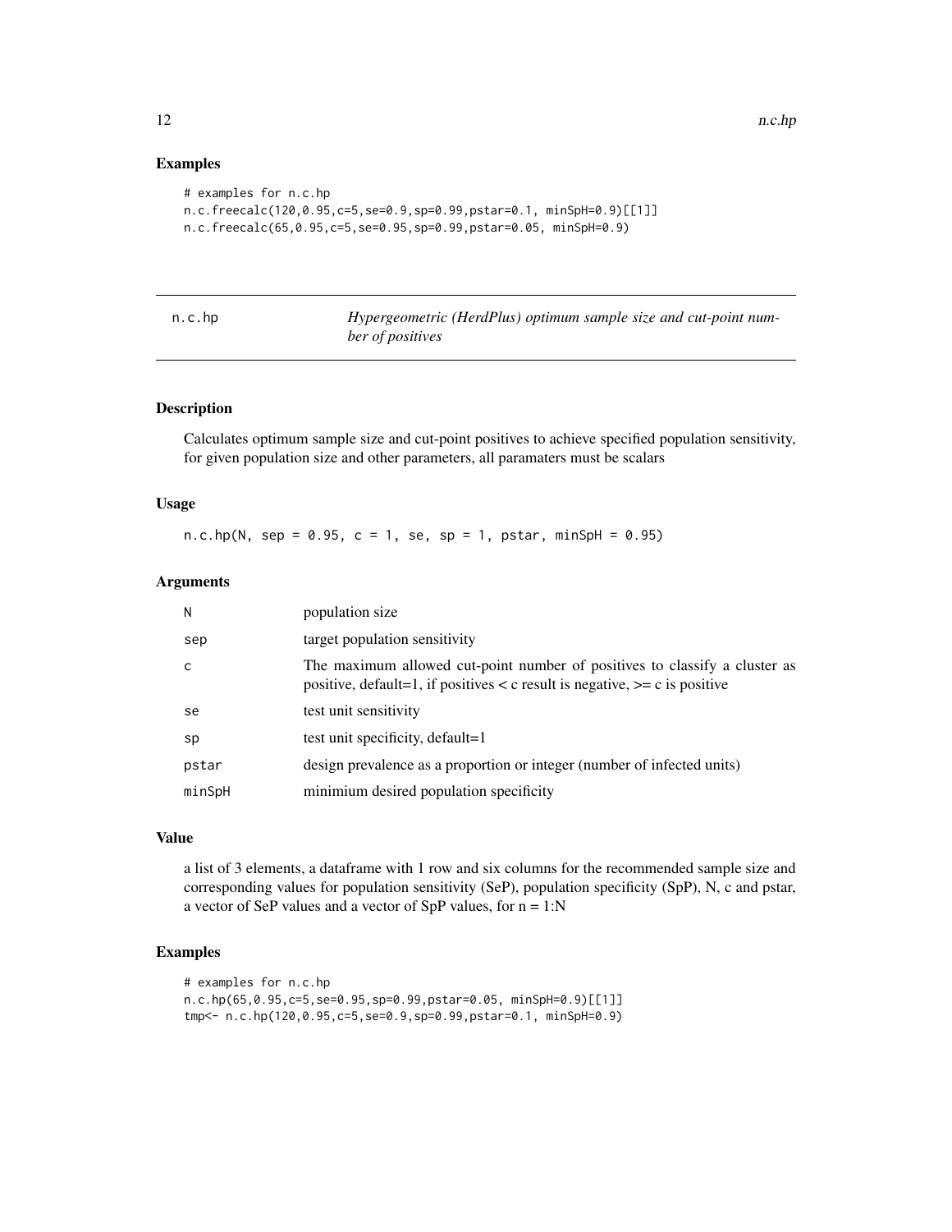## Examples

```
# examples for n.c.hp
n.c.freecalc(120,0.95,c=5,se=0.9,sp=0.99,pstar=0.1, minSpH=0.9)[[1]]
n.c.freecalc(65,0.95,c=5,se=0.95,sp=0.99,pstar=0.05, minSpH=0.9)
```

---

# n.c.hp — *Hypergeometric (HerdPlus) optimum sample size and cut-point number of positives*

---

## Description

Calculates optimum sample size and cut-point positives to achieve specified population sensitivity, for given population size and other parameters, all paramaters must be scalars

## Usage

```
n.c.hp(N, sep = 0.95, c = 1, se, sp = 1, pstar, minSpH = 0.95)
```

## Arguments

| | |
|---|---|
| N | population size |
| sep | target population sensitivity |
| c | The maximum allowed cut-point number of positives to classify a cluster as positive, default=1, if positives < c result is negative, >= c is positive |
| se | test unit sensitivity |
| sp | test unit specificity, default=1 |
| pstar | design prevalence as a proportion or integer (number of infected units) |
| minSpH | minimium desired population specificity |

## Value

a list of 3 elements, a dataframe with 1 row and six columns for the recommended sample size and corresponding values for population sensitivity (SeP), population specificity (SpP), N, c and pstar, a vector of SeP values and a vector of SpP values, for n = 1:N

## Examples

```
# examples for n.c.hp
n.c.hp(65,0.95,c=5,se=0.95,sp=0.99,pstar=0.05, minSpH=0.9)[[1]]
tmp<- n.c.hp(120,0.95,c=5,se=0.9,sp=0.99,pstar=0.1, minSpH=0.9)
```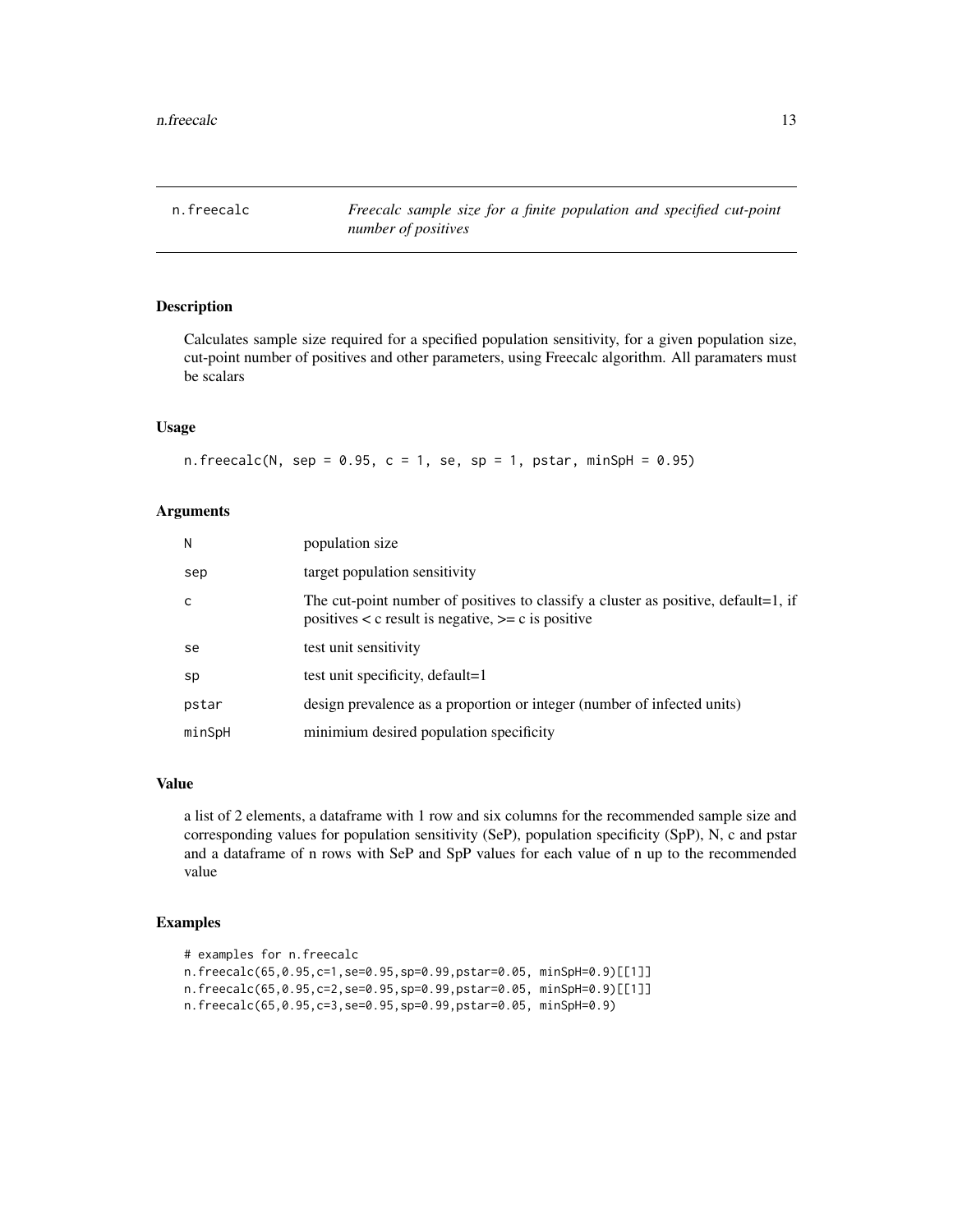# n.freecalc

*Freecalc sample size for a finite population and specified cut-point number of positives*

## Description

Calculates sample size required for a specified population sensitivity, for a given population size, cut-point number of positives and other parameters, using Freecalc algorithm. All paramaters must be scalars

## Usage

```
n.freecalc(N, sep = 0.95, c = 1, se, sp = 1, pstar, minSpH = 0.95)
```

## Arguments

| | |
|---|---|
| N | population size |
| sep | target population sensitivity |
| c | The cut-point number of positives to classify a cluster as positive, default=1, if positives < c result is negative, >= c is positive |
| se | test unit sensitivity |
| sp | test unit specificity, default=1 |
| pstar | design prevalence as a proportion or integer (number of infected units) |
| minSpH | minimium desired population specificity |

## Value

a list of 2 elements, a dataframe with 1 row and six columns for the recommended sample size and corresponding values for population sensitivity (SeP), population specificity (SpP), N, c and pstar and a dataframe of n rows with SeP and SpP values for each value of n up to the recommended value

## Examples

```
# examples for n.freecalc
n.freecalc(65,0.95,c=1,se=0.95,sp=0.99,pstar=0.05, minSpH=0.9)[[1]]
n.freecalc(65,0.95,c=2,se=0.95,sp=0.99,pstar=0.05, minSpH=0.9)[[1]]
n.freecalc(65,0.95,c=3,se=0.95,sp=0.99,pstar=0.05, minSpH=0.9)
```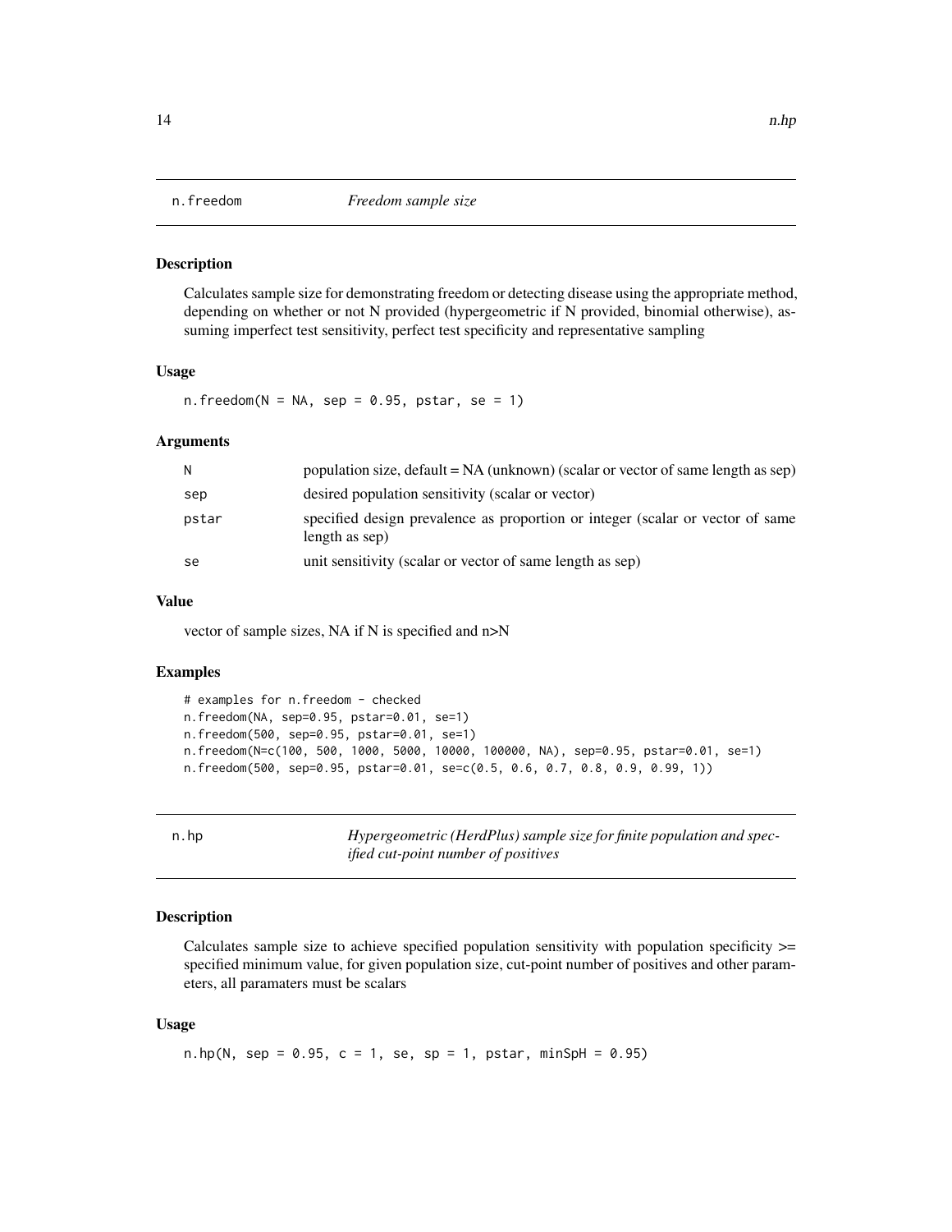## n.freedom — *Freedom sample size*

### Description

Calculates sample size for demonstrating freedom or detecting disease using the appropriate method, depending on whether or not N provided (hypergeometric if N provided, binomial otherwise), assuming imperfect test sensitivity, perfect test specificity and representative sampling

### Usage

```
n.freedom(N = NA, sep = 0.95, pstar, se = 1)
```

### Arguments

| | |
|---|---|
| N | population size, default = NA (unknown) (scalar or vector of same length as sep) |
| sep | desired population sensitivity (scalar or vector) |
| pstar | specified design prevalence as proportion or integer (scalar or vector of same length as sep) |
| se | unit sensitivity (scalar or vector of same length as sep) |

### Value

vector of sample sizes, NA if N is specified and n>N

### Examples

```
# examples for n.freedom - checked
n.freedom(NA, sep=0.95, pstar=0.01, se=1)
n.freedom(500, sep=0.95, pstar=0.01, se=1)
n.freedom(N=c(100, 500, 1000, 5000, 10000, 100000, NA), sep=0.95, pstar=0.01, se=1)
n.freedom(500, sep=0.95, pstar=0.01, se=c(0.5, 0.6, 0.7, 0.8, 0.9, 0.99, 1))
```

## n.hp — *Hypergeometric (HerdPlus) sample size for finite population and specified cut-point number of positives*

### Description

Calculates sample size to achieve specified population sensitivity with population specificity >= specified minimum value, for given population size, cut-point number of positives and other parameters, all paramaters must be scalars

### Usage

```
n.hp(N, sep = 0.95, c = 1, se, sp = 1, pstar, minSpH = 0.95)
```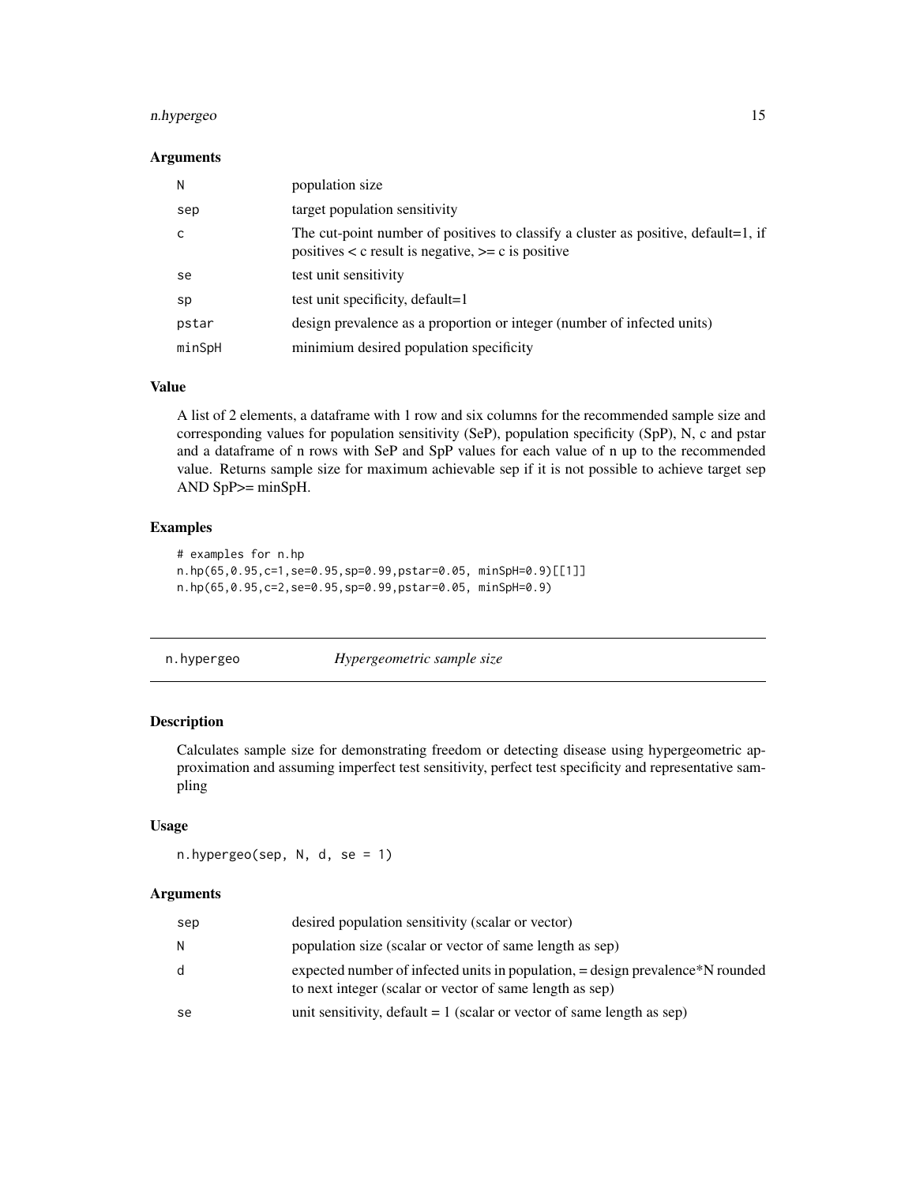## Arguments

| | |
|---|---|
| N | population size |
| sep | target population sensitivity |
| c | The cut-point number of positives to classify a cluster as positive, default=1, if positives < c result is negative, >= c is positive |
| se | test unit sensitivity |
| sp | test unit specificity, default=1 |
| pstar | design prevalence as a proportion or integer (number of infected units) |
| minSpH | minimium desired population specificity |

## Value

A list of 2 elements, a dataframe with 1 row and six columns for the recommended sample size and corresponding values for population sensitivity (SeP), population specificity (SpP), N, c and pstar and a dataframe of n rows with SeP and SpP values for each value of n up to the recommended value. Returns sample size for maximum achievable sep if it is not possible to achieve target sep AND SpP>= minSpH.

## Examples

```
# examples for n.hp
n.hp(65,0.95,c=1,se=0.95,sp=0.99,pstar=0.05, minSpH=0.9)[[1]]
n.hp(65,0.95,c=2,se=0.95,sp=0.99,pstar=0.05, minSpH=0.9)
```

---

# n.hypergeo *Hypergeometric sample size*

## Description

Calculates sample size for demonstrating freedom or detecting disease using hypergeometric approximation and assuming imperfect test sensitivity, perfect test specificity and representative sampling

## Usage

```
n.hypergeo(sep, N, d, se = 1)
```

## Arguments

| | |
|---|---|
| sep | desired population sensitivity (scalar or vector) |
| N | population size (scalar or vector of same length as sep) |
| d | expected number of infected units in population, = design prevalence*N rounded to next integer (scalar or vector of same length as sep) |
| se | unit sensitivity, default = 1 (scalar or vector of same length as sep) |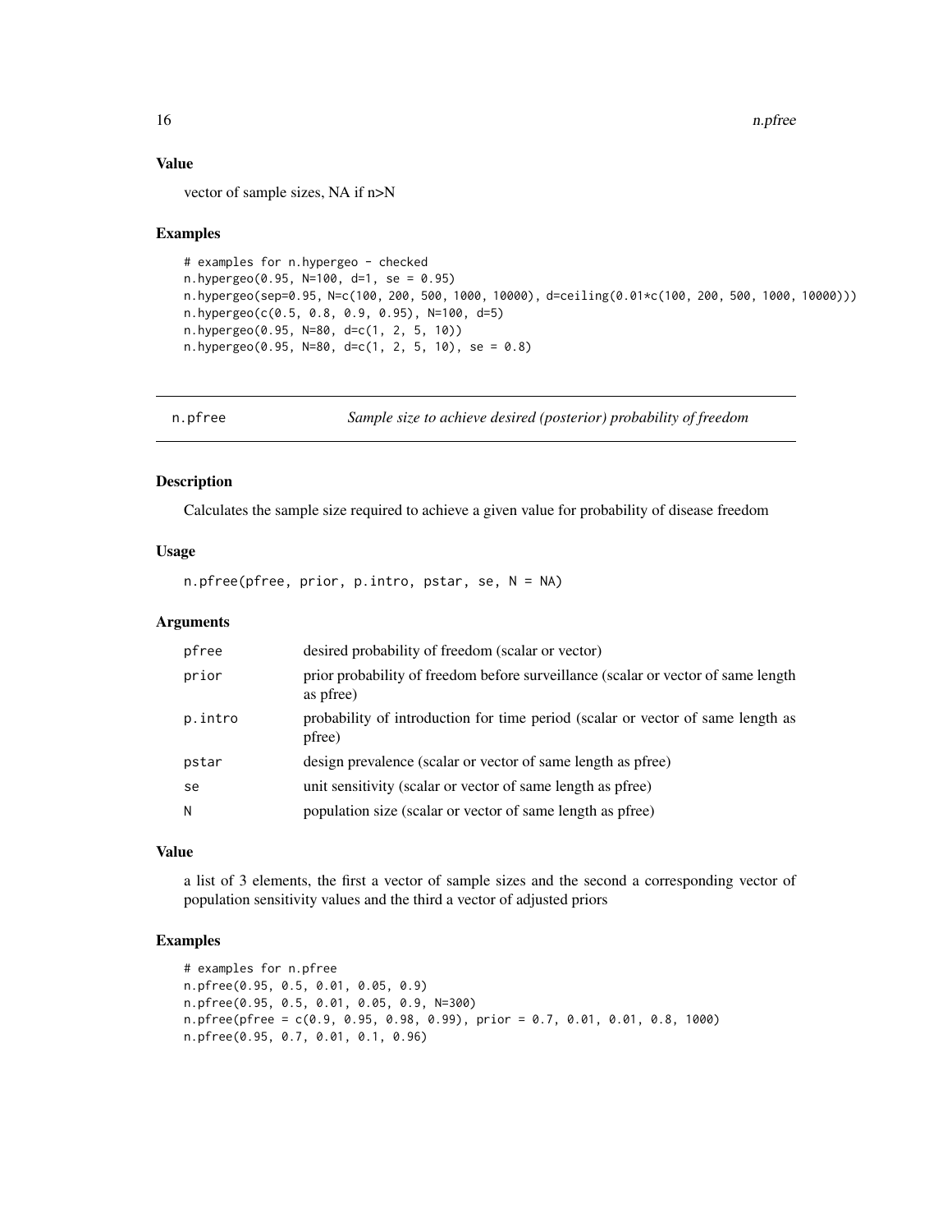## Value

vector of sample sizes, NA if n>N

## Examples

```
# examples for n.hypergeo - checked
n.hypergeo(0.95, N=100, d=1, se = 0.95)
n.hypergeo(sep=0.95, N=c(100, 200, 500, 1000, 10000), d=ceiling(0.01*c(100, 200, 500, 1000, 10000)))
n.hypergeo(c(0.5, 0.8, 0.9, 0.95), N=100, d=5)
n.hypergeo(0.95, N=80, d=c(1, 2, 5, 10))
n.hypergeo(0.95, N=80, d=c(1, 2, 5, 10), se = 0.8)
```

---

# n.pfree *Sample size to achieve desired (posterior) probability of freedom*

---

## Description

Calculates the sample size required to achieve a given value for probability of disease freedom

## Usage

```
n.pfree(pfree, prior, p.intro, pstar, se, N = NA)
```

## Arguments

| | |
|---|---|
| pfree | desired probability of freedom (scalar or vector) |
| prior | prior probability of freedom before surveillance (scalar or vector of same length as pfree) |
| p.intro | probability of introduction for time period (scalar or vector of same length as pfree) |
| pstar | design prevalence (scalar or vector of same length as pfree) |
| se | unit sensitivity (scalar or vector of same length as pfree) |
| N | population size (scalar or vector of same length as pfree) |

## Value

a list of 3 elements, the first a vector of sample sizes and the second a corresponding vector of population sensitivity values and the third a vector of adjusted priors

## Examples

```
# examples for n.pfree
n.pfree(0.95, 0.5, 0.01, 0.05, 0.9)
n.pfree(0.95, 0.5, 0.01, 0.05, 0.9, N=300)
n.pfree(pfree = c(0.9, 0.95, 0.98, 0.99), prior = 0.7, 0.01, 0.01, 0.8, 1000)
n.pfree(0.95, 0.7, 0.01, 0.1, 0.96)
```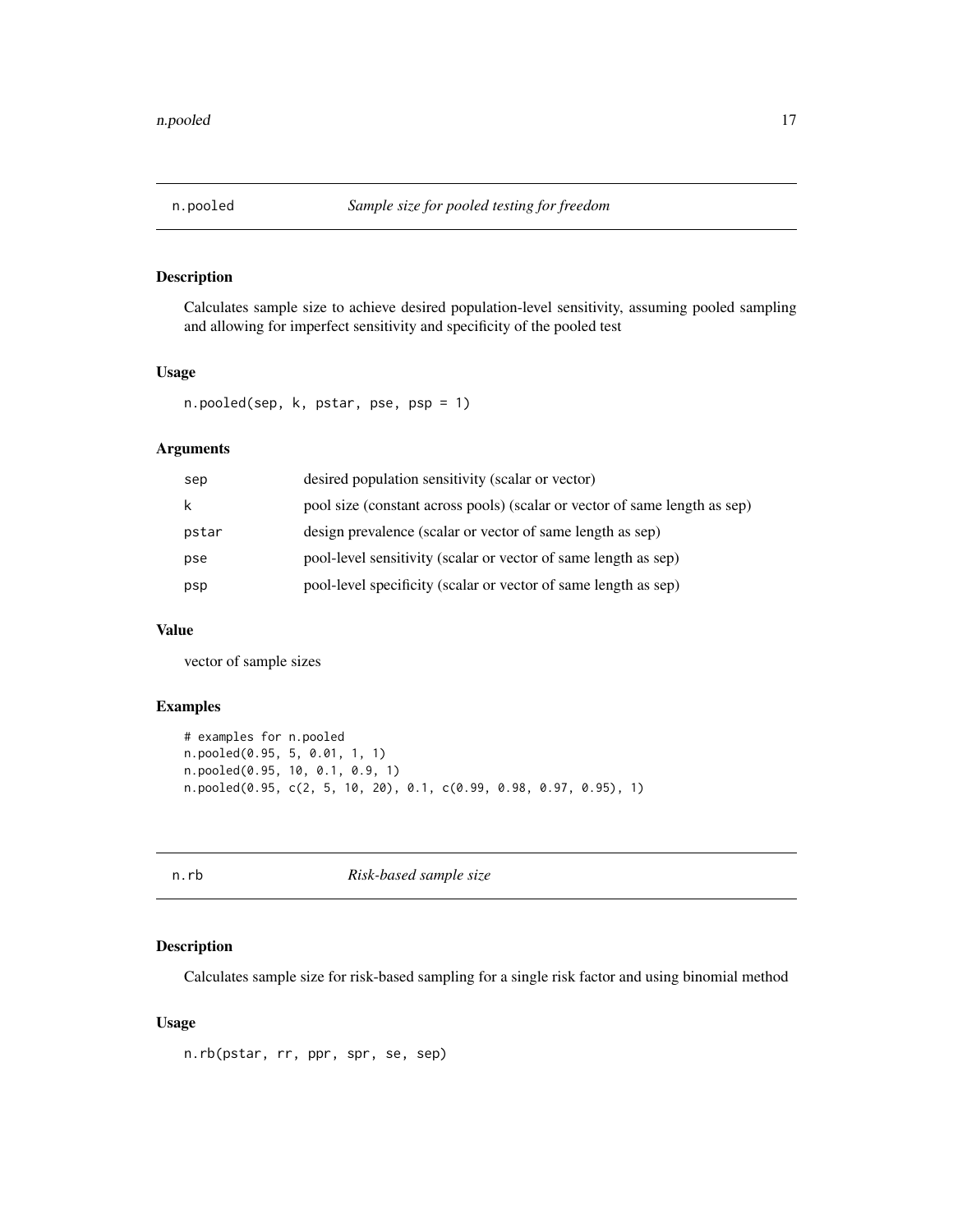## n.pooled *Sample size for pooled testing for freedom*

### Description

Calculates sample size to achieve desired population-level sensitivity, assuming pooled sampling and allowing for imperfect sensitivity and specificity of the pooled test

### Usage

```
n.pooled(sep, k, pstar, pse, psp = 1)
```

### Arguments

| | |
|---|---|
| sep | desired population sensitivity (scalar or vector) |
| k | pool size (constant across pools) (scalar or vector of same length as sep) |
| pstar | design prevalence (scalar or vector of same length as sep) |
| pse | pool-level sensitivity (scalar or vector of same length as sep) |
| psp | pool-level specificity (scalar or vector of same length as sep) |

### Value

vector of sample sizes

### Examples

```
# examples for n.pooled
n.pooled(0.95, 5, 0.01, 1, 1)
n.pooled(0.95, 10, 0.1, 0.9, 1)
n.pooled(0.95, c(2, 5, 10, 20), 0.1, c(0.99, 0.98, 0.97, 0.95), 1)
```

## n.rb *Risk-based sample size*

### Description

Calculates sample size for risk-based sampling for a single risk factor and using binomial method

### Usage

```
n.rb(pstar, rr, ppr, spr, se, sep)
```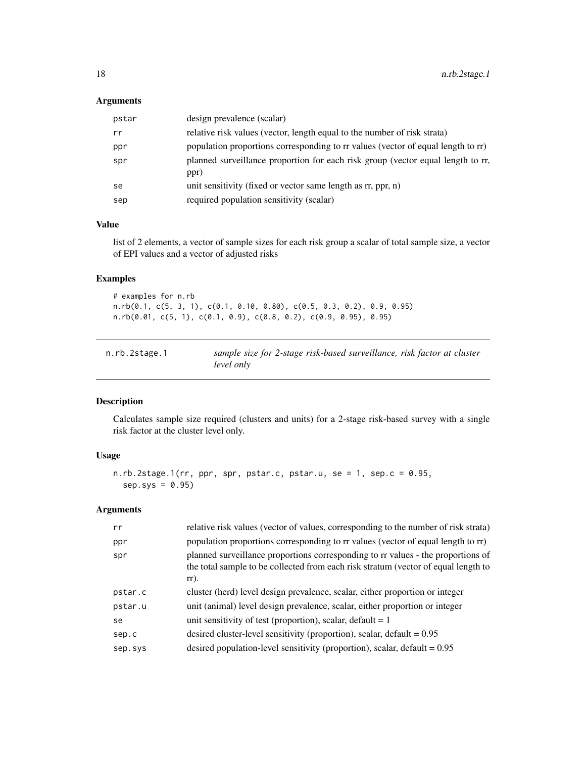### Arguments

| | |
|---|---|
| pstar | design prevalence (scalar) |
| rr | relative risk values (vector, length equal to the number of risk strata) |
| ppr | population proportions corresponding to rr values (vector of equal length to rr) |
| spr | planned surveillance proportion for each risk group (vector equal length to rr, ppr) |
| se | unit sensitivity (fixed or vector same length as rr, ppr, n) |
| sep | required population sensitivity (scalar) |

### Value

list of 2 elements, a vector of sample sizes for each risk group a scalar of total sample size, a vector of EPI values and a vector of adjusted risks

### Examples

```
# examples for n.rb
n.rb(0.1, c(5, 3, 1), c(0.1, 0.10, 0.80), c(0.5, 0.3, 0.2), 0.9, 0.95)
n.rb(0.01, c(5, 1), c(0.1, 0.9), c(0.8, 0.2), c(0.9, 0.95), 0.95)
```

---

## n.rb.2stage.1 — *sample size for 2-stage risk-based surveillance, risk factor at cluster level only*

---

### Description

Calculates sample size required (clusters and units) for a 2-stage risk-based survey with a single risk factor at the cluster level only.

### Usage

```
n.rb.2stage.1(rr, ppr, spr, pstar.c, pstar.u, se = 1, sep.c = 0.95,
  sep.sys = 0.95)
```

### Arguments

| | |
|---|---|
| rr | relative risk values (vector of values, corresponding to the number of risk strata) |
| ppr | population proportions corresponding to rr values (vector of equal length to rr) |
| spr | planned surveillance proportions corresponding to rr values - the proportions of the total sample to be collected from each risk stratum (vector of equal length to rr). |
| pstar.c | cluster (herd) level design prevalence, scalar, either proportion or integer |
| pstar.u | unit (animal) level design prevalence, scalar, either proportion or integer |
| se | unit sensitivity of test (proportion), scalar, default = 1 |
| sep.c | desired cluster-level sensitivity (proportion), scalar, default = 0.95 |
| sep.sys | desired population-level sensitivity (proportion), scalar, default = 0.95 |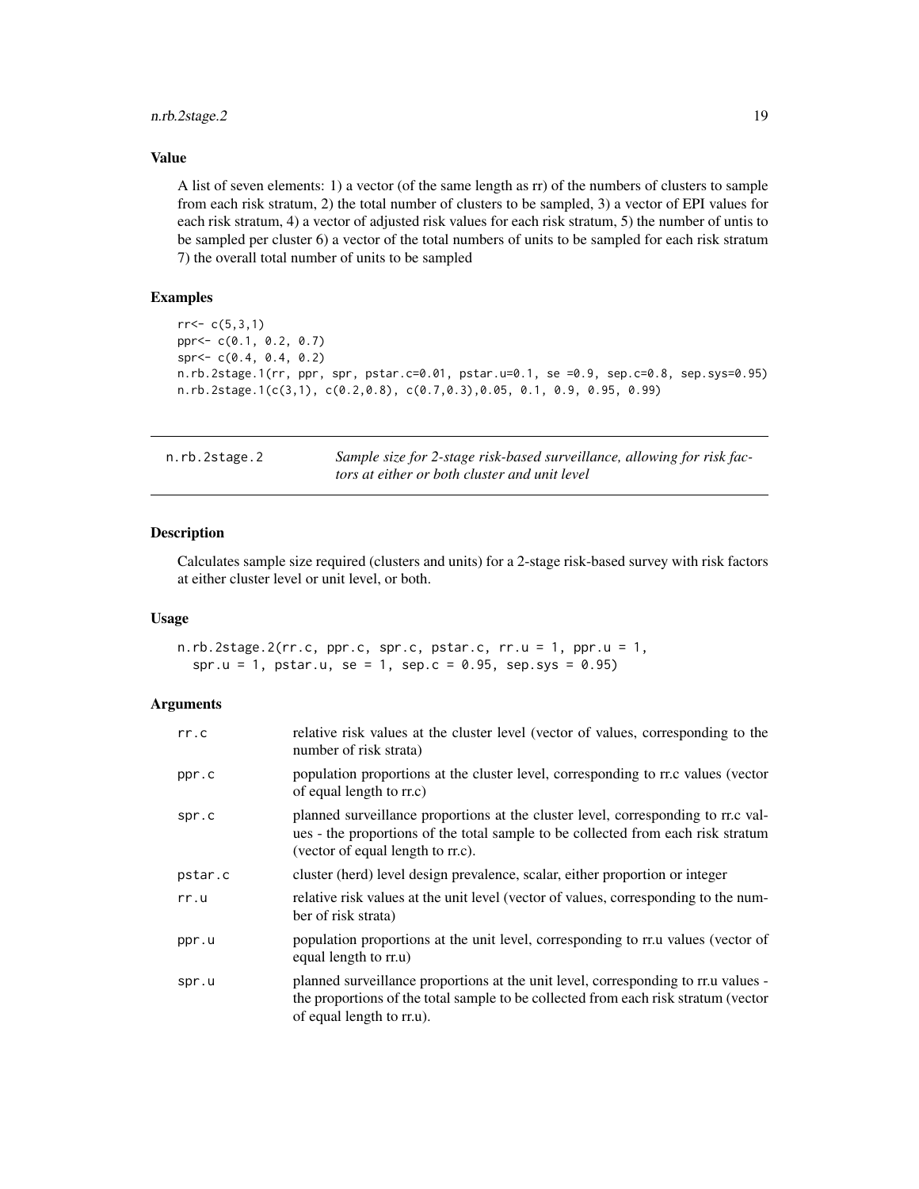### Value

A list of seven elements: 1) a vector (of the same length as rr) of the numbers of clusters to sample from each risk stratum, 2) the total number of clusters to be sampled, 3) a vector of EPI values for each risk stratum, 4) a vector of adjusted risk values for each risk stratum, 5) the number of untis to be sampled per cluster 6) a vector of the total numbers of units to be sampled for each risk stratum 7) the overall total number of units to be sampled

### Examples

```
rr<- c(5,3,1)
ppr<- c(0.1, 0.2, 0.7)
spr<- c(0.4, 0.4, 0.2)
n.rb.2stage.1(rr, ppr, spr, pstar.c=0.01, pstar.u=0.1, se =0.9, sep.c=0.8, sep.sys=0.95)
n.rb.2stage.1(c(3,1), c(0.2,0.8), c(0.7,0.3),0.05, 0.1, 0.9, 0.95, 0.99)
```

---

## n.rb.2stage.2 — *Sample size for 2-stage risk-based surveillance, allowing for risk factors at either or both cluster and unit level*

### Description

Calculates sample size required (clusters and units) for a 2-stage risk-based survey with risk factors at either cluster level or unit level, or both.

### Usage

```
n.rb.2stage.2(rr.c, ppr.c, spr.c, pstar.c, rr.u = 1, ppr.u = 1,
  spr.u = 1, pstar.u, se = 1, sep.c = 0.95, sep.sys = 0.95)
```

### Arguments

| | |
|---|---|
| rr.c | relative risk values at the cluster level (vector of values, corresponding to the number of risk strata) |
| ppr.c | population proportions at the cluster level, corresponding to rr.c values (vector of equal length to rr.c) |
| spr.c | planned surveillance proportions at the cluster level, corresponding to rr.c values - the proportions of the total sample to be collected from each risk stratum (vector of equal length to rr.c). |
| pstar.c | cluster (herd) level design prevalence, scalar, either proportion or integer |
| rr.u | relative risk values at the unit level (vector of values, corresponding to the number of risk strata) |
| ppr.u | population proportions at the unit level, corresponding to rr.u values (vector of equal length to rr.u) |
| spr.u | planned surveillance proportions at the unit level, corresponding to rr.u values - the proportions of the total sample to be collected from each risk stratum (vector of equal length to rr.u). |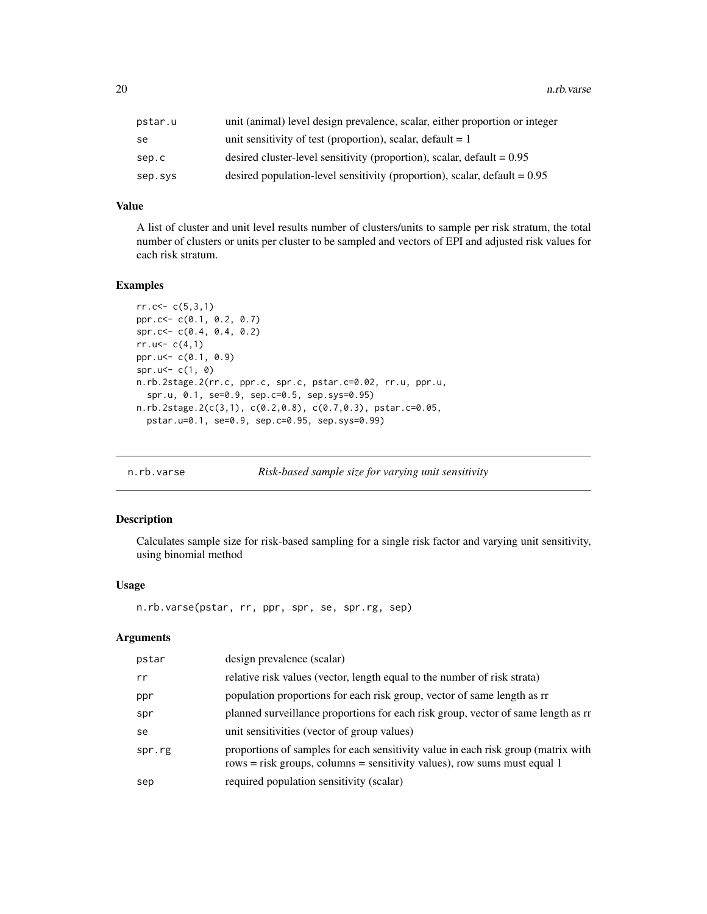| | |
|---|---|
| pstar.u | unit (animal) level design prevalence, scalar, either proportion or integer |
| se | unit sensitivity of test (proportion), scalar, default = 1 |
| sep.c | desired cluster-level sensitivity (proportion), scalar, default = 0.95 |
| sep.sys | desired population-level sensitivity (proportion), scalar, default = 0.95 |

### Value

A list of cluster and unit level results number of clusters/units to sample per risk stratum, the total number of clusters or units per cluster to be sampled and vectors of EPI and adjusted risk values for each risk stratum.

### Examples

```
rr.c<- c(5,3,1)
ppr.c<- c(0.1, 0.2, 0.7)
spr.c<- c(0.4, 0.4, 0.2)
rr.u<- c(4,1)
ppr.u<- c(0.1, 0.9)
spr.u<- c(1, 0)
n.rb.2stage.2(rr.c, ppr.c, spr.c, pstar.c=0.02, rr.u, ppr.u,
  spr.u, 0.1, se=0.9, sep.c=0.5, sep.sys=0.95)
n.rb.2stage.2(c(3,1), c(0.2,0.8), c(0.7,0.3), pstar.c=0.05,
  pstar.u=0.1, se=0.9, sep.c=0.95, sep.sys=0.99)
```

---

## n.rb.varse &nbsp;&nbsp;&nbsp; *Risk-based sample size for varying unit sensitivity*

### Description

Calculates sample size for risk-based sampling for a single risk factor and varying unit sensitivity, using binomial method

### Usage

```
n.rb.varse(pstar, rr, ppr, spr, se, spr.rg, sep)
```

### Arguments

| | |
|---|---|
| pstar | design prevalence (scalar) |
| rr | relative risk values (vector, length equal to the number of risk strata) |
| ppr | population proportions for each risk group, vector of same length as rr |
| spr | planned surveillance proportions for each risk group, vector of same length as rr |
| se | unit sensitivities (vector of group values) |
| spr.rg | proportions of samples for each sensitivity value in each risk group (matrix with rows = risk groups, columns = sensitivity values), row sums must equal 1 |
| sep | required population sensitivity (scalar) |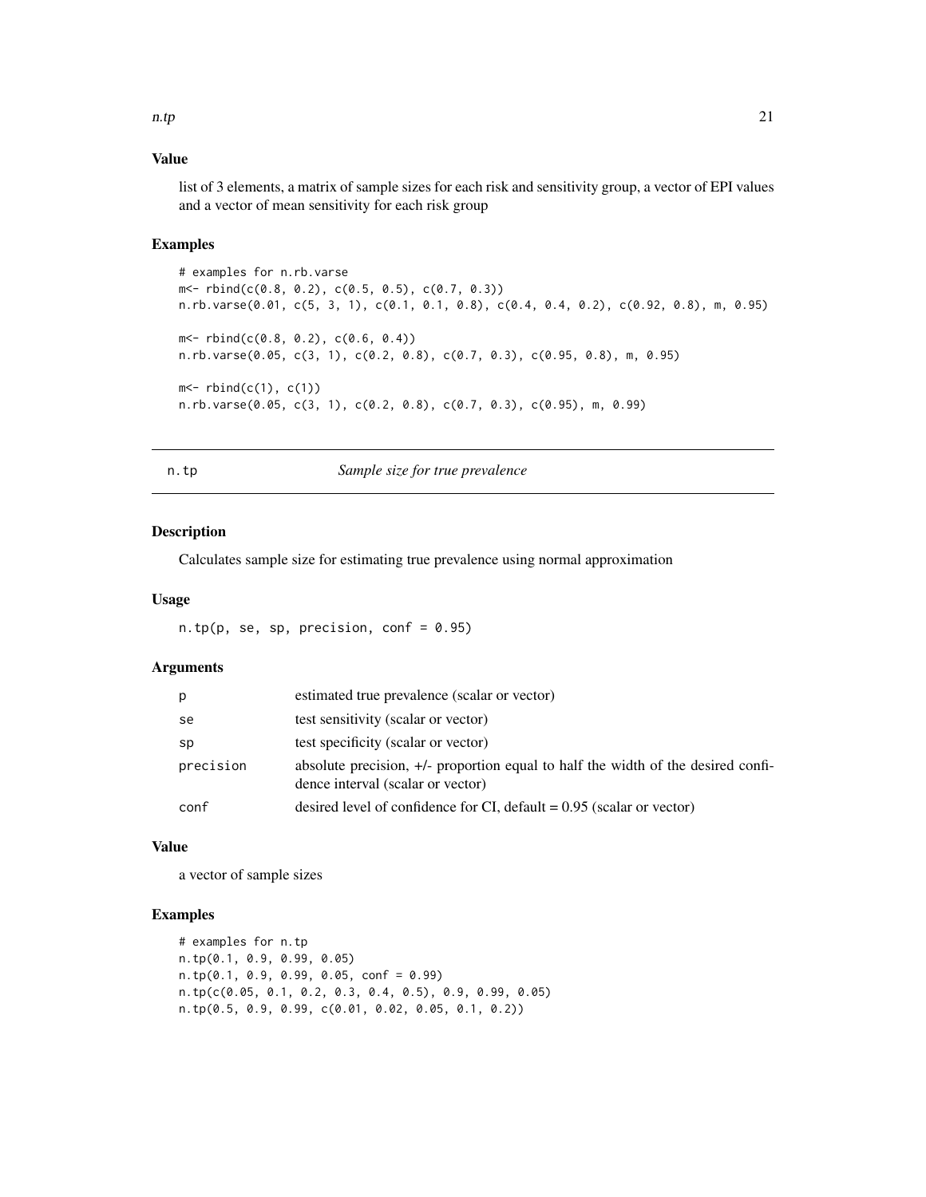### Value

list of 3 elements, a matrix of sample sizes for each risk and sensitivity group, a vector of EPI values and a vector of mean sensitivity for each risk group

### Examples

```
# examples for n.rb.varse
m<- rbind(c(0.8, 0.2), c(0.5, 0.5), c(0.7, 0.3))
n.rb.varse(0.01, c(5, 3, 1), c(0.1, 0.1, 0.8), c(0.4, 0.4, 0.2), c(0.92, 0.8), m, 0.95)

m<- rbind(c(0.8, 0.2), c(0.6, 0.4))
n.rb.varse(0.05, c(3, 1), c(0.2, 0.8), c(0.7, 0.3), c(0.95, 0.8), m, 0.95)

m<- rbind(c(1), c(1))
n.rb.varse(0.05, c(3, 1), c(0.2, 0.8), c(0.7, 0.3), c(0.95), m, 0.99)
```

---

## n.tp — *Sample size for true prevalence*

### Description

Calculates sample size for estimating true prevalence using normal approximation

### Usage

```
n.tp(p, se, sp, precision, conf = 0.95)
```

### Arguments

| | |
|---|---|
| p | estimated true prevalence (scalar or vector) |
| se | test sensitivity (scalar or vector) |
| sp | test specificity (scalar or vector) |
| precision | absolute precision, +/- proportion equal to half the width of the desired confidence interval (scalar or vector) |
| conf | desired level of confidence for CI, default = 0.95 (scalar or vector) |

### Value

a vector of sample sizes

### Examples

```
# examples for n.tp
n.tp(0.1, 0.9, 0.99, 0.05)
n.tp(0.1, 0.9, 0.99, 0.05, conf = 0.99)
n.tp(c(0.05, 0.1, 0.2, 0.3, 0.4, 0.5), 0.9, 0.99, 0.05)
n.tp(0.5, 0.9, 0.99, c(0.01, 0.02, 0.05, 0.1, 0.2))
```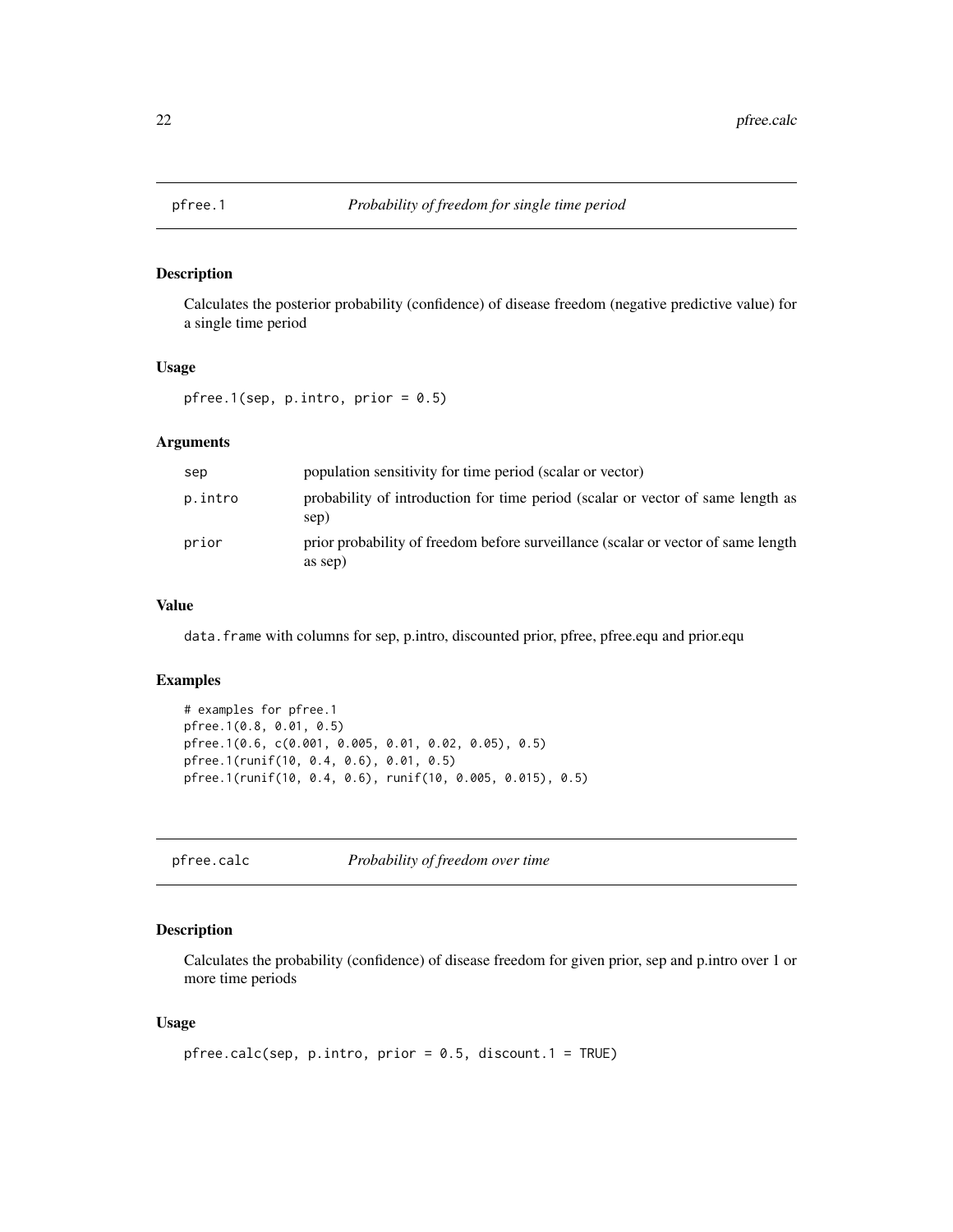## pfree.1 — *Probability of freedom for single time period*

### Description

Calculates the posterior probability (confidence) of disease freedom (negative predictive value) for a single time period

### Usage

```
pfree.1(sep, p.intro, prior = 0.5)
```

### Arguments

| | |
|---|---|
| sep | population sensitivity for time period (scalar or vector) |
| p.intro | probability of introduction for time period (scalar or vector of same length as sep) |
| prior | prior probability of freedom before surveillance (scalar or vector of same length as sep) |

### Value

`data.frame` with columns for sep, p.intro, discounted prior, pfree, pfree.equ and prior.equ

### Examples

```
# examples for pfree.1
pfree.1(0.8, 0.01, 0.5)
pfree.1(0.6, c(0.001, 0.005, 0.01, 0.02, 0.05), 0.5)
pfree.1(runif(10, 0.4, 0.6), 0.01, 0.5)
pfree.1(runif(10, 0.4, 0.6), runif(10, 0.005, 0.015), 0.5)
```

## pfree.calc — *Probability of freedom over time*

### Description

Calculates the probability (confidence) of disease freedom for given prior, sep and p.intro over 1 or more time periods

### Usage

```
pfree.calc(sep, p.intro, prior = 0.5, discount.1 = TRUE)
```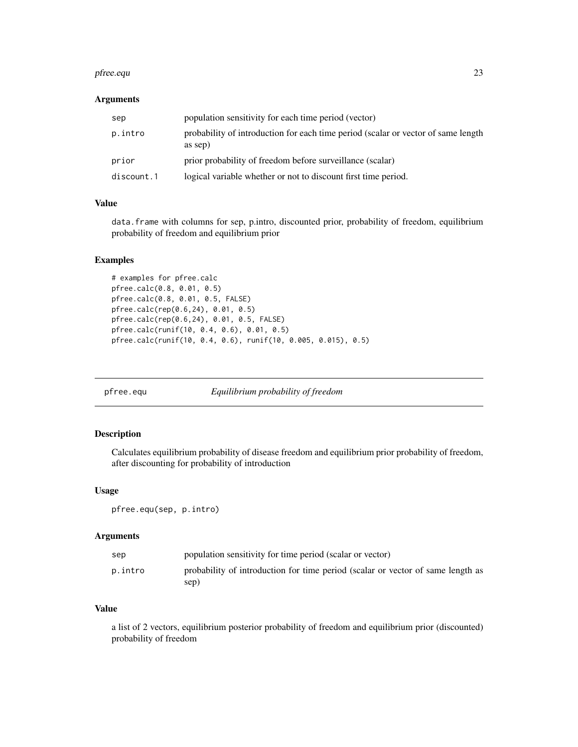### Arguments

| | |
|---|---|
| sep | population sensitivity for each time period (vector) |
| p.intro | probability of introduction for each time period (scalar or vector of same length as sep) |
| prior | prior probability of freedom before surveillance (scalar) |
| discount.1 | logical variable whether or not to discount first time period. |

### Value

data.frame with columns for sep, p.intro, discounted prior, probability of freedom, equilibrium probability of freedom and equilibrium prior

### Examples

```
# examples for pfree.calc
pfree.calc(0.8, 0.01, 0.5)
pfree.calc(0.8, 0.01, 0.5, FALSE)
pfree.calc(rep(0.6,24), 0.01, 0.5)
pfree.calc(rep(0.6,24), 0.01, 0.5, FALSE)
pfree.calc(runif(10, 0.4, 0.6), 0.01, 0.5)
pfree.calc(runif(10, 0.4, 0.6), runif(10, 0.005, 0.015), 0.5)
```

---

## pfree.equ — *Equilibrium probability of freedom*

### Description

Calculates equilibrium probability of disease freedom and equilibrium prior probability of freedom, after discounting for probability of introduction

### Usage

```
pfree.equ(sep, p.intro)
```

### Arguments

| | |
|---|---|
| sep | population sensitivity for time period (scalar or vector) |
| p.intro | probability of introduction for time period (scalar or vector of same length as sep) |

### Value

a list of 2 vectors, equilibrium posterior probability of freedom and equilibrium prior (discounted) probability of freedom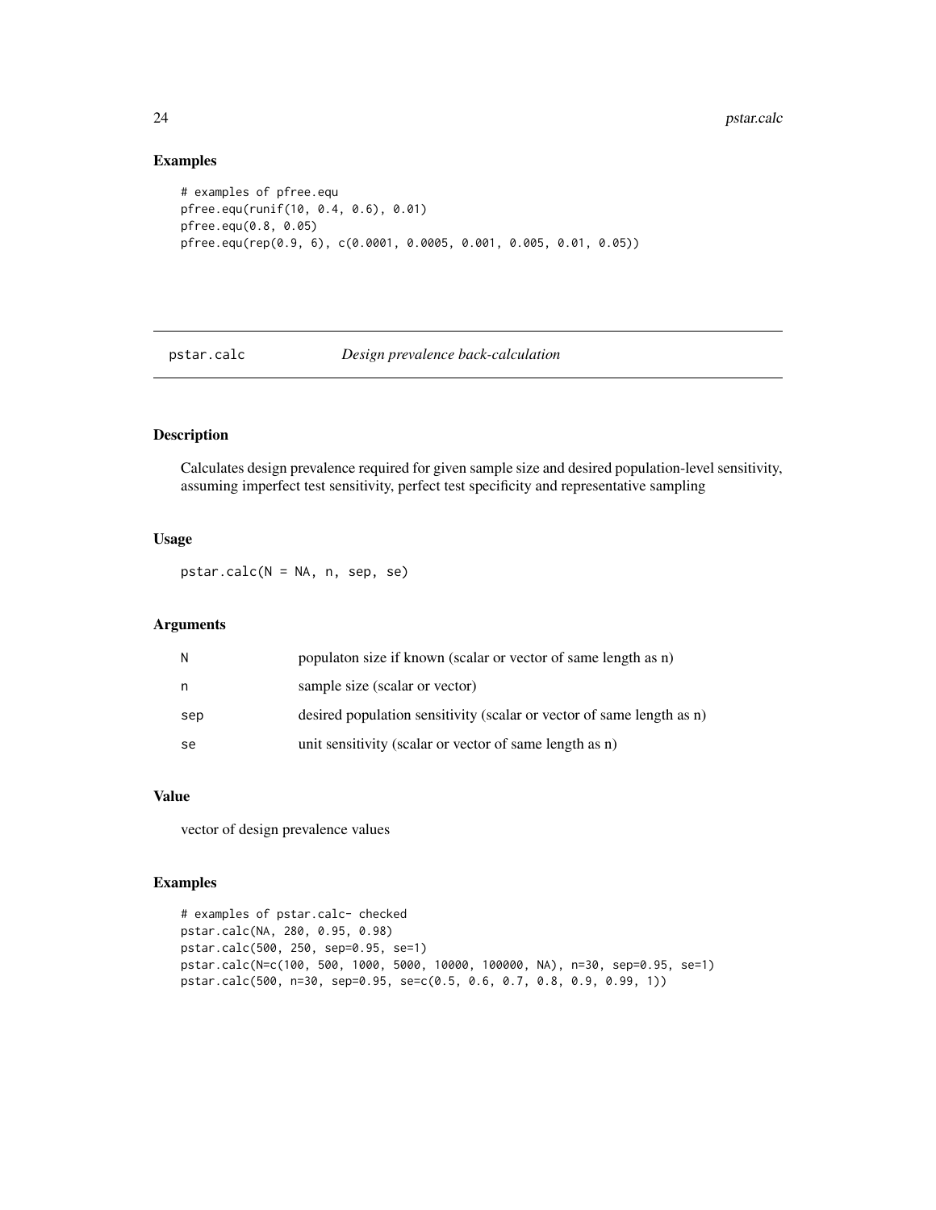## Examples

```
# examples of pfree.equ
pfree.equ(runif(10, 0.4, 0.6), 0.01)
pfree.equ(0.8, 0.05)
pfree.equ(rep(0.9, 6), c(0.0001, 0.0005, 0.001, 0.005, 0.01, 0.05))
```

---

# pstar.calc *Design prevalence back-calculation*

---

## Description

Calculates design prevalence required for given sample size and desired population-level sensitivity, assuming imperfect test sensitivity, perfect test specificity and representative sampling

## Usage

```
pstar.calc(N = NA, n, sep, se)
```

## Arguments

| | |
|---|---|
| N | populaton size if known (scalar or vector of same length as n) |
| n | sample size (scalar or vector) |
| sep | desired population sensitivity (scalar or vector of same length as n) |
| se | unit sensitivity (scalar or vector of same length as n) |

## Value

vector of design prevalence values

## Examples

```
# examples of pstar.calc- checked
pstar.calc(NA, 280, 0.95, 0.98)
pstar.calc(500, 250, sep=0.95, se=1)
pstar.calc(N=c(100, 500, 1000, 5000, 10000, 100000, NA), n=30, sep=0.95, se=1)
pstar.calc(500, n=30, sep=0.95, se=c(0.5, 0.6, 0.7, 0.8, 0.9, 0.99, 1))
```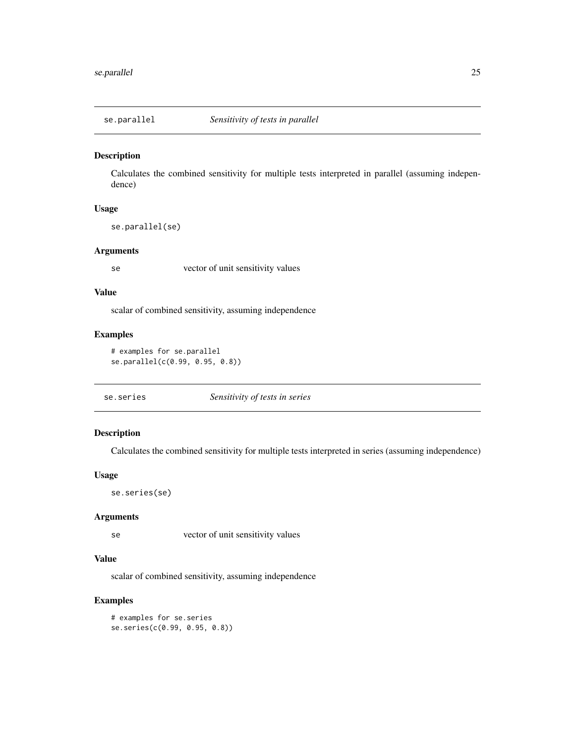## se.parallel *Sensitivity of tests in parallel*

### Description

Calculates the combined sensitivity for multiple tests interpreted in parallel (assuming independence)

### Usage

```
se.parallel(se)
```

### Arguments

| | |
|---|---|
| se | vector of unit sensitivity values |

### Value

scalar of combined sensitivity, assuming independence

### Examples

```
# examples for se.parallel
se.parallel(c(0.99, 0.95, 0.8))
```

## se.series *Sensitivity of tests in series*

### Description

Calculates the combined sensitivity for multiple tests interpreted in series (assuming independence)

### Usage

```
se.series(se)
```

### Arguments

| | |
|---|---|
| se | vector of unit sensitivity values |

### Value

scalar of combined sensitivity, assuming independence

### Examples

```
# examples for se.series
se.series(c(0.99, 0.95, 0.8))
```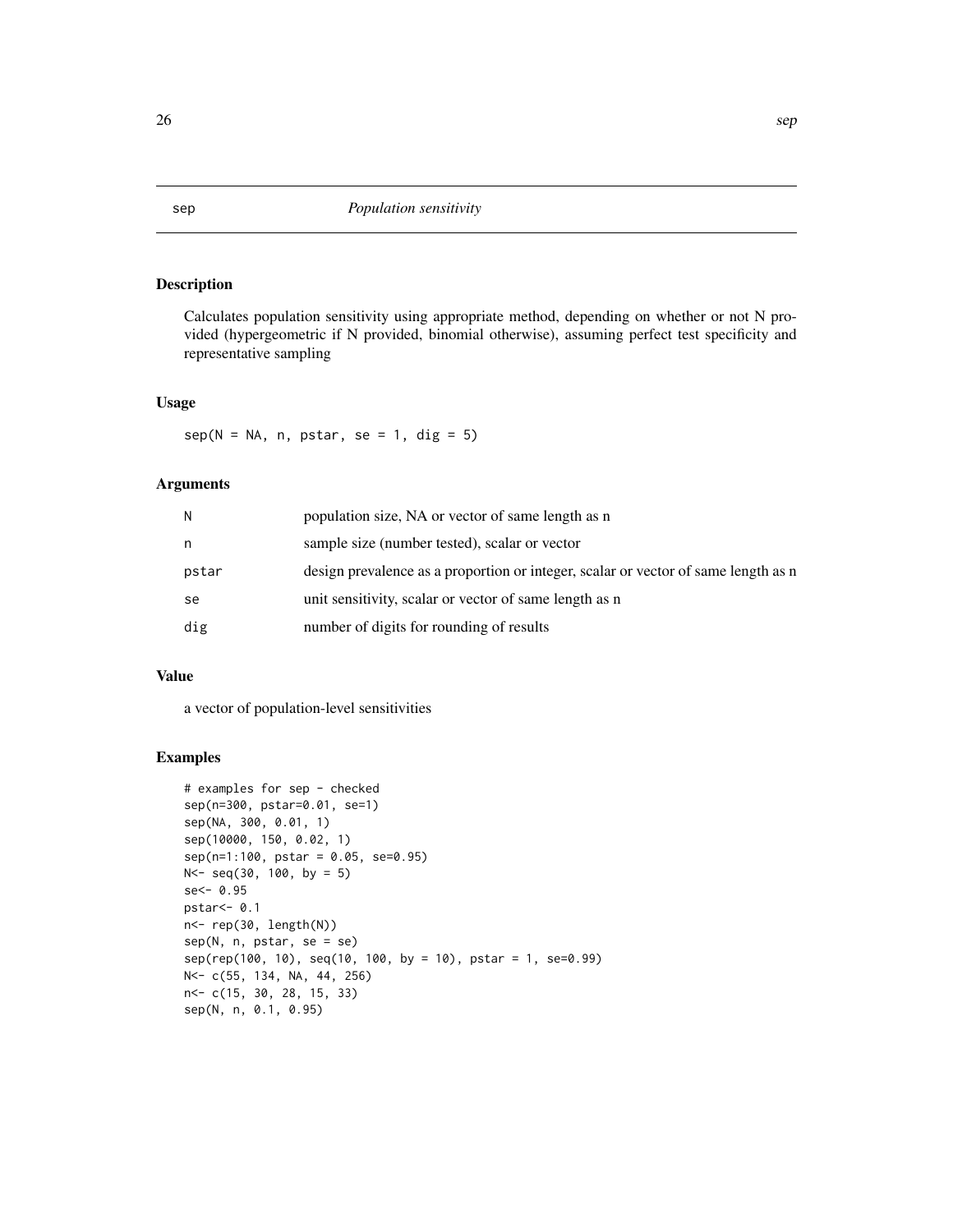# sep *Population sensitivity*

## Description

Calculates population sensitivity using appropriate method, depending on whether or not N provided (hypergeometric if N provided, binomial otherwise), assuming perfect test specificity and representative sampling

## Usage

```
sep(N = NA, n, pstar, se = 1, dig = 5)
```

## Arguments

| | |
|---|---|
| `N` | population size, NA or vector of same length as n |
| `n` | sample size (number tested), scalar or vector |
| `pstar` | design prevalence as a proportion or integer, scalar or vector of same length as n |
| `se` | unit sensitivity, scalar or vector of same length as n |
| `dig` | number of digits for rounding of results |

## Value

a vector of population-level sensitivities

## Examples

```
# examples for sep - checked
sep(n=300, pstar=0.01, se=1)
sep(NA, 300, 0.01, 1)
sep(10000, 150, 0.02, 1)
sep(n=1:100, pstar = 0.05, se=0.95)
N<- seq(30, 100, by = 5)
se<- 0.95
pstar<- 0.1
n<- rep(30, length(N))
sep(N, n, pstar, se = se)
sep(rep(100, 10), seq(10, 100, by = 10), pstar = 1, se=0.99)
N<- c(55, 134, NA, 44, 256)
n<- c(15, 30, 28, 15, 33)
sep(N, n, 0.1, 0.95)
```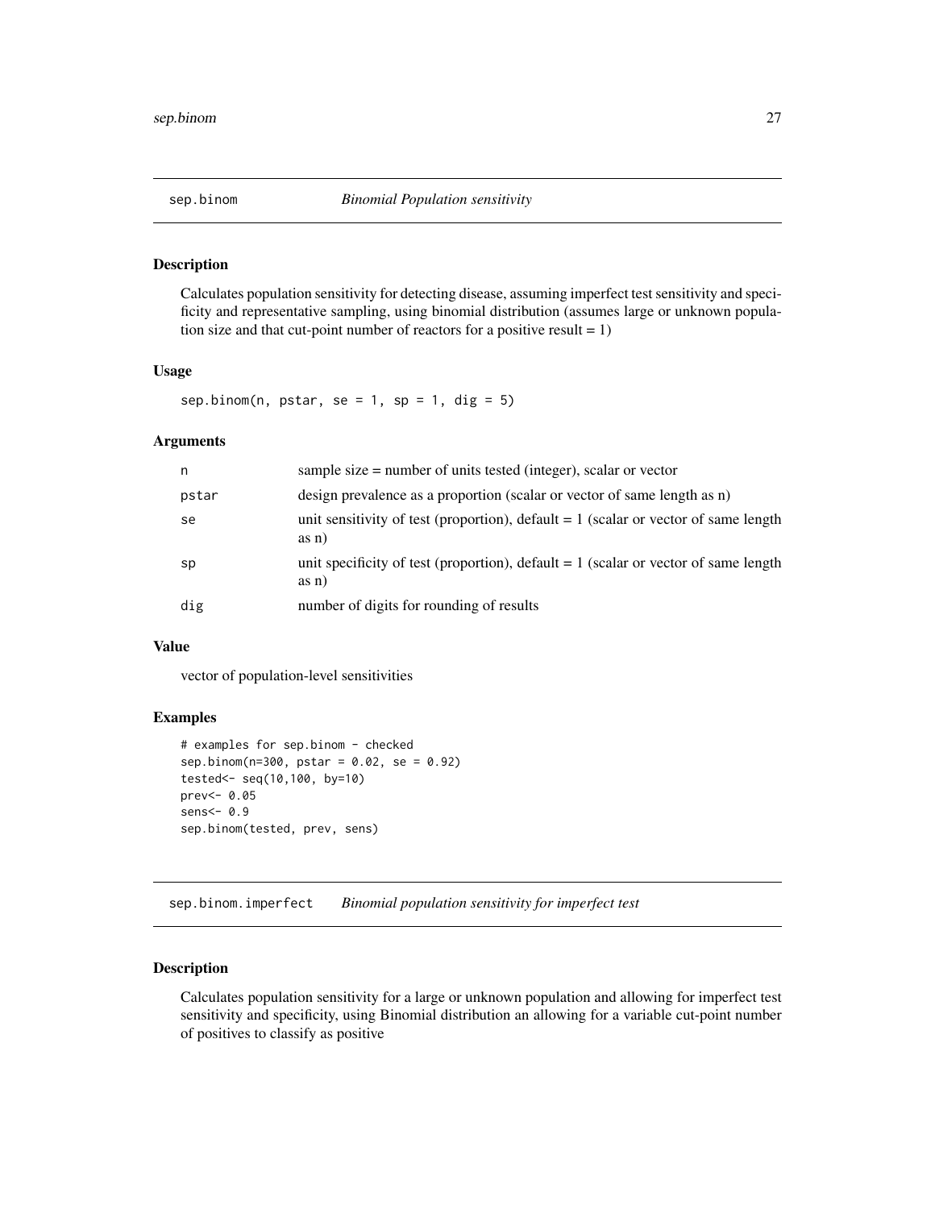## sep.binom *Binomial Population sensitivity*

### Description

Calculates population sensitivity for detecting disease, assuming imperfect test sensitivity and specificity and representative sampling, using binomial distribution (assumes large or unknown population size and that cut-point number of reactors for a positive result = 1)

### Usage

```
sep.binom(n, pstar, se = 1, sp = 1, dig = 5)
```

### Arguments

| | |
|---|---|
| n | sample size = number of units tested (integer), scalar or vector |
| pstar | design prevalence as a proportion (scalar or vector of same length as n) |
| se | unit sensitivity of test (proportion), default = 1 (scalar or vector of same length as n) |
| sp | unit specificity of test (proportion), default = 1 (scalar or vector of same length as n) |
| dig | number of digits for rounding of results |

### Value

vector of population-level sensitivities

### Examples

```
# examples for sep.binom - checked
sep.binom(n=300, pstar = 0.02, se = 0.92)
tested<- seq(10,100, by=10)
prev<- 0.05
sens<- 0.9
sep.binom(tested, prev, sens)
```

## sep.binom.imperfect *Binomial population sensitivity for imperfect test*

### Description

Calculates population sensitivity for a large or unknown population and allowing for imperfect test sensitivity and specificity, using Binomial distribution an allowing for a variable cut-point number of positives to classify as positive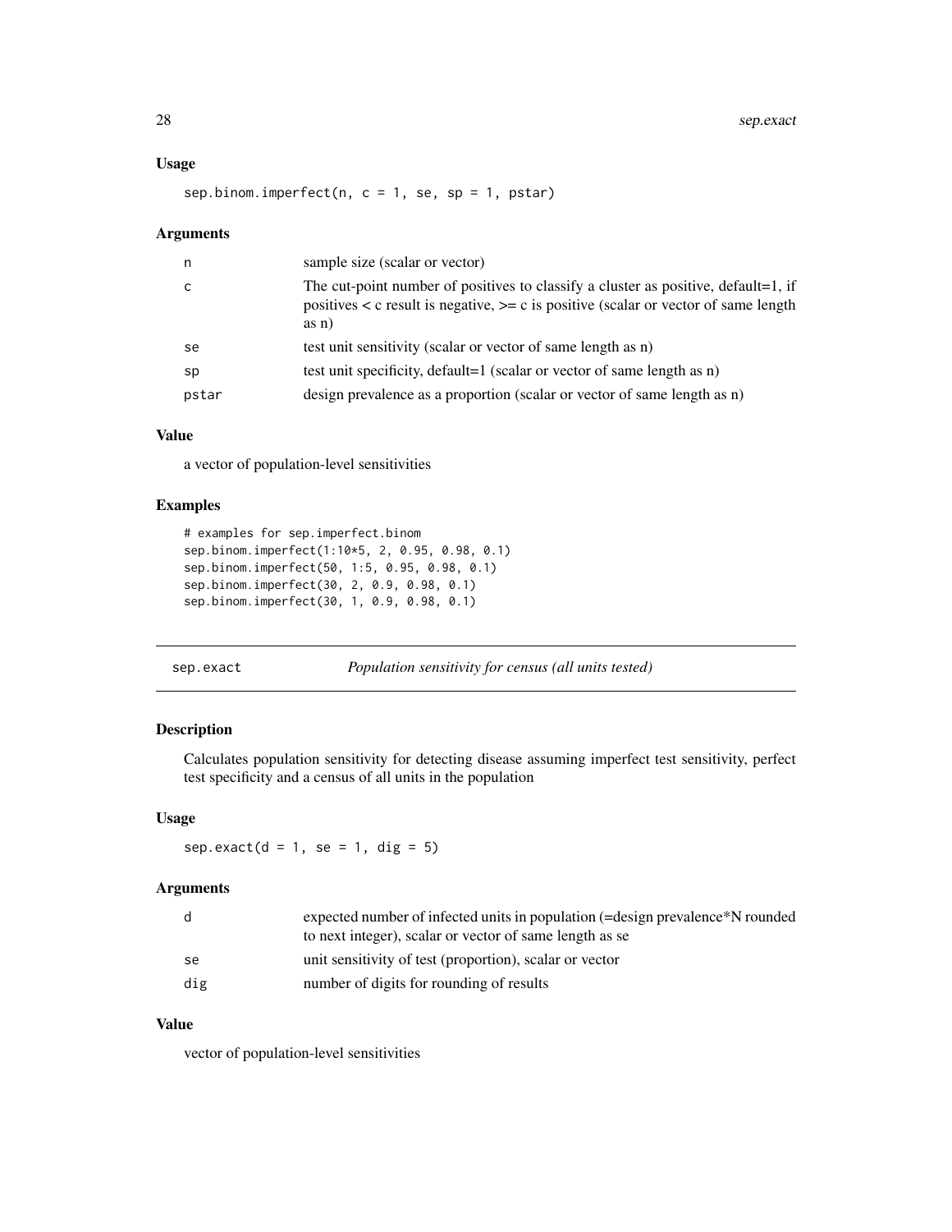### Usage

```
sep.binom.imperfect(n, c = 1, se, sp = 1, pstar)
```

### Arguments

| | |
|---|---|
| n | sample size (scalar or vector) |
| c | The cut-point number of positives to classify a cluster as positive, default=1, if positives < c result is negative, >= c is positive (scalar or vector of same length as n) |
| se | test unit sensitivity (scalar or vector of same length as n) |
| sp | test unit specificity, default=1 (scalar or vector of same length as n) |
| pstar | design prevalence as a proportion (scalar or vector of same length as n) |

### Value

a vector of population-level sensitivities

### Examples

```
# examples for sep.imperfect.binom
sep.binom.imperfect(1:10*5, 2, 0.95, 0.98, 0.1)
sep.binom.imperfect(50, 1:5, 0.95, 0.98, 0.1)
sep.binom.imperfect(30, 2, 0.9, 0.98, 0.1)
sep.binom.imperfect(30, 1, 0.9, 0.98, 0.1)
```

---

## sep.exact — *Population sensitivity for census (all units tested)*

---

### Description

Calculates population sensitivity for detecting disease assuming imperfect test sensitivity, perfect test specificity and a census of all units in the population

### Usage

```
sep.exact(d = 1, se = 1, dig = 5)
```

### Arguments

| | |
|---|---|
| d | expected number of infected units in population (=design prevalence*N rounded to next integer), scalar or vector of same length as se |
| se | unit sensitivity of test (proportion), scalar or vector |
| dig | number of digits for rounding of results |

### Value

vector of population-level sensitivities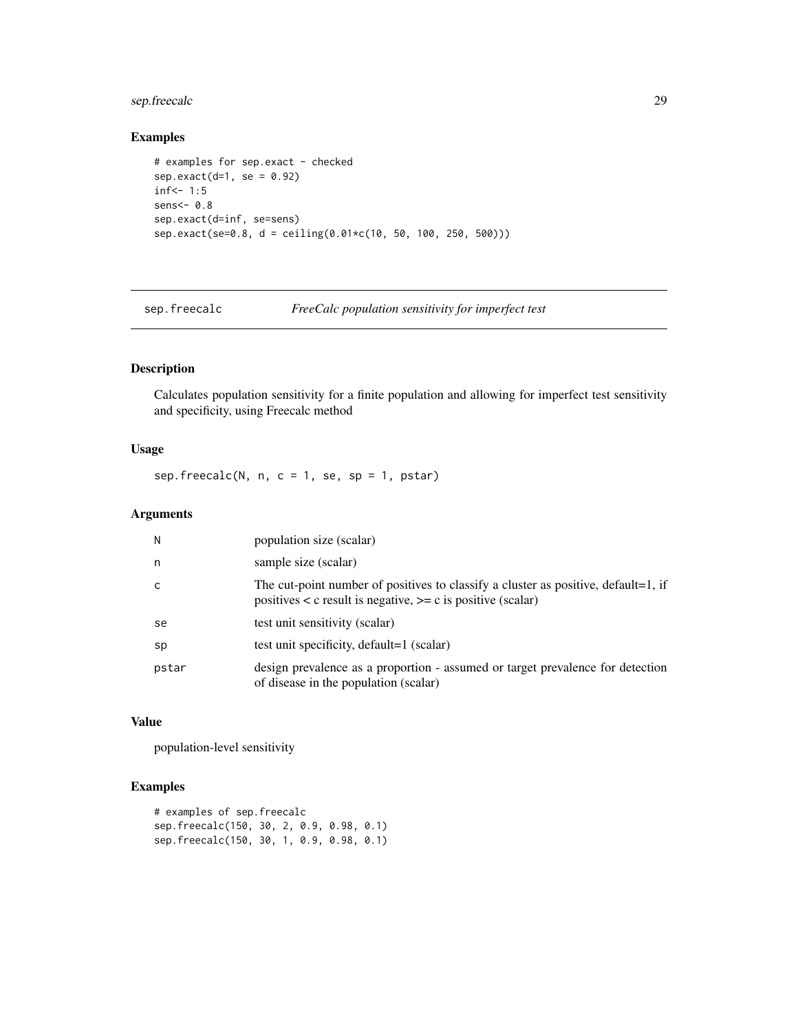## Examples

```
# examples for sep.exact - checked
sep.exact(d=1, se = 0.92)
inf<- 1:5
sens<- 0.8
sep.exact(d=inf, se=sens)
sep.exact(se=0.8, d = ceiling(0.01*c(10, 50, 100, 250, 500)))
```

---

# sep.freecalc — *FreeCalc population sensitivity for imperfect test*

---

## Description

Calculates population sensitivity for a finite population and allowing for imperfect test sensitivity and specificity, using Freecalc method

## Usage

```
sep.freecalc(N, n, c = 1, se, sp = 1, pstar)
```

## Arguments

| Argument | Description |
|---|---|
| N | population size (scalar) |
| n | sample size (scalar) |
| c | The cut-point number of positives to classify a cluster as positive, default=1, if positives < c result is negative, >= c is positive (scalar) |
| se | test unit sensitivity (scalar) |
| sp | test unit specificity, default=1 (scalar) |
| pstar | design prevalence as a proportion - assumed or target prevalence for detection of disease in the population (scalar) |

## Value

population-level sensitivity

## Examples

```
# examples of sep.freecalc
sep.freecalc(150, 30, 2, 0.9, 0.98, 0.1)
sep.freecalc(150, 30, 1, 0.9, 0.98, 0.1)
```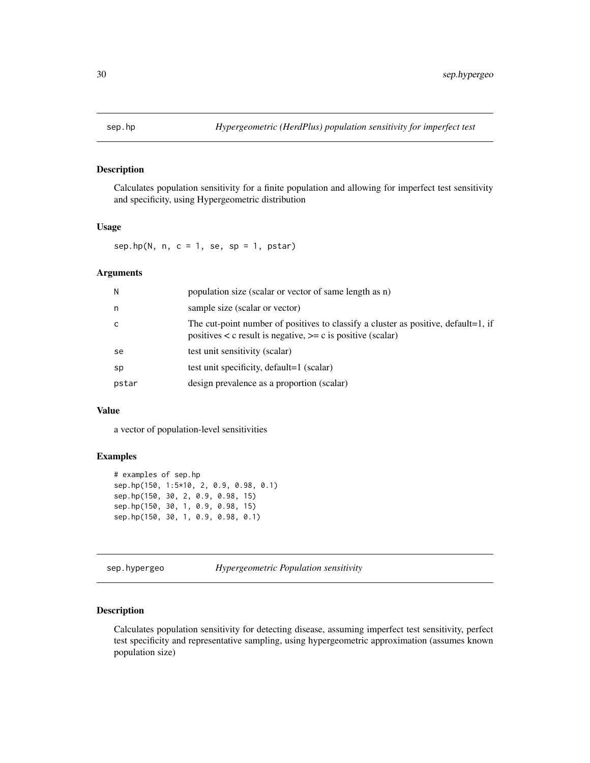## sep.hp — *Hypergeometric (HerdPlus) population sensitivity for imperfect test*

### Description

Calculates population sensitivity for a finite population and allowing for imperfect test sensitivity and specificity, using Hypergeometric distribution

### Usage

```
sep.hp(N, n, c = 1, se, sp = 1, pstar)
```

### Arguments

| | |
|---|---|
| N | population size (scalar or vector of same length as n) |
| n | sample size (scalar or vector) |
| c | The cut-point number of positives to classify a cluster as positive, default=1, if positives < c result is negative, >= c is positive (scalar) |
| se | test unit sensitivity (scalar) |
| sp | test unit specificity, default=1 (scalar) |
| pstar | design prevalence as a proportion (scalar) |

### Value

a vector of population-level sensitivities

### Examples

```
# examples of sep.hp
sep.hp(150, 1:5*10, 2, 0.9, 0.98, 0.1)
sep.hp(150, 30, 2, 0.9, 0.98, 15)
sep.hp(150, 30, 1, 0.9, 0.98, 15)
sep.hp(150, 30, 1, 0.9, 0.98, 0.1)
```

## sep.hypergeo — *Hypergeometric Population sensitivity*

### Description

Calculates population sensitivity for detecting disease, assuming imperfect test sensitivity, perfect test specificity and representative sampling, using hypergeometric approximation (assumes known population size)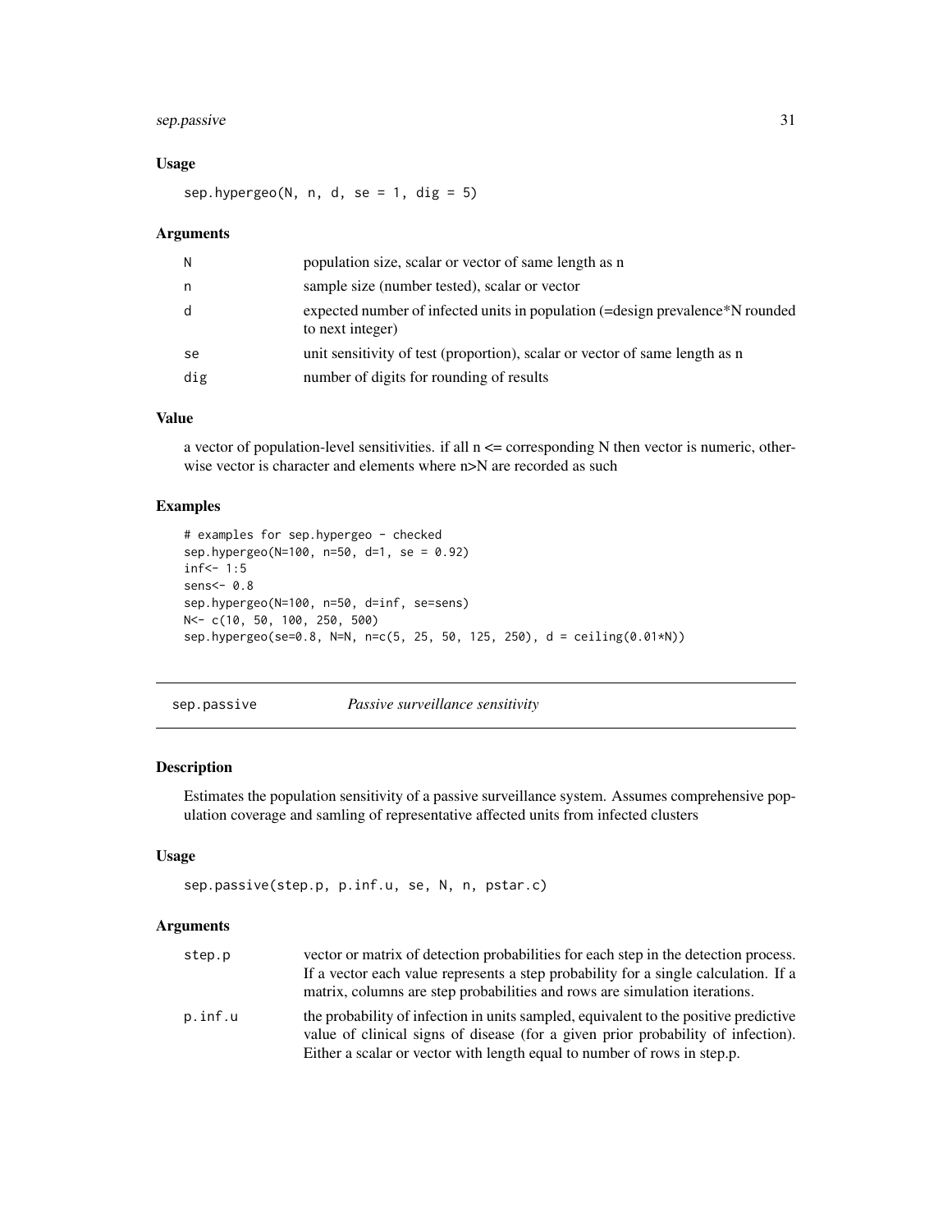### Usage

```
sep.hypergeo(N, n, d, se = 1, dig = 5)
```

### Arguments

| | |
|---|---|
| N | population size, scalar or vector of same length as n |
| n | sample size (number tested), scalar or vector |
| d | expected number of infected units in population (=design prevalence*N rounded to next integer) |
| se | unit sensitivity of test (proportion), scalar or vector of same length as n |
| dig | number of digits for rounding of results |

### Value

a vector of population-level sensitivities. if all n <= corresponding N then vector is numeric, otherwise vector is character and elements where n>N are recorded as such

### Examples

```
# examples for sep.hypergeo - checked
sep.hypergeo(N=100, n=50, d=1, se = 0.92)
inf<- 1:5
sens<- 0.8
sep.hypergeo(N=100, n=50, d=inf, se=sens)
N<- c(10, 50, 100, 250, 500)
sep.hypergeo(se=0.8, N=N, n=c(5, 25, 50, 125, 250), d = ceiling(0.01*N))
```

---

## sep.passive *Passive surveillance sensitivity*

### Description

Estimates the population sensitivity of a passive surveillance system. Assumes comprehensive population coverage and samling of representative affected units from infected clusters

### Usage

```
sep.passive(step.p, p.inf.u, se, N, n, pstar.c)
```

### Arguments

| | |
|---|---|
| step.p | vector or matrix of detection probabilities for each step in the detection process. If a vector each value represents a step probability for a single calculation. If a matrix, columns are step probabilities and rows are simulation iterations. |
| p.inf.u | the probability of infection in units sampled, equivalent to the positive predictive value of clinical signs of disease (for a given prior probability of infection). Either a scalar or vector with length equal to number of rows in step.p. |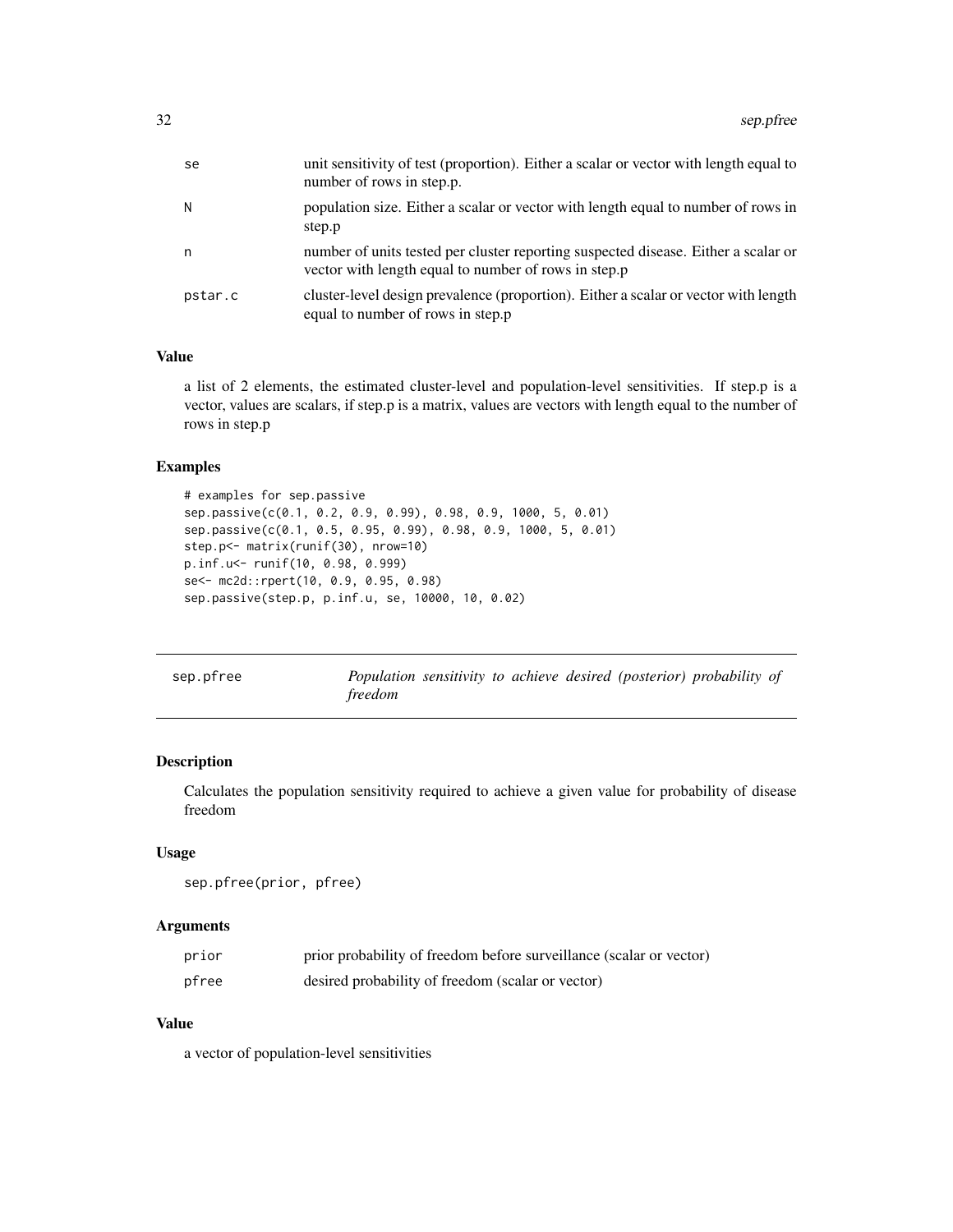| | |
|---|---|
| se | unit sensitivity of test (proportion). Either a scalar or vector with length equal to number of rows in step.p. |
| N | population size. Either a scalar or vector with length equal to number of rows in step.p |
| n | number of units tested per cluster reporting suspected disease. Either a scalar or vector with length equal to number of rows in step.p |
| pstar.c | cluster-level design prevalence (proportion). Either a scalar or vector with length equal to number of rows in step.p |

### Value

a list of 2 elements, the estimated cluster-level and population-level sensitivities. If step.p is a vector, values are scalars, if step.p is a matrix, values are vectors with length equal to the number of rows in step.p

### Examples

```
# examples for sep.passive
sep.passive(c(0.1, 0.2, 0.9, 0.99), 0.98, 0.9, 1000, 5, 0.01)
sep.passive(c(0.1, 0.5, 0.95, 0.99), 0.98, 0.9, 1000, 5, 0.01)
step.p<- matrix(runif(30), nrow=10)
p.inf.u<- runif(10, 0.98, 0.999)
se<- mc2d::rpert(10, 0.9, 0.95, 0.98)
sep.passive(step.p, p.inf.u, se, 10000, 10, 0.02)
```

---

## sep.pfree — *Population sensitivity to achieve desired (posterior) probability of freedom*

---

### Description

Calculates the population sensitivity required to achieve a given value for probability of disease freedom

### Usage

```
sep.pfree(prior, pfree)
```

### Arguments

| | |
|---|---|
| prior | prior probability of freedom before surveillance (scalar or vector) |
| pfree | desired probability of freedom (scalar or vector) |

### Value

a vector of population-level sensitivities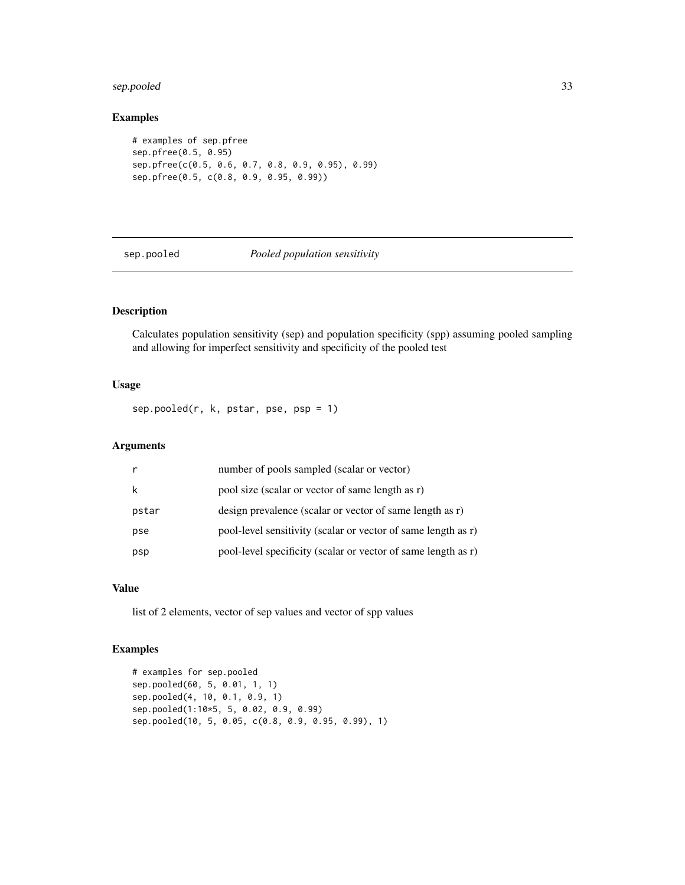### Examples

```
# examples of sep.pfree
sep.pfree(0.5, 0.95)
sep.pfree(c(0.5, 0.6, 0.7, 0.8, 0.9, 0.95), 0.99)
sep.pfree(0.5, c(0.8, 0.9, 0.95, 0.99))
```

---

## sep.pooled *Pooled population sensitivity*

---

### Description

Calculates population sensitivity (sep) and population specificity (spp) assuming pooled sampling and allowing for imperfect sensitivity and specificity of the pooled test

### Usage

```
sep.pooled(r, k, pstar, pse, psp = 1)
```

### Arguments

| | |
|---|---|
| r | number of pools sampled (scalar or vector) |
| k | pool size (scalar or vector of same length as r) |
| pstar | design prevalence (scalar or vector of same length as r) |
| pse | pool-level sensitivity (scalar or vector of same length as r) |
| psp | pool-level specificity (scalar or vector of same length as r) |

### Value

list of 2 elements, vector of sep values and vector of spp values

### Examples

```
# examples for sep.pooled
sep.pooled(60, 5, 0.01, 1, 1)
sep.pooled(4, 10, 0.1, 0.9, 1)
sep.pooled(1:10*5, 5, 0.02, 0.9, 0.99)
sep.pooled(10, 5, 0.05, c(0.8, 0.9, 0.95, 0.99), 1)
```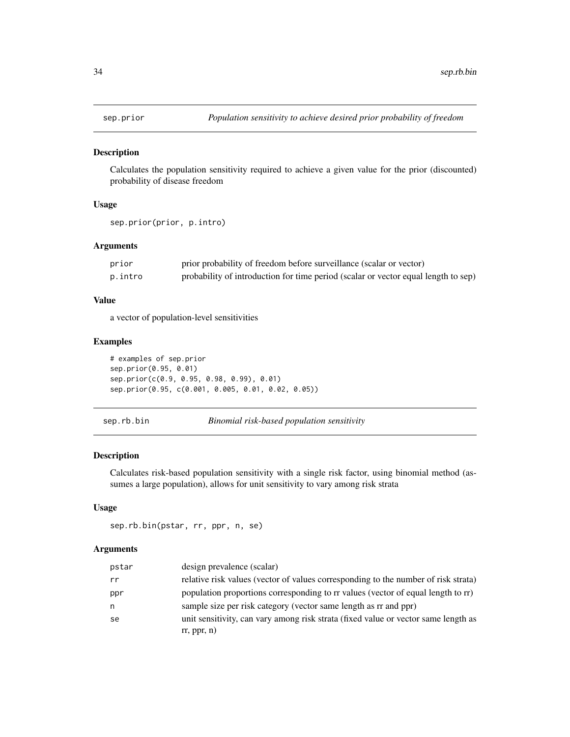## sep.prior — *Population sensitivity to achieve desired prior probability of freedom*

### Description

Calculates the population sensitivity required to achieve a given value for the prior (discounted) probability of disease freedom

### Usage

```
sep.prior(prior, p.intro)
```

### Arguments

| | |
|---|---|
| prior | prior probability of freedom before surveillance (scalar or vector) |
| p.intro | probability of introduction for time period (scalar or vector equal length to sep) |

### Value

a vector of population-level sensitivities

### Examples

```
# examples of sep.prior
sep.prior(0.95, 0.01)
sep.prior(c(0.9, 0.95, 0.98, 0.99), 0.01)
sep.prior(0.95, c(0.001, 0.005, 0.01, 0.02, 0.05))
```

## sep.rb.bin — *Binomial risk-based population sensitivity*

### Description

Calculates risk-based population sensitivity with a single risk factor, using binomial method (assumes a large population), allows for unit sensitivity to vary among risk strata

### Usage

```
sep.rb.bin(pstar, rr, ppr, n, se)
```

### Arguments

| | |
|---|---|
| pstar | design prevalence (scalar) |
| rr | relative risk values (vector of values corresponding to the number of risk strata) |
| ppr | population proportions corresponding to rr values (vector of equal length to rr) |
| n | sample size per risk category (vector same length as rr and ppr) |
| se | unit sensitivity, can vary among risk strata (fixed value or vector same length as rr, ppr, n) |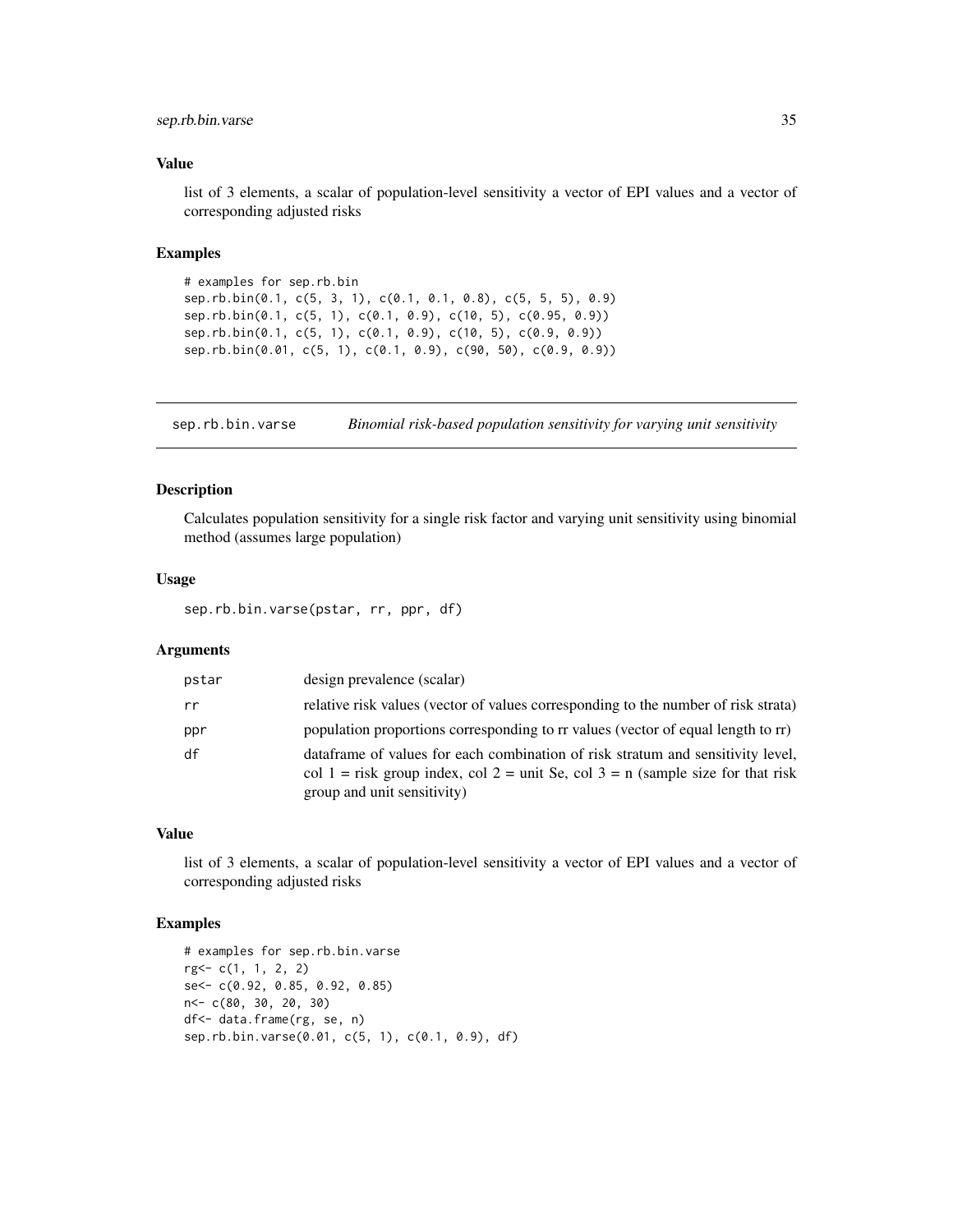### Value

list of 3 elements, a scalar of population-level sensitivity a vector of EPI values and a vector of corresponding adjusted risks

### Examples

```
# examples for sep.rb.bin
sep.rb.bin(0.1, c(5, 3, 1), c(0.1, 0.1, 0.8), c(5, 5, 5), 0.9)
sep.rb.bin(0.1, c(5, 1), c(0.1, 0.9), c(10, 5), c(0.95, 0.9))
sep.rb.bin(0.1, c(5, 1), c(0.1, 0.9), c(10, 5), c(0.9, 0.9))
sep.rb.bin(0.01, c(5, 1), c(0.1, 0.9), c(90, 50), c(0.9, 0.9))
```

---

## sep.rb.bin.varse — *Binomial risk-based population sensitivity for varying unit sensitivity*

### Description

Calculates population sensitivity for a single risk factor and varying unit sensitivity using binomial method (assumes large population)

### Usage

```
sep.rb.bin.varse(pstar, rr, ppr, df)
```

### Arguments

| Argument | Description |
|---|---|
| pstar | design prevalence (scalar) |
| rr | relative risk values (vector of values corresponding to the number of risk strata) |
| ppr | population proportions corresponding to rr values (vector of equal length to rr) |
| df | dataframe of values for each combination of risk stratum and sensitivity level, col 1 = risk group index, col 2 = unit Se, col 3 = n (sample size for that risk group and unit sensitivity) |

### Value

list of 3 elements, a scalar of population-level sensitivity a vector of EPI values and a vector of corresponding adjusted risks

### Examples

```
# examples for sep.rb.bin.varse
rg<- c(1, 1, 2, 2)
se<- c(0.92, 0.85, 0.92, 0.85)
n<- c(80, 30, 20, 30)
df<- data.frame(rg, se, n)
sep.rb.bin.varse(0.01, c(5, 1), c(0.1, 0.9), df)
```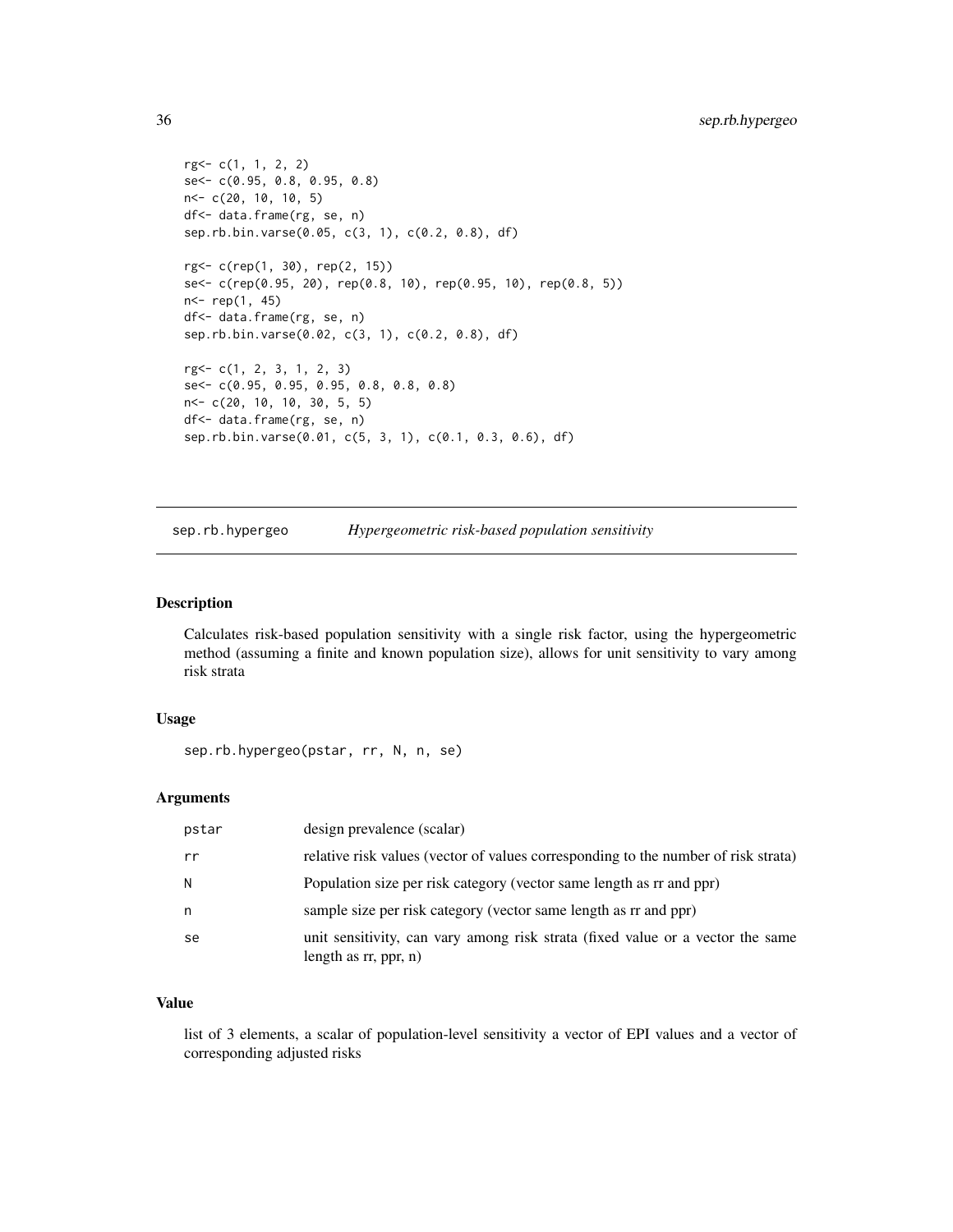```
rg<- c(1, 1, 2, 2)
se<- c(0.95, 0.8, 0.95, 0.8)
n<- c(20, 10, 10, 5)
df<- data.frame(rg, se, n)
sep.rb.bin.varse(0.05, c(3, 1), c(0.2, 0.8), df)

rg<- c(rep(1, 30), rep(2, 15))
se<- c(rep(0.95, 20), rep(0.8, 10), rep(0.95, 10), rep(0.8, 5))
n<- rep(1, 45)
df<- data.frame(rg, se, n)
sep.rb.bin.varse(0.02, c(3, 1), c(0.2, 0.8), df)

rg<- c(1, 2, 3, 1, 2, 3)
se<- c(0.95, 0.95, 0.95, 0.8, 0.8, 0.8)
n<- c(20, 10, 10, 30, 5, 5)
df<- data.frame(rg, se, n)
sep.rb.bin.varse(0.01, c(5, 3, 1), c(0.1, 0.3, 0.6), df)
```

## sep.rb.hypergeo *Hypergeometric risk-based population sensitivity*

### Description

Calculates risk-based population sensitivity with a single risk factor, using the hypergeometric method (assuming a finite and known population size), allows for unit sensitivity to vary among risk strata

### Usage

```
sep.rb.hypergeo(pstar, rr, N, n, se)
```

### Arguments

| | |
|---|---|
| pstar | design prevalence (scalar) |
| rr | relative risk values (vector of values corresponding to the number of risk strata) |
| N | Population size per risk category (vector same length as rr and ppr) |
| n | sample size per risk category (vector same length as rr and ppr) |
| se | unit sensitivity, can vary among risk strata (fixed value or a vector the same length as rr, ppr, n) |

### Value

list of 3 elements, a scalar of population-level sensitivity a vector of EPI values and a vector of corresponding adjusted risks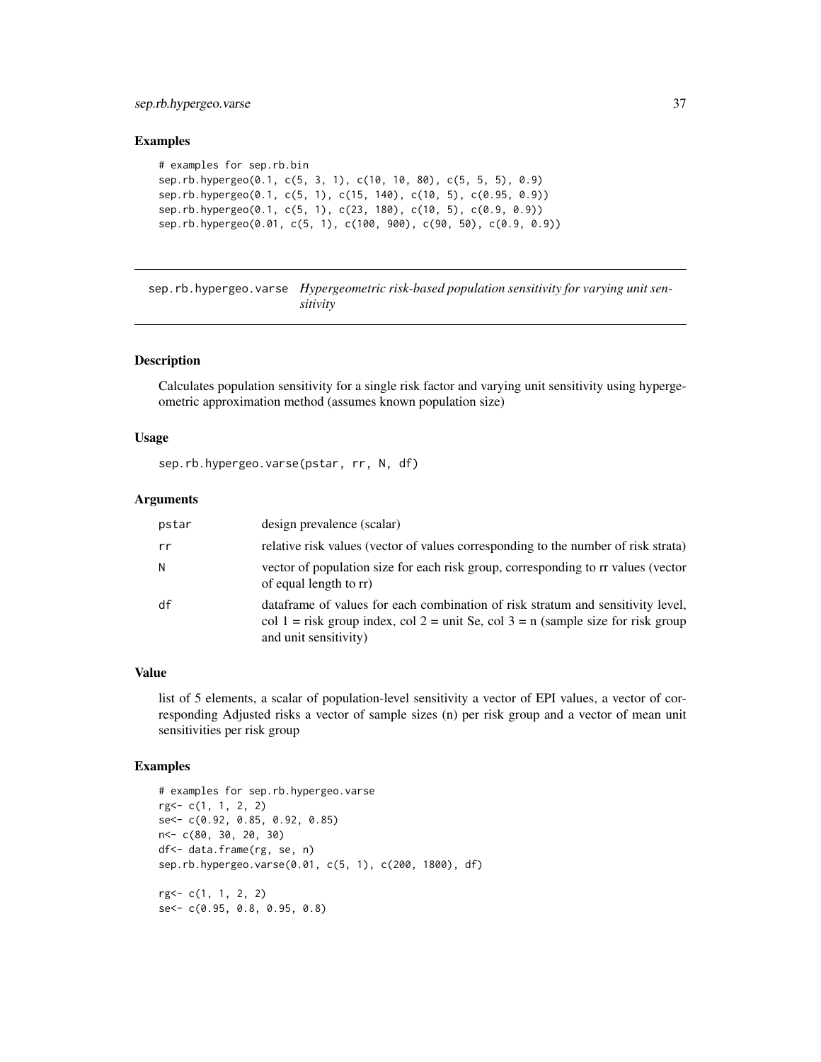## Examples

```
# examples for sep.rb.bin
sep.rb.hypergeo(0.1, c(5, 3, 1), c(10, 10, 80), c(5, 5, 5), 0.9)
sep.rb.hypergeo(0.1, c(5, 1), c(15, 140), c(10, 5), c(0.95, 0.9))
sep.rb.hypergeo(0.1, c(5, 1), c(23, 180), c(10, 5), c(0.9, 0.9))
sep.rb.hypergeo(0.01, c(5, 1), c(100, 900), c(90, 50), c(0.9, 0.9))
```

---

# sep.rb.hypergeo.varse *Hypergeometric risk-based population sensitivity for varying unit sensitivity*

---

## Description

Calculates population sensitivity for a single risk factor and varying unit sensitivity using hypergeometric approximation method (assumes known population size)

## Usage

```
sep.rb.hypergeo.varse(pstar, rr, N, df)
```

## Arguments

| | |
|---|---|
| pstar | design prevalence (scalar) |
| rr | relative risk values (vector of values corresponding to the number of risk strata) |
| N | vector of population size for each risk group, corresponding to rr values (vector of equal length to rr) |
| df | dataframe of values for each combination of risk stratum and sensitivity level, col 1 = risk group index, col 2 = unit Se, col 3 = n (sample size for risk group and unit sensitivity) |

## Value

list of 5 elements, a scalar of population-level sensitivity a vector of EPI values, a vector of corresponding Adjusted risks a vector of sample sizes (n) per risk group and a vector of mean unit sensitivities per risk group

## Examples

```
# examples for sep.rb.hypergeo.varse
rg<- c(1, 1, 2, 2)
se<- c(0.92, 0.85, 0.92, 0.85)
n<- c(80, 30, 20, 30)
df<- data.frame(rg, se, n)
sep.rb.hypergeo.varse(0.01, c(5, 1), c(200, 1800), df)

rg<- c(1, 1, 2, 2)
se<- c(0.95, 0.8, 0.95, 0.8)
```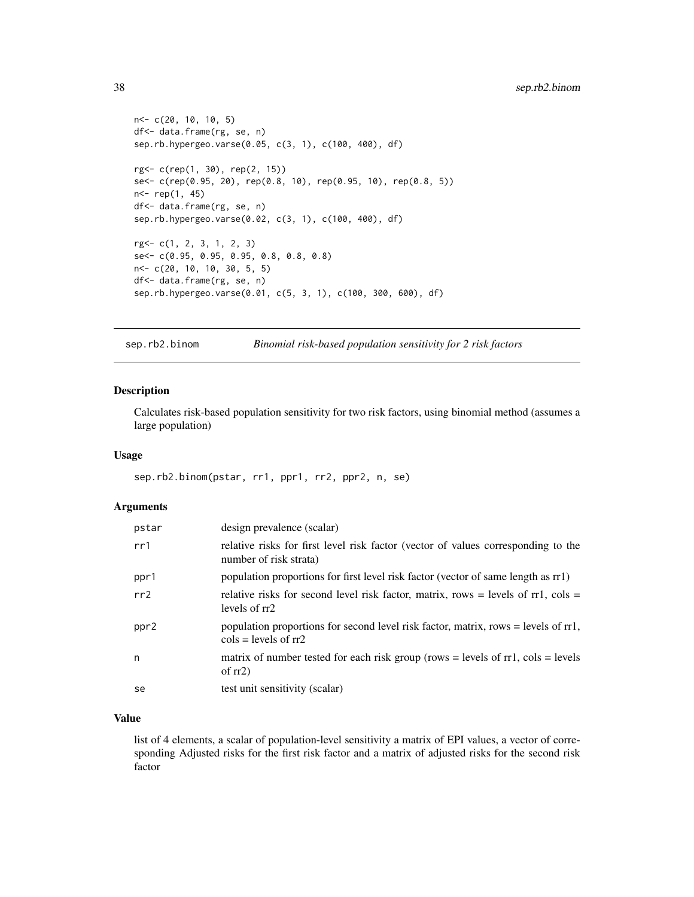```
n<- c(20, 10, 10, 5)
df<- data.frame(rg, se, n)
sep.rb.hypergeo.varse(0.05, c(3, 1), c(100, 400), df)

rg<- c(rep(1, 30), rep(2, 15))
se<- c(rep(0.95, 20), rep(0.8, 10), rep(0.95, 10), rep(0.8, 5))
n<- rep(1, 45)
df<- data.frame(rg, se, n)
sep.rb.hypergeo.varse(0.02, c(3, 1), c(100, 400), df)

rg<- c(1, 2, 3, 1, 2, 3)
se<- c(0.95, 0.95, 0.95, 0.8, 0.8, 0.8)
n<- c(20, 10, 10, 30, 5, 5)
df<- data.frame(rg, se, n)
sep.rb.hypergeo.varse(0.01, c(5, 3, 1), c(100, 300, 600), df)
```

## sep.rb2.binom — *Binomial risk-based population sensitivity for 2 risk factors*

### Description

Calculates risk-based population sensitivity for two risk factors, using binomial method (assumes a large population)

### Usage

```
sep.rb2.binom(pstar, rr1, ppr1, rr2, ppr2, n, se)
```

### Arguments

| | |
|---|---|
| pstar | design prevalence (scalar) |
| rr1 | relative risks for first level risk factor (vector of values corresponding to the number of risk strata) |
| ppr1 | population proportions for first level risk factor (vector of same length as rr1) |
| rr2 | relative risks for second level risk factor, matrix, rows = levels of rr1, cols = levels of rr2 |
| ppr2 | population proportions for second level risk factor, matrix, rows = levels of rr1, cols = levels of rr2 |
| n | matrix of number tested for each risk group (rows = levels of rr1, cols = levels of rr2) |
| se | test unit sensitivity (scalar) |

### Value

list of 4 elements, a scalar of population-level sensitivity a matrix of EPI values, a vector of corresponding Adjusted risks for the first risk factor and a matrix of adjusted risks for the second risk factor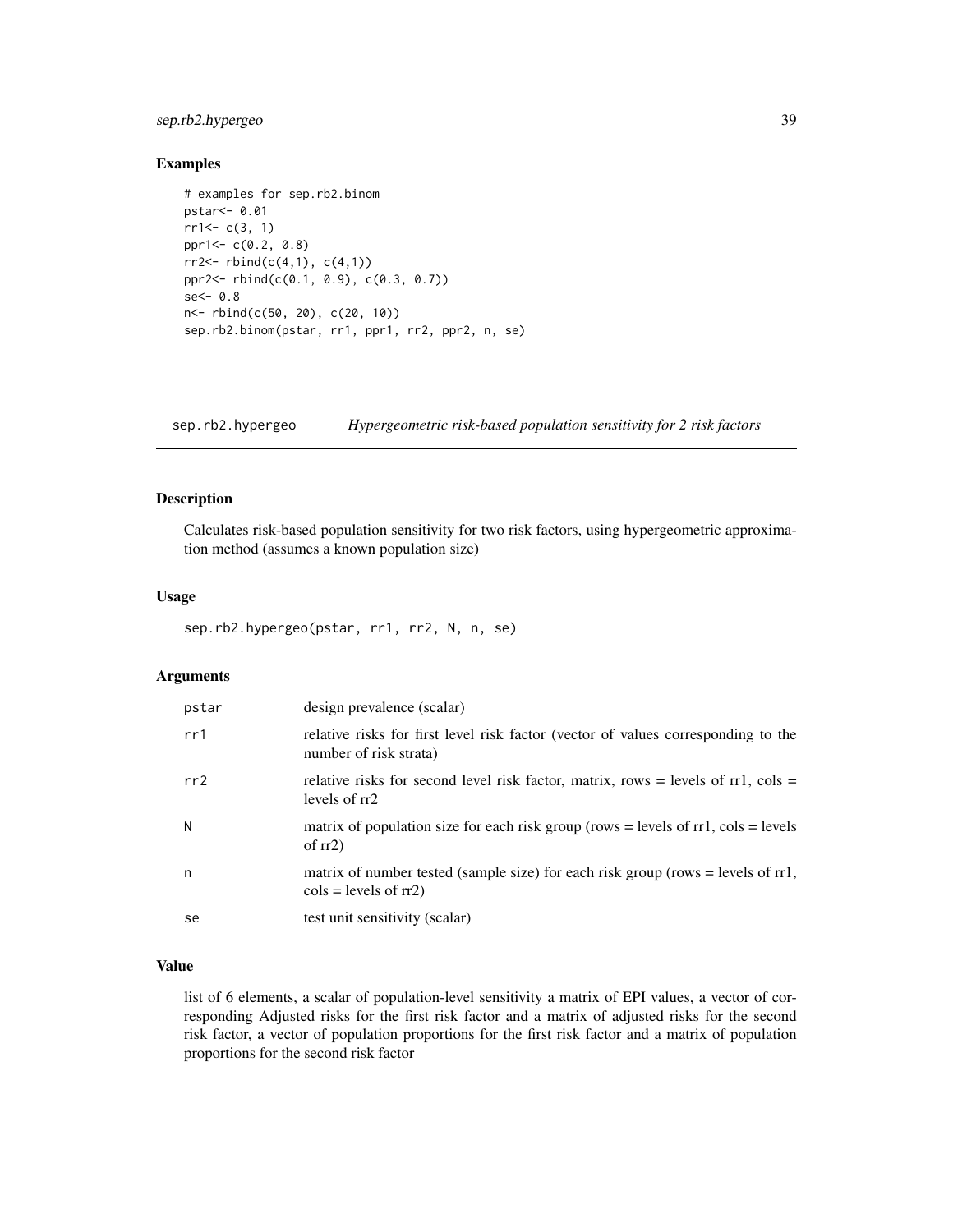## Examples

```
# examples for sep.rb2.binom
pstar<- 0.01
rr1<- c(3, 1)
ppr1<- c(0.2, 0.8)
rr2<- rbind(c(4,1), c(4,1))
ppr2<- rbind(c(0.1, 0.9), c(0.3, 0.7))
se<- 0.8
n<- rbind(c(50, 20), c(20, 10))
sep.rb2.binom(pstar, rr1, ppr1, rr2, ppr2, n, se)
```

---

# sep.rb2.hypergeo — *Hypergeometric risk-based population sensitivity for 2 risk factors*

## Description

Calculates risk-based population sensitivity for two risk factors, using hypergeometric approximation method (assumes a known population size)

## Usage

```
sep.rb2.hypergeo(pstar, rr1, rr2, N, n, se)
```

## Arguments

| | |
|---|---|
| pstar | design prevalence (scalar) |
| rr1 | relative risks for first level risk factor (vector of values corresponding to the number of risk strata) |
| rr2 | relative risks for second level risk factor, matrix, rows = levels of rr1, cols = levels of rr2 |
| N | matrix of population size for each risk group (rows = levels of rr1, cols = levels of rr2) |
| n | matrix of number tested (sample size) for each risk group (rows = levels of rr1, cols = levels of rr2) |
| se | test unit sensitivity (scalar) |

## Value

list of 6 elements, a scalar of population-level sensitivity a matrix of EPI values, a vector of corresponding Adjusted risks for the first risk factor and a matrix of adjusted risks for the second risk factor, a vector of population proportions for the first risk factor and a matrix of population proportions for the second risk factor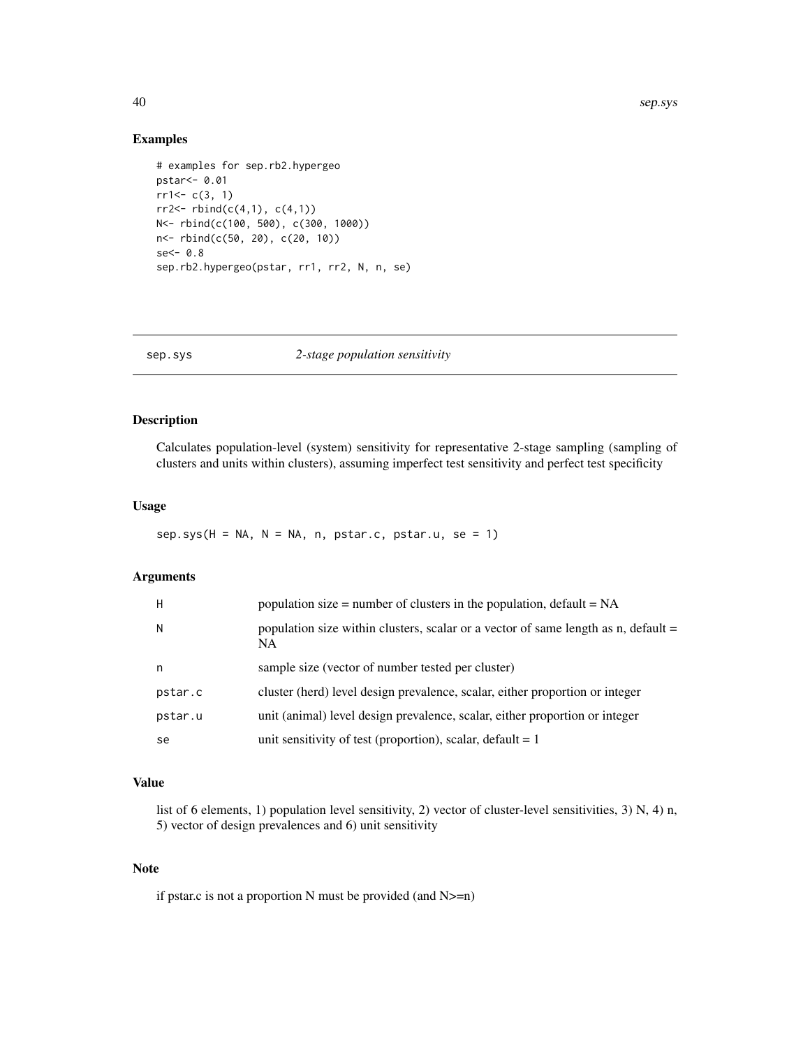## Examples

```
# examples for sep.rb2.hypergeo
pstar<- 0.01
rr1<- c(3, 1)
rr2<- rbind(c(4,1), c(4,1))
N<- rbind(c(100, 500), c(300, 1000))
n<- rbind(c(50, 20), c(20, 10))
se<- 0.8
sep.rb2.hypergeo(pstar, rr1, rr2, N, n, se)
```

---

# sep.sys *2-stage population sensitivity*

---

## Description

Calculates population-level (system) sensitivity for representative 2-stage sampling (sampling of clusters and units within clusters), assuming imperfect test sensitivity and perfect test specificity

## Usage

```
sep.sys(H = NA, N = NA, n, pstar.c, pstar.u, se = 1)
```

## Arguments

| | |
|---|---|
| H | population size = number of clusters in the population, default = NA |
| N | population size within clusters, scalar or a vector of same length as n, default = NA |
| n | sample size (vector of number tested per cluster) |
| pstar.c | cluster (herd) level design prevalence, scalar, either proportion or integer |
| pstar.u | unit (animal) level design prevalence, scalar, either proportion or integer |
| se | unit sensitivity of test (proportion), scalar, default = 1 |

## Value

list of 6 elements, 1) population level sensitivity, 2) vector of cluster-level sensitivities, 3) N, 4) n, 5) vector of design prevalences and 6) unit sensitivity

## Note

if pstar.c is not a proportion N must be provided (and N>=n)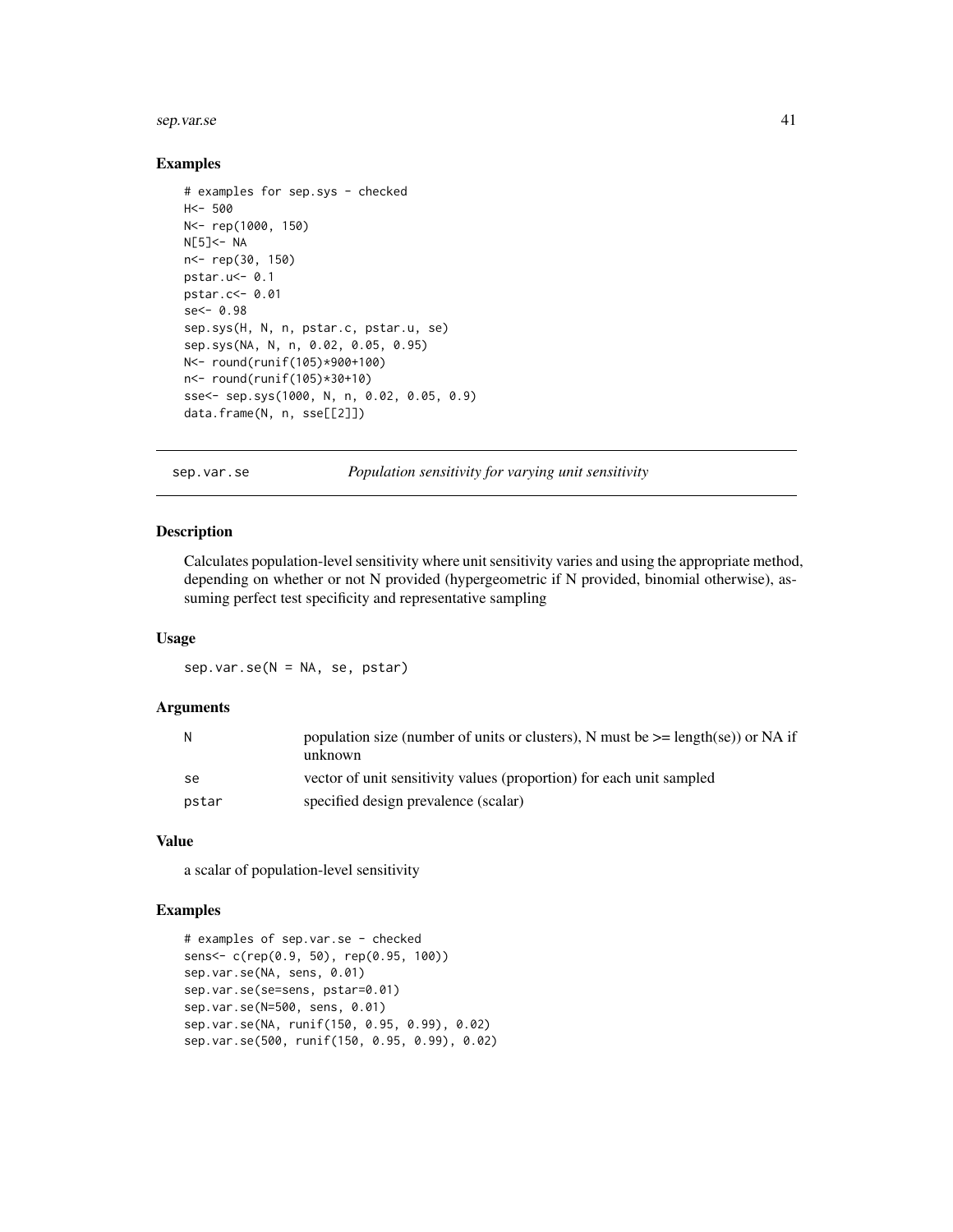### Examples

```
# examples for sep.sys - checked
H<- 500
N<- rep(1000, 150)
N[5]<- NA
n<- rep(30, 150)
pstar.u<- 0.1
pstar.c<- 0.01
se<- 0.98
sep.sys(H, N, n, pstar.c, pstar.u, se)
sep.sys(NA, N, n, 0.02, 0.05, 0.95)
N<- round(runif(105)*900+100)
n<- round(runif(105)*30+10)
sse<- sep.sys(1000, N, n, 0.02, 0.05, 0.9)
data.frame(N, n, sse[[2]])
```

---

## sep.var.se — *Population sensitivity for varying unit sensitivity*

### Description

Calculates population-level sensitivity where unit sensitivity varies and using the appropriate method, depending on whether or not N provided (hypergeometric if N provided, binomial otherwise), assuming perfect test specificity and representative sampling

### Usage

```
sep.var.se(N = NA, se, pstar)
```

### Arguments

| | |
|---|---|
| N | population size (number of units or clusters), N must be >= length(se)) or NA if unknown |
| se | vector of unit sensitivity values (proportion) for each unit sampled |
| pstar | specified design prevalence (scalar) |

### Value

a scalar of population-level sensitivity

### Examples

```
# examples of sep.var.se - checked
sens<- c(rep(0.9, 50), rep(0.95, 100))
sep.var.se(NA, sens, 0.01)
sep.var.se(se=sens, pstar=0.01)
sep.var.se(N=500, sens, 0.01)
sep.var.se(NA, runif(150, 0.95, 0.99), 0.02)
sep.var.se(500, runif(150, 0.95, 0.99), 0.02)
```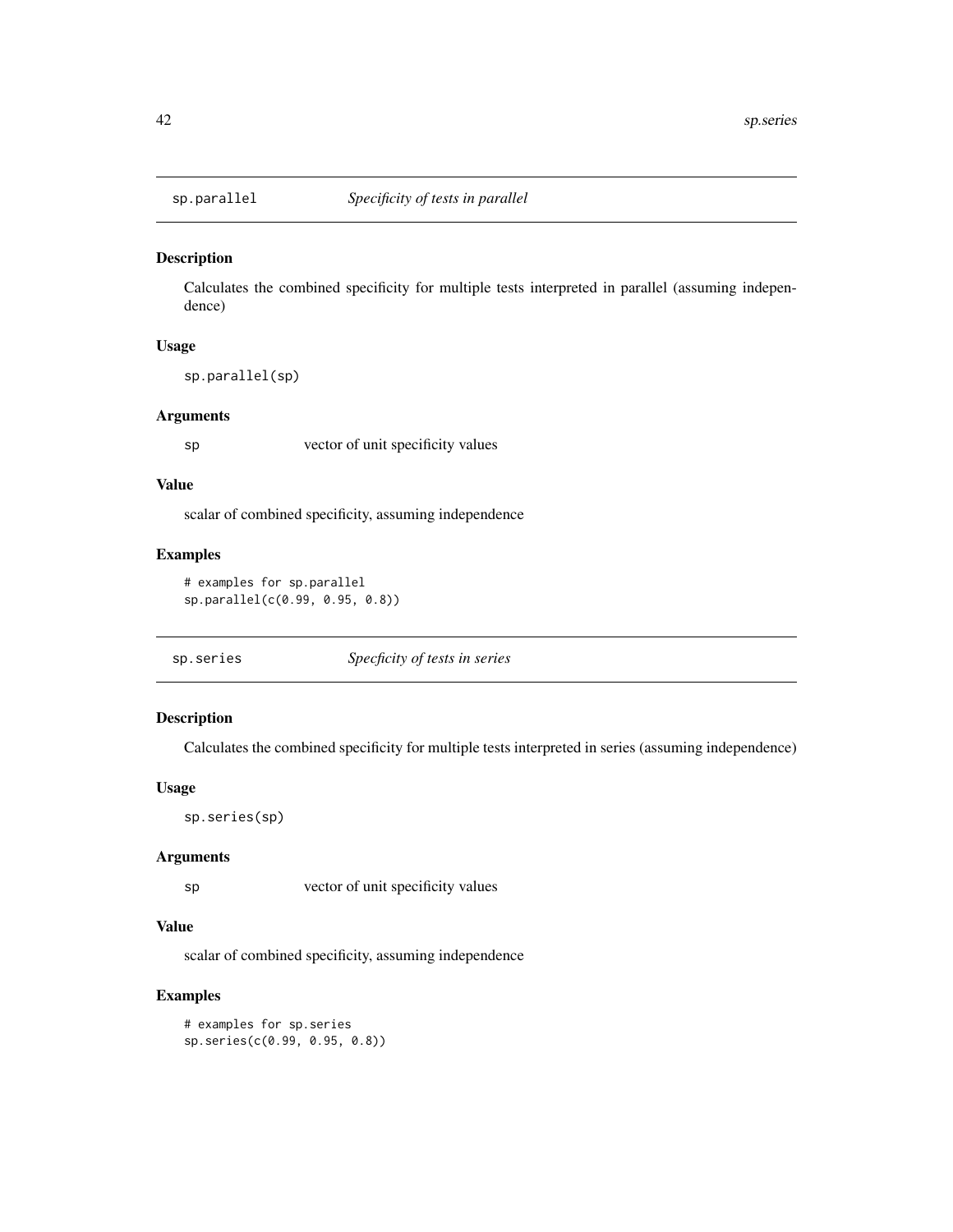## sp.parallel *Specificity of tests in parallel*

### Description

Calculates the combined specificity for multiple tests interpreted in parallel (assuming independence)

### Usage

```
sp.parallel(sp)
```

### Arguments

| | |
|---|---|
| sp | vector of unit specificity values |

### Value

scalar of combined specificity, assuming independence

### Examples

```
# examples for sp.parallel
sp.parallel(c(0.99, 0.95, 0.8))
```

## sp.series *Specficity of tests in series*

### Description

Calculates the combined specificity for multiple tests interpreted in series (assuming independence)

### Usage

```
sp.series(sp)
```

### Arguments

| | |
|---|---|
| sp | vector of unit specificity values |

### Value

scalar of combined specificity, assuming independence

### Examples

```
# examples for sp.series
sp.series(c(0.99, 0.95, 0.8))
```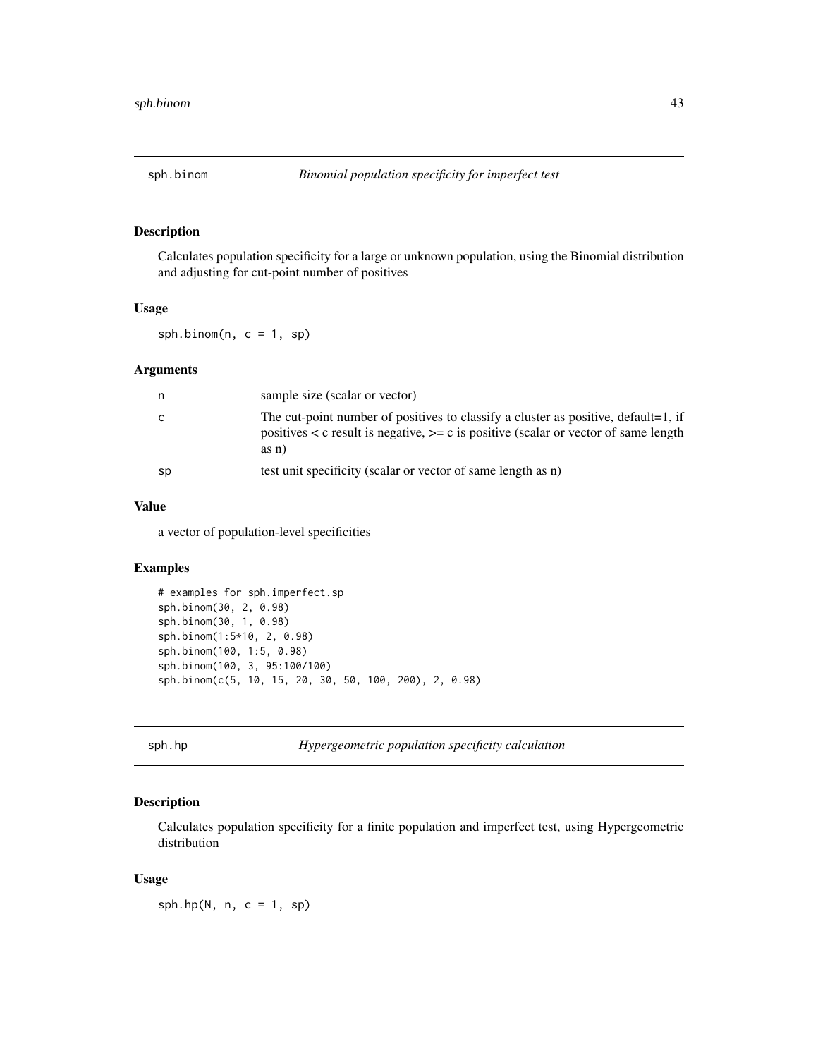## sph.binom — *Binomial population specificity for imperfect test*

### Description

Calculates population specificity for a large or unknown population, using the Binomial distribution and adjusting for cut-point number of positives

### Usage

```
sph.binom(n, c = 1, sp)
```

### Arguments

| | |
|---|---|
| n | sample size (scalar or vector) |
| c | The cut-point number of positives to classify a cluster as positive, default=1, if positives < c result is negative, >= c is positive (scalar or vector of same length as n) |
| sp | test unit specificity (scalar or vector of same length as n) |

### Value

a vector of population-level specificities

### Examples

```
# examples for sph.imperfect.sp
sph.binom(30, 2, 0.98)
sph.binom(30, 1, 0.98)
sph.binom(1:5*10, 2, 0.98)
sph.binom(100, 1:5, 0.98)
sph.binom(100, 3, 95:100/100)
sph.binom(c(5, 10, 15, 20, 30, 50, 100, 200), 2, 0.98)
```

## sph.hp — *Hypergeometric population specificity calculation*

### Description

Calculates population specificity for a finite population and imperfect test, using Hypergeometric distribution

### Usage

```
sph.hp(N, n, c = 1, sp)
```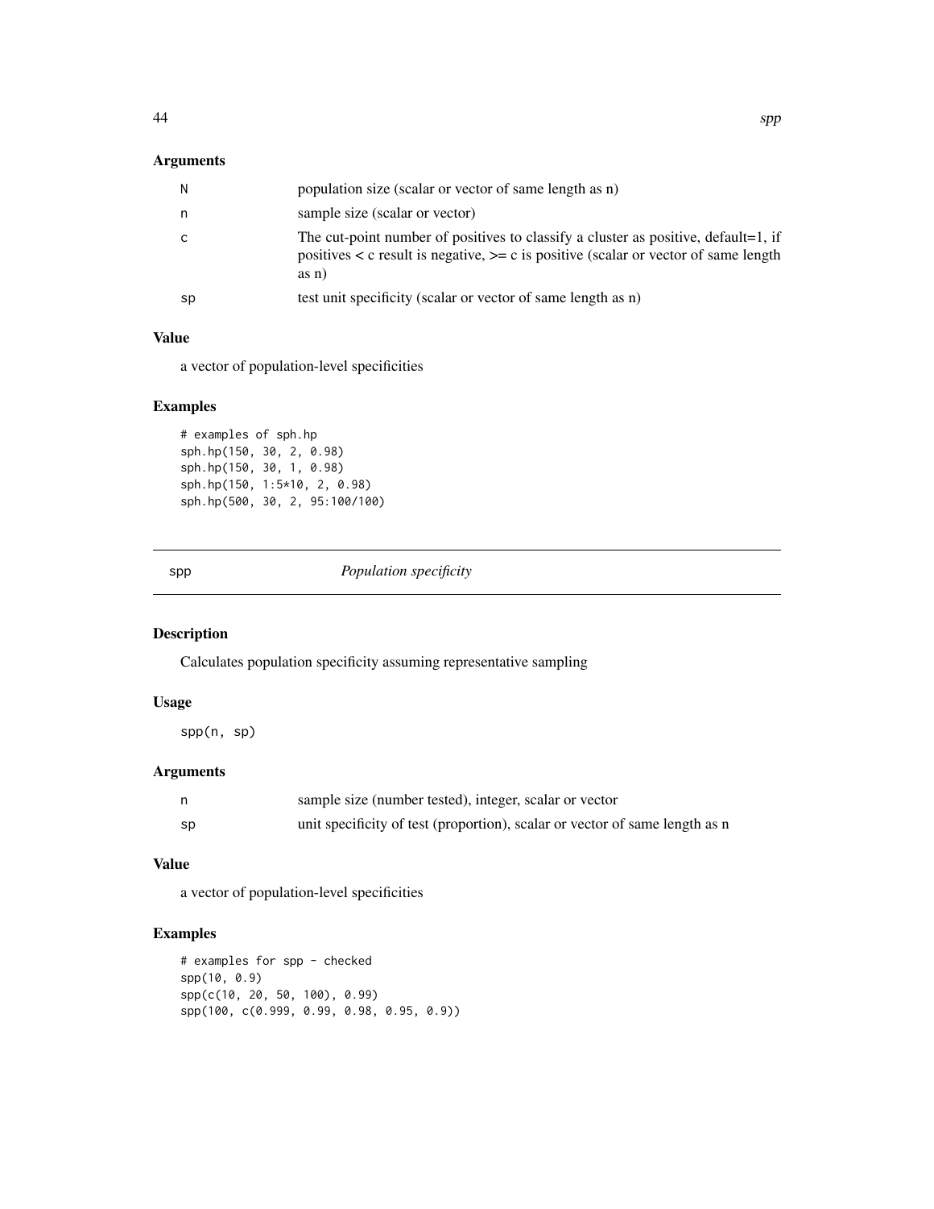### Arguments

| | |
|---|---|
| N | population size (scalar or vector of same length as n) |
| n | sample size (scalar or vector) |
| c | The cut-point number of positives to classify a cluster as positive, default=1, if positives < c result is negative, >= c is positive (scalar or vector of same length as n) |
| sp | test unit specificity (scalar or vector of same length as n) |

### Value

a vector of population-level specificities

### Examples

```
# examples of sph.hp
sph.hp(150, 30, 2, 0.98)
sph.hp(150, 30, 1, 0.98)
sph.hp(150, 1:5*10, 2, 0.98)
sph.hp(500, 30, 2, 95:100/100)
```

---

## spp — *Population specificity*

### Description

Calculates population specificity assuming representative sampling

### Usage

```
spp(n, sp)
```

### Arguments

| | |
|---|---|
| n | sample size (number tested), integer, scalar or vector |
| sp | unit specificity of test (proportion), scalar or vector of same length as n |

### Value

a vector of population-level specificities

### Examples

```
# examples for spp - checked
spp(10, 0.9)
spp(c(10, 20, 50, 100), 0.99)
spp(100, c(0.999, 0.99, 0.98, 0.95, 0.9))
```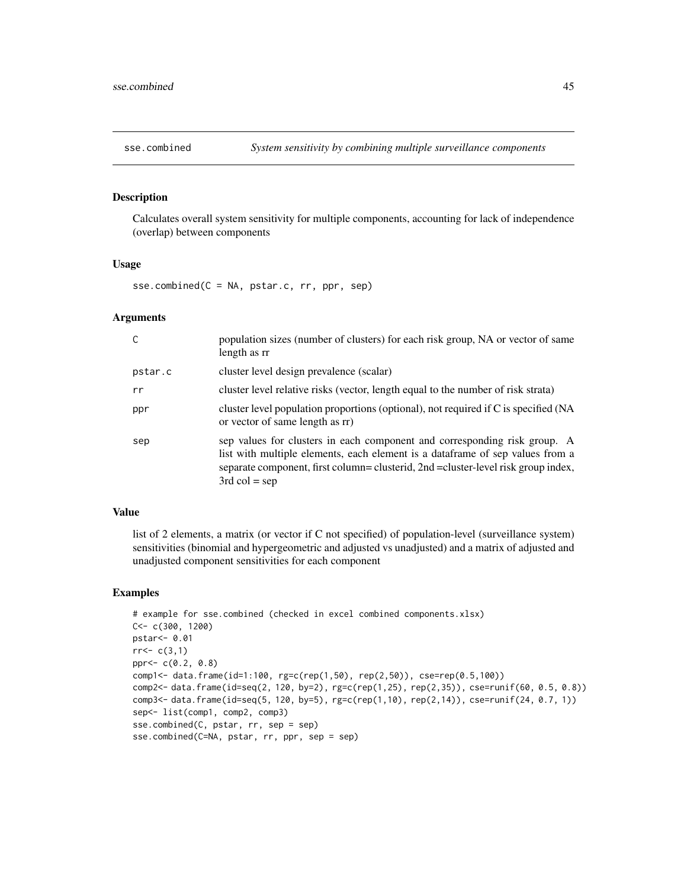# sse.combined — *System sensitivity by combining multiple surveillance components*

## Description

Calculates overall system sensitivity for multiple components, accounting for lack of independence (overlap) between components

## Usage

```
sse.combined(C = NA, pstar.c, rr, ppr, sep)
```

## Arguments

| | |
|---|---|
| `C` | population sizes (number of clusters) for each risk group, NA or vector of same length as rr |
| `pstar.c` | cluster level design prevalence (scalar) |
| `rr` | cluster level relative risks (vector, length equal to the number of risk strata) |
| `ppr` | cluster level population proportions (optional), not required if C is specified (NA or vector of same length as rr) |
| `sep` | sep values for clusters in each component and corresponding risk group. A list with multiple elements, each element is a dataframe of sep values from a separate component, first column= clusterid, 2nd =cluster-level risk group index, 3rd col = sep |

## Value

list of 2 elements, a matrix (or vector if C not specified) of population-level (surveillance system) sensitivities (binomial and hypergeometric and adjusted vs unadjusted) and a matrix of adjusted and unadjusted component sensitivities for each component

## Examples

```
# example for sse.combined (checked in excel combined components.xlsx)
C<- c(300, 1200)
pstar<- 0.01
rr<- c(3,1)
ppr<- c(0.2, 0.8)
comp1<- data.frame(id=1:100, rg=c(rep(1,50), rep(2,50)), cse=rep(0.5,100))
comp2<- data.frame(id=seq(2, 120, by=2), rg=c(rep(1,25), rep(2,35)), cse=runif(60, 0.5, 0.8))
comp3<- data.frame(id=seq(5, 120, by=5), rg=c(rep(1,10), rep(2,14)), cse=runif(24, 0.7, 1))
sep<- list(comp1, comp2, comp3)
sse.combined(C, pstar, rr, sep = sep)
sse.combined(C=NA, pstar, rr, ppr, sep = sep)
```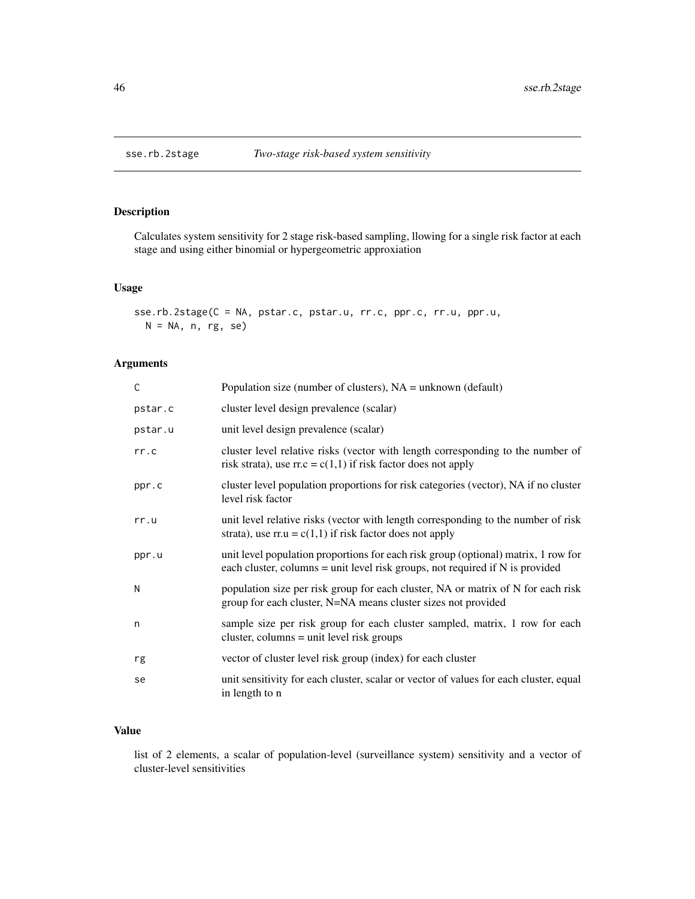# sse.rb.2stage — *Two-stage risk-based system sensitivity*

## Description

Calculates system sensitivity for 2 stage risk-based sampling, llowing for a single risk factor at each stage and using either binomial or hypergeometric approxiation

## Usage

```
sse.rb.2stage(C = NA, pstar.c, pstar.u, rr.c, ppr.c, rr.u, ppr.u,
  N = NA, n, rg, se)
```

## Arguments

| | |
|---|---|
| C | Population size (number of clusters), NA = unknown (default) |
| pstar.c | cluster level design prevalence (scalar) |
| pstar.u | unit level design prevalence (scalar) |
| rr.c | cluster level relative risks (vector with length corresponding to the number of risk strata), use rr.c = c(1,1) if risk factor does not apply |
| ppr.c | cluster level population proportions for risk categories (vector), NA if no cluster level risk factor |
| rr.u | unit level relative risks (vector with length corresponding to the number of risk strata), use rr.u = c(1,1) if risk factor does not apply |
| ppr.u | unit level population proportions for each risk group (optional) matrix, 1 row for each cluster, columns = unit level risk groups, not required if N is provided |
| N | population size per risk group for each cluster, NA or matrix of N for each risk group for each cluster, N=NA means cluster sizes not provided |
| n | sample size per risk group for each cluster sampled, matrix, 1 row for each cluster, columns = unit level risk groups |
| rg | vector of cluster level risk group (index) for each cluster |
| se | unit sensitivity for each cluster, scalar or vector of values for each cluster, equal in length to n |

## Value

list of 2 elements, a scalar of population-level (surveillance system) sensitivity and a vector of cluster-level sensitivities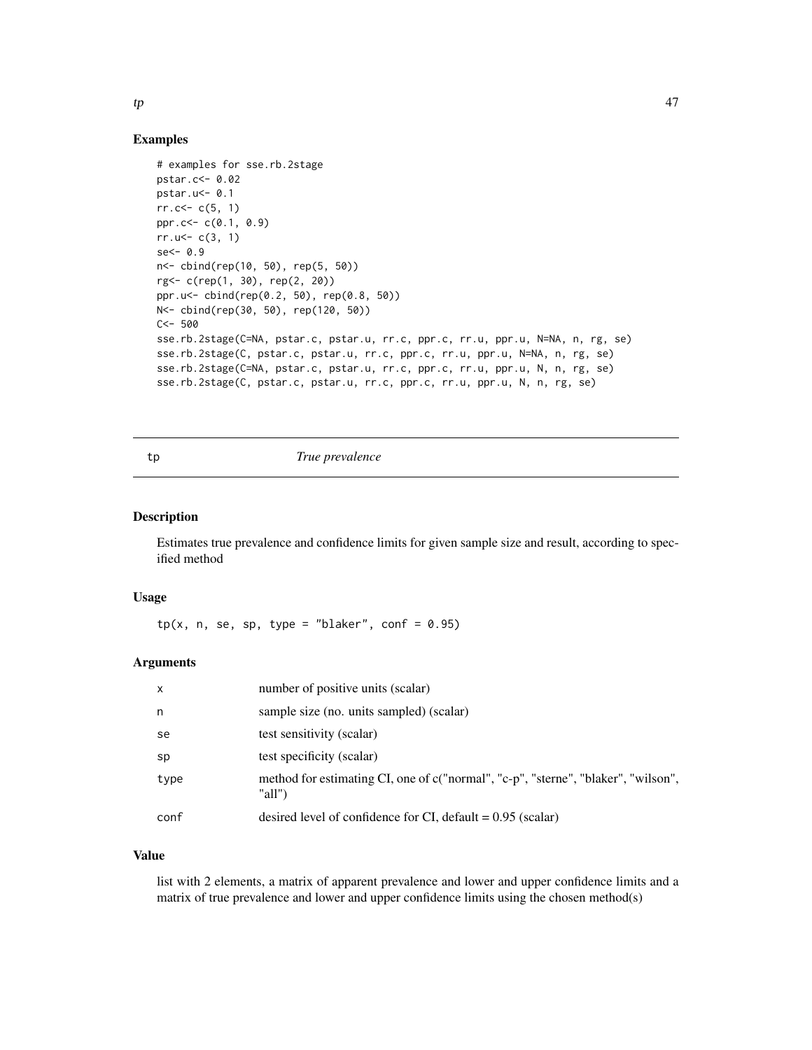## Examples

```
# examples for sse.rb.2stage
pstar.c<- 0.02
pstar.u<- 0.1
rr.c<- c(5, 1)
ppr.c<- c(0.1, 0.9)
rr.u<- c(3, 1)
se<- 0.9
n<- cbind(rep(10, 50), rep(5, 50))
rg<- c(rep(1, 30), rep(2, 20))
ppr.u<- cbind(rep(0.2, 50), rep(0.8, 50))
N<- cbind(rep(30, 50), rep(120, 50))
C<- 500
sse.rb.2stage(C=NA, pstar.c, pstar.u, rr.c, ppr.c, rr.u, ppr.u, N=NA, n, rg, se)
sse.rb.2stage(C, pstar.c, pstar.u, rr.c, ppr.c, rr.u, ppr.u, N=NA, n, rg, se)
sse.rb.2stage(C=NA, pstar.c, pstar.u, rr.c, ppr.c, rr.u, ppr.u, N, n, rg, se)
sse.rb.2stage(C, pstar.c, pstar.u, rr.c, ppr.c, rr.u, ppr.u, N, n, rg, se)
```

---

# tp — *True prevalence*

## Description

Estimates true prevalence and confidence limits for given sample size and result, according to specified method

## Usage

```
tp(x, n, se, sp, type = "blaker", conf = 0.95)
```

## Arguments

| | |
|---|---|
| x | number of positive units (scalar) |
| n | sample size (no. units sampled) (scalar) |
| se | test sensitivity (scalar) |
| sp | test specificity (scalar) |
| type | method for estimating CI, one of c("normal", "c-p", "sterne", "blaker", "wilson", "all") |
| conf | desired level of confidence for CI, default = 0.95 (scalar) |

## Value

list with 2 elements, a matrix of apparent prevalence and lower and upper confidence limits and a matrix of true prevalence and lower and upper confidence limits using the chosen method(s)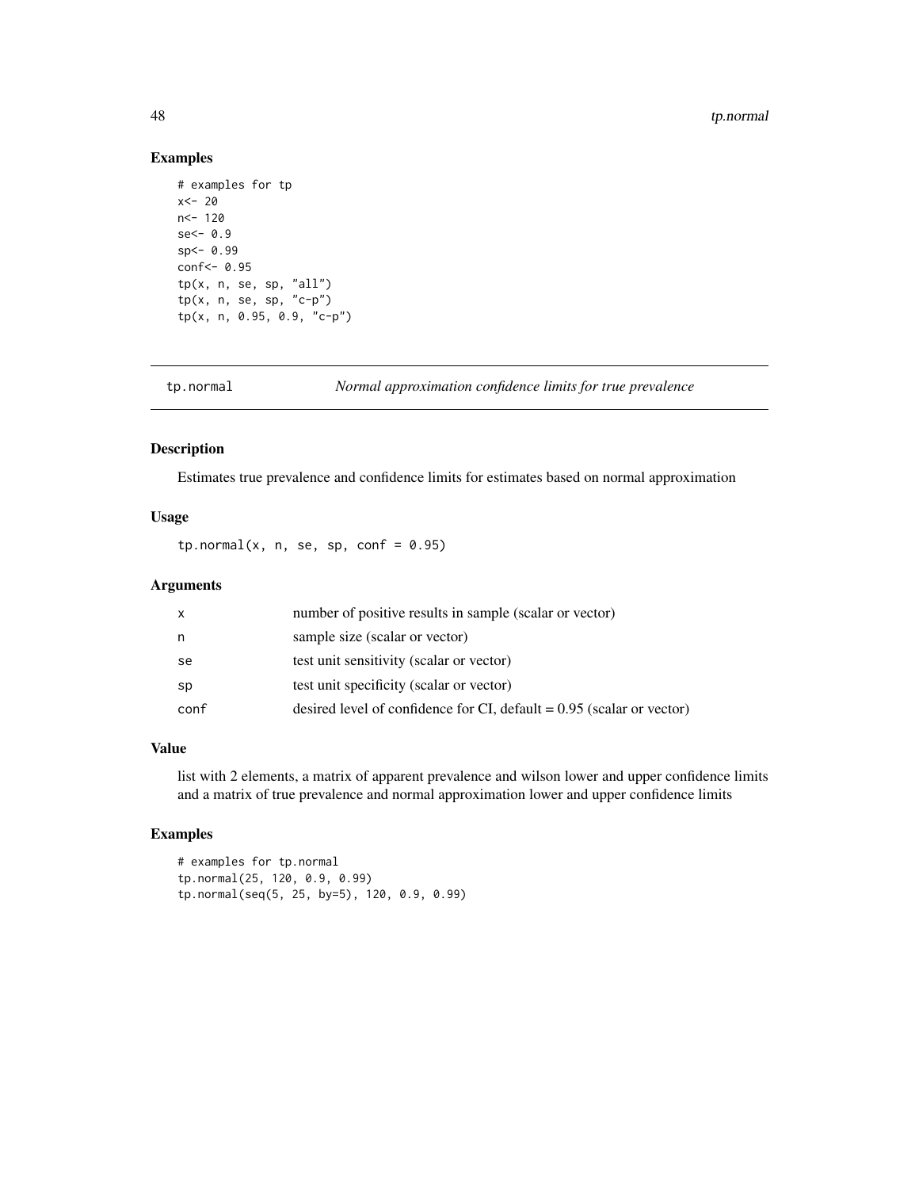## Examples

```
# examples for tp
x<- 20
n<- 120
se<- 0.9
sp<- 0.99
conf<- 0.95
tp(x, n, se, sp, "all")
tp(x, n, se, sp, "c-p")
tp(x, n, 0.95, 0.9, "c-p")
```

# tp.normal *Normal approximation confidence limits for true prevalence*

## Description

Estimates true prevalence and confidence limits for estimates based on normal approximation

## Usage

```
tp.normal(x, n, se, sp, conf = 0.95)
```

## Arguments

| | |
|---|---|
| x | number of positive results in sample (scalar or vector) |
| n | sample size (scalar or vector) |
| se | test unit sensitivity (scalar or vector) |
| sp | test unit specificity (scalar or vector) |
| conf | desired level of confidence for CI, default = 0.95 (scalar or vector) |

## Value

list with 2 elements, a matrix of apparent prevalence and wilson lower and upper confidence limits and a matrix of true prevalence and normal approximation lower and upper confidence limits

## Examples

```
# examples for tp.normal
tp.normal(25, 120, 0.9, 0.99)
tp.normal(seq(5, 25, by=5), 120, 0.9, 0.99)
```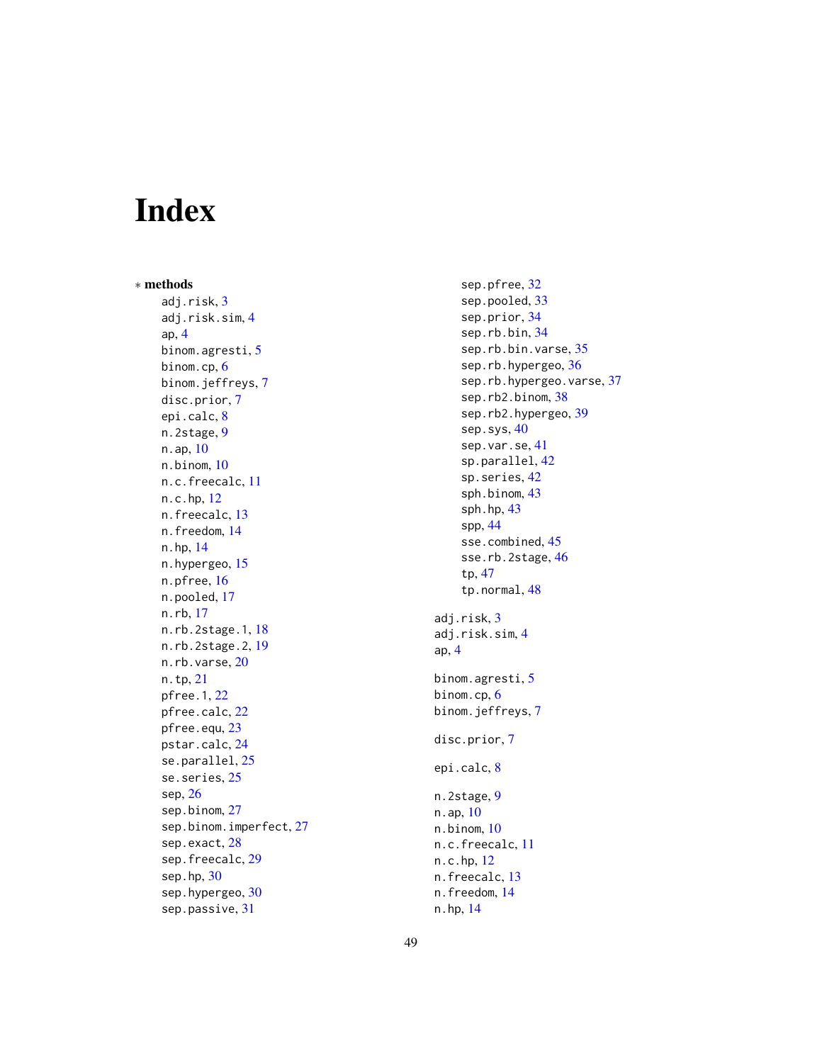# Index

∗ **methods**

adj.risk, 3
adj.risk.sim, 4
ap, 4
binom.agresti, 5
binom.cp, 6
binom.jeffreys, 7
disc.prior, 7
epi.calc, 8
n.2stage, 9
n.ap, 10
n.binom, 10
n.c.freecalc, 11
n.c.hp, 12
n.freecalc, 13
n.freedom, 14
n.hp, 14
n.hypergeo, 15
n.pfree, 16
n.pooled, 17
n.rb, 17
n.rb.2stage.1, 18
n.rb.2stage.2, 19
n.rb.varse, 20
n.tp, 21
pfree.1, 22
pfree.calc, 22
pfree.equ, 23
pstar.calc, 24
se.parallel, 25
se.series, 25
sep, 26
sep.binom, 27
sep.binom.imperfect, 27
sep.exact, 28
sep.freecalc, 29
sep.hp, 30
sep.hypergeo, 30
sep.passive, 31
sep.pfree, 32
sep.pooled, 33
sep.prior, 34
sep.rb.bin, 34
sep.rb.bin.varse, 35
sep.rb.hypergeo, 36
sep.rb.hypergeo.varse, 37
sep.rb2.binom, 38
sep.rb2.hypergeo, 39
sep.sys, 40
sep.var.se, 41
sp.parallel, 42
sp.series, 42
sph.binom, 43
sph.hp, 43
spp, 44
sse.combined, 45
sse.rb.2stage, 46
tp, 47
tp.normal, 48

adj.risk, 3
adj.risk.sim, 4
ap, 4

binom.agresti, 5
binom.cp, 6
binom.jeffreys, 7

disc.prior, 7

epi.calc, 8

n.2stage, 9
n.ap, 10
n.binom, 10
n.c.freecalc, 11
n.c.hp, 12
n.freecalc, 13
n.freedom, 14
n.hp, 14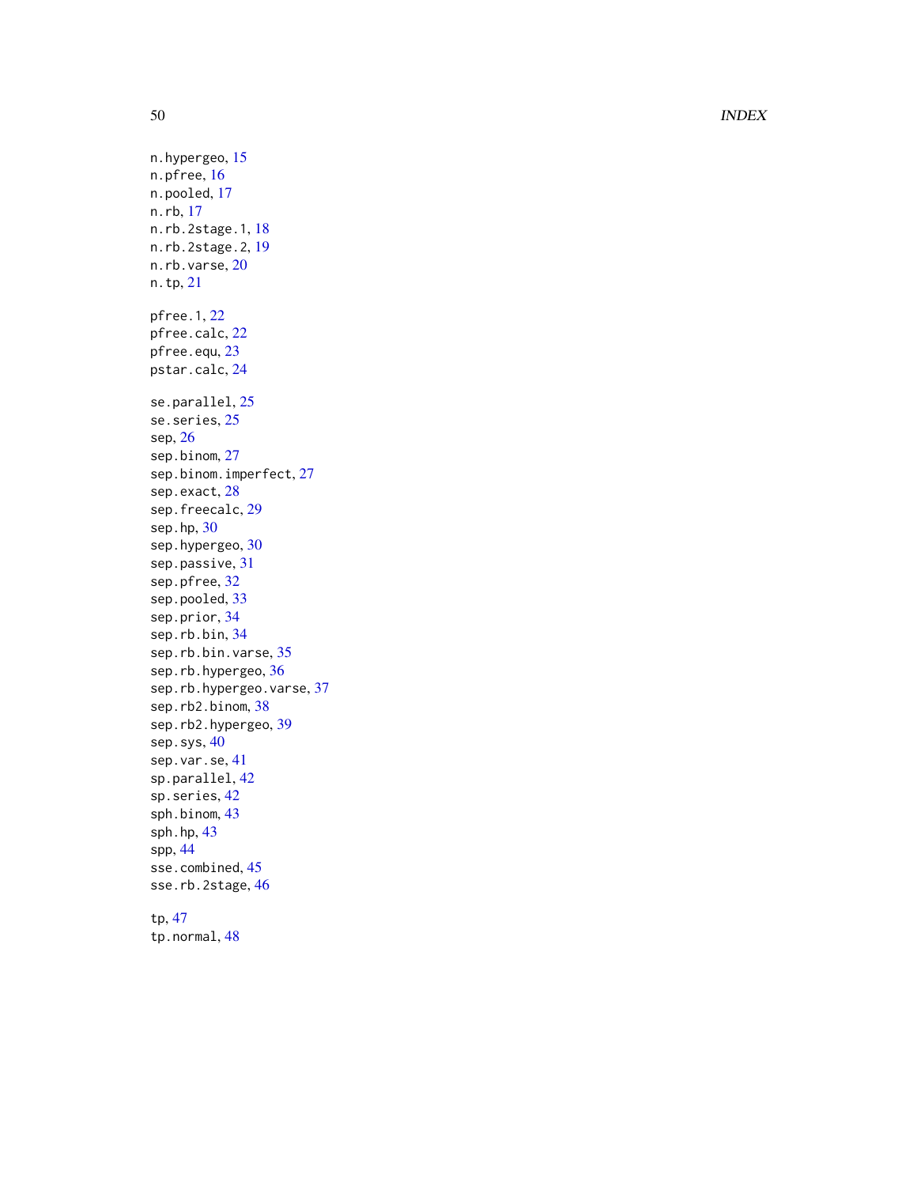n.hypergeo, 15
n.pfree, 16
n.pooled, 17
n.rb, 17
n.rb.2stage.1, 18
n.rb.2stage.2, 19
n.rb.varse, 20
n.tp, 21

pfree.1, 22
pfree.calc, 22
pfree.equ, 23
pstar.calc, 24

se.parallel, 25
se.series, 25
sep, 26
sep.binom, 27
sep.binom.imperfect, 27
sep.exact, 28
sep.freecalc, 29
sep.hp, 30
sep.hypergeo, 30
sep.passive, 31
sep.pfree, 32
sep.pooled, 33
sep.prior, 34
sep.rb.bin, 34
sep.rb.bin.varse, 35
sep.rb.hypergeo, 36
sep.rb.hypergeo.varse, 37
sep.rb2.binom, 38
sep.rb2.hypergeo, 39
sep.sys, 40
sep.var.se, 41
sp.parallel, 42
sp.series, 42
sph.binom, 43
sph.hp, 43
spp, 44
sse.combined, 45
sse.rb.2stage, 46

tp, 47
tp.normal, 48